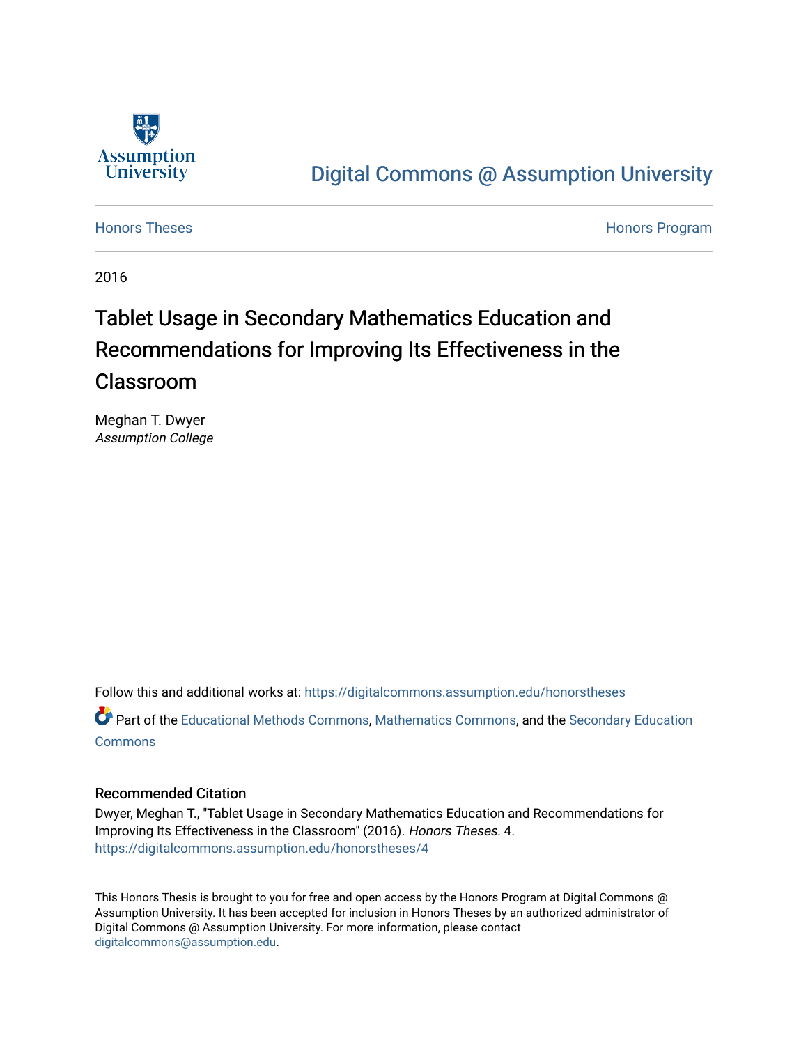Assumption University

Digital Commons @ Assumption University

Honors Theses | Honors Program

2016

# Tablet Usage in Secondary Mathematics Education and Recommendations for Improving Its Effectiveness in the Classroom

Meghan T. Dwyer
*Assumption College*

Follow this and additional works at: https://digitalcommons.assumption.edu/honorstheses

Part of the Educational Methods Commons, Mathematics Commons, and the Secondary Education Commons

## Recommended Citation

Dwyer, Meghan T., "Tablet Usage in Secondary Mathematics Education and Recommendations for Improving Its Effectiveness in the Classroom" (2016). *Honors Theses*. 4.
https://digitalcommons.assumption.edu/honorstheses/4

This Honors Thesis is brought to you for free and open access by the Honors Program at Digital Commons @ Assumption University. It has been accepted for inclusion in Honors Theses by an authorized administrator of Digital Commons @ Assumption University. For more information, please contact digitalcommons@assumption.edu.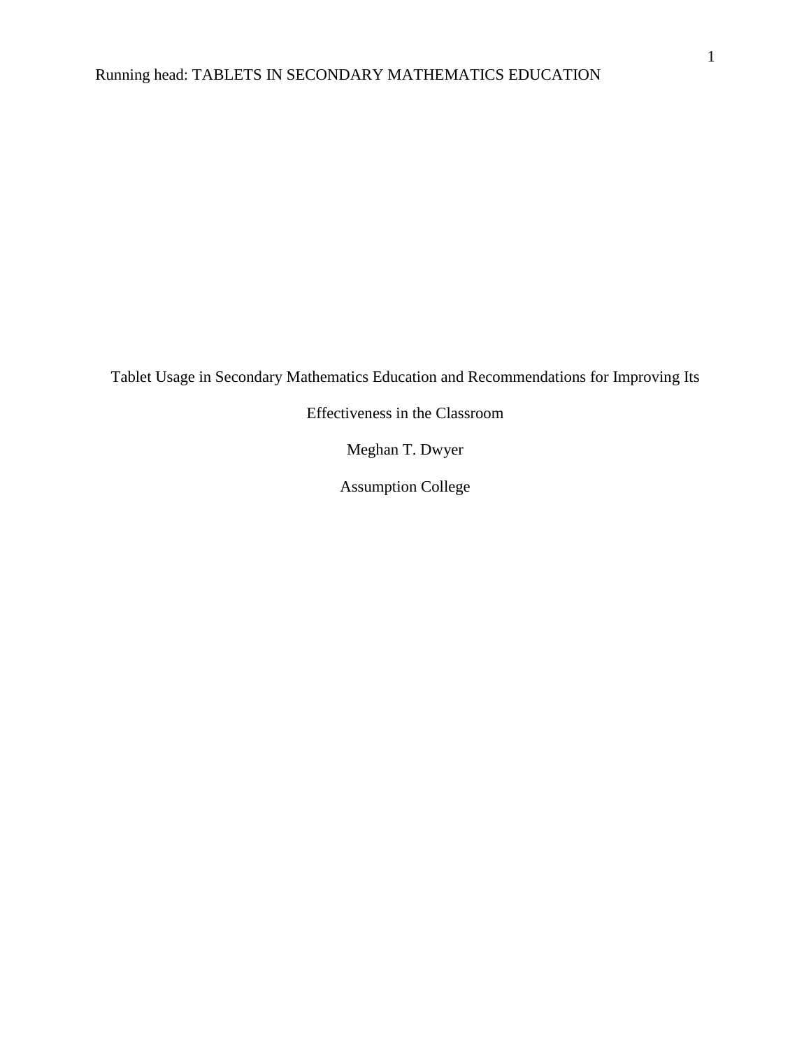# Tablet Usage in Secondary Mathematics Education and Recommendations for Improving Its Effectiveness in the Classroom

Meghan T. Dwyer

Assumption College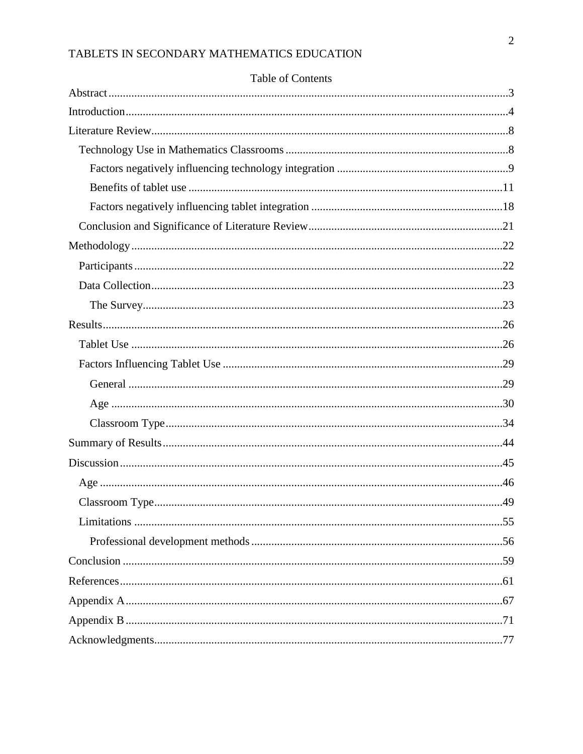# Table of Contents

Abstract....................3

Introduction....................4

Literature Review....................8

- Technology Use in Mathematics Classrooms....................8
  - Factors negatively influencing technology integration....................9
  - Benefits of tablet use....................11
  - Factors negatively influencing tablet integration....................18
- Conclusion and Significance of Literature Review....................21

Methodology....................22

- Participants....................22
- Data Collection....................23
  - The Survey....................23

Results....................26

- Tablet Use....................26
- Factors Influencing Tablet Use....................29
  - General....................29
  - Age....................30
  - Classroom Type....................34

Summary of Results....................44

Discussion....................45

- Age....................46
- Classroom Type....................49
- Limitations....................55
  - Professional development methods....................56

Conclusion....................59

References....................61

Appendix A....................67

Appendix B....................71

Acknowledgments....................77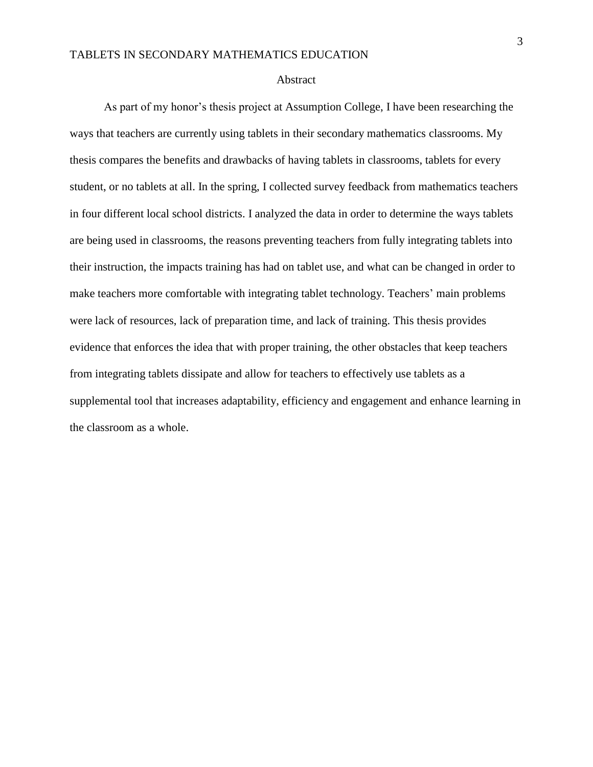# Abstract

As part of my honor's thesis project at Assumption College, I have been researching the ways that teachers are currently using tablets in their secondary mathematics classrooms. My thesis compares the benefits and drawbacks of having tablets in classrooms, tablets for every student, or no tablets at all. In the spring, I collected survey feedback from mathematics teachers in four different local school districts. I analyzed the data in order to determine the ways tablets are being used in classrooms, the reasons preventing teachers from fully integrating tablets into their instruction, the impacts training has had on tablet use, and what can be changed in order to make teachers more comfortable with integrating tablet technology. Teachers' main problems were lack of resources, lack of preparation time, and lack of training. This thesis provides evidence that enforces the idea that with proper training, the other obstacles that keep teachers from integrating tablets dissipate and allow for teachers to effectively use tablets as a supplemental tool that increases adaptability, efficiency and engagement and enhance learning in the classroom as a whole.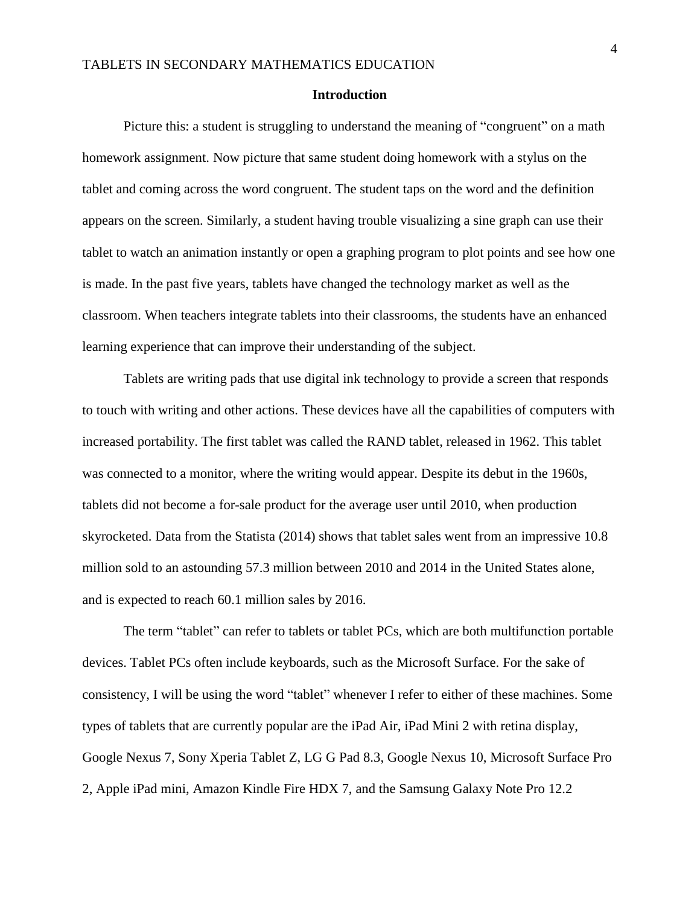## Introduction

Picture this: a student is struggling to understand the meaning of "congruent" on a math homework assignment. Now picture that same student doing homework with a stylus on the tablet and coming across the word congruent. The student taps on the word and the definition appears on the screen. Similarly, a student having trouble visualizing a sine graph can use their tablet to watch an animation instantly or open a graphing program to plot points and see how one is made. In the past five years, tablets have changed the technology market as well as the classroom. When teachers integrate tablets into their classrooms, the students have an enhanced learning experience that can improve their understanding of the subject.

Tablets are writing pads that use digital ink technology to provide a screen that responds to touch with writing and other actions. These devices have all the capabilities of computers with increased portability. The first tablet was called the RAND tablet, released in 1962. This tablet was connected to a monitor, where the writing would appear. Despite its debut in the 1960s, tablets did not become a for-sale product for the average user until 2010, when production skyrocketed. Data from the Statista (2014) shows that tablet sales went from an impressive 10.8 million sold to an astounding 57.3 million between 2010 and 2014 in the United States alone, and is expected to reach 60.1 million sales by 2016.

The term "tablet" can refer to tablets or tablet PCs, which are both multifunction portable devices. Tablet PCs often include keyboards, such as the Microsoft Surface. For the sake of consistency, I will be using the word "tablet" whenever I refer to either of these machines. Some types of tablets that are currently popular are the iPad Air, iPad Mini 2 with retina display, Google Nexus 7, Sony Xperia Tablet Z, LG G Pad 8.3, Google Nexus 10, Microsoft Surface Pro 2, Apple iPad mini, Amazon Kindle Fire HDX 7, and the Samsung Galaxy Note Pro 12.2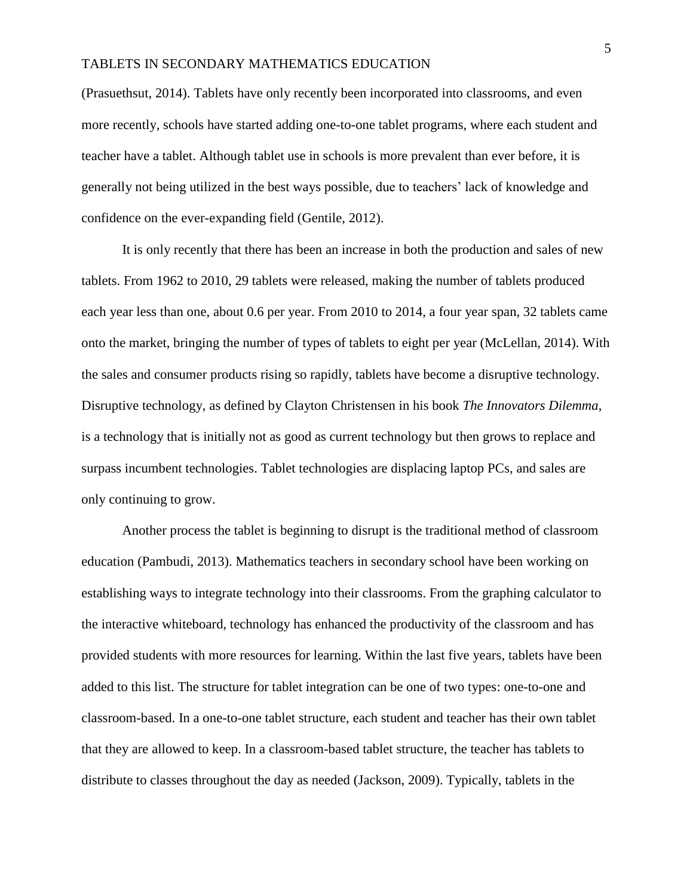(Prasuethsut, 2014). Tablets have only recently been incorporated into classrooms, and even more recently, schools have started adding one-to-one tablet programs, where each student and teacher have a tablet. Although tablet use in schools is more prevalent than ever before, it is generally not being utilized in the best ways possible, due to teachers' lack of knowledge and confidence on the ever-expanding field (Gentile, 2012).

It is only recently that there has been an increase in both the production and sales of new tablets. From 1962 to 2010, 29 tablets were released, making the number of tablets produced each year less than one, about 0.6 per year. From 2010 to 2014, a four year span, 32 tablets came onto the market, bringing the number of types of tablets to eight per year (McLellan, 2014). With the sales and consumer products rising so rapidly, tablets have become a disruptive technology. Disruptive technology, as defined by Clayton Christensen in his book *The Innovators Dilemma*, is a technology that is initially not as good as current technology but then grows to replace and surpass incumbent technologies. Tablet technologies are displacing laptop PCs, and sales are only continuing to grow.

Another process the tablet is beginning to disrupt is the traditional method of classroom education (Pambudi, 2013). Mathematics teachers in secondary school have been working on establishing ways to integrate technology into their classrooms. From the graphing calculator to the interactive whiteboard, technology has enhanced the productivity of the classroom and has provided students with more resources for learning. Within the last five years, tablets have been added to this list. The structure for tablet integration can be one of two types: one-to-one and classroom-based. In a one-to-one tablet structure, each student and teacher has their own tablet that they are allowed to keep. In a classroom-based tablet structure, the teacher has tablets to distribute to classes throughout the day as needed (Jackson, 2009). Typically, tablets in the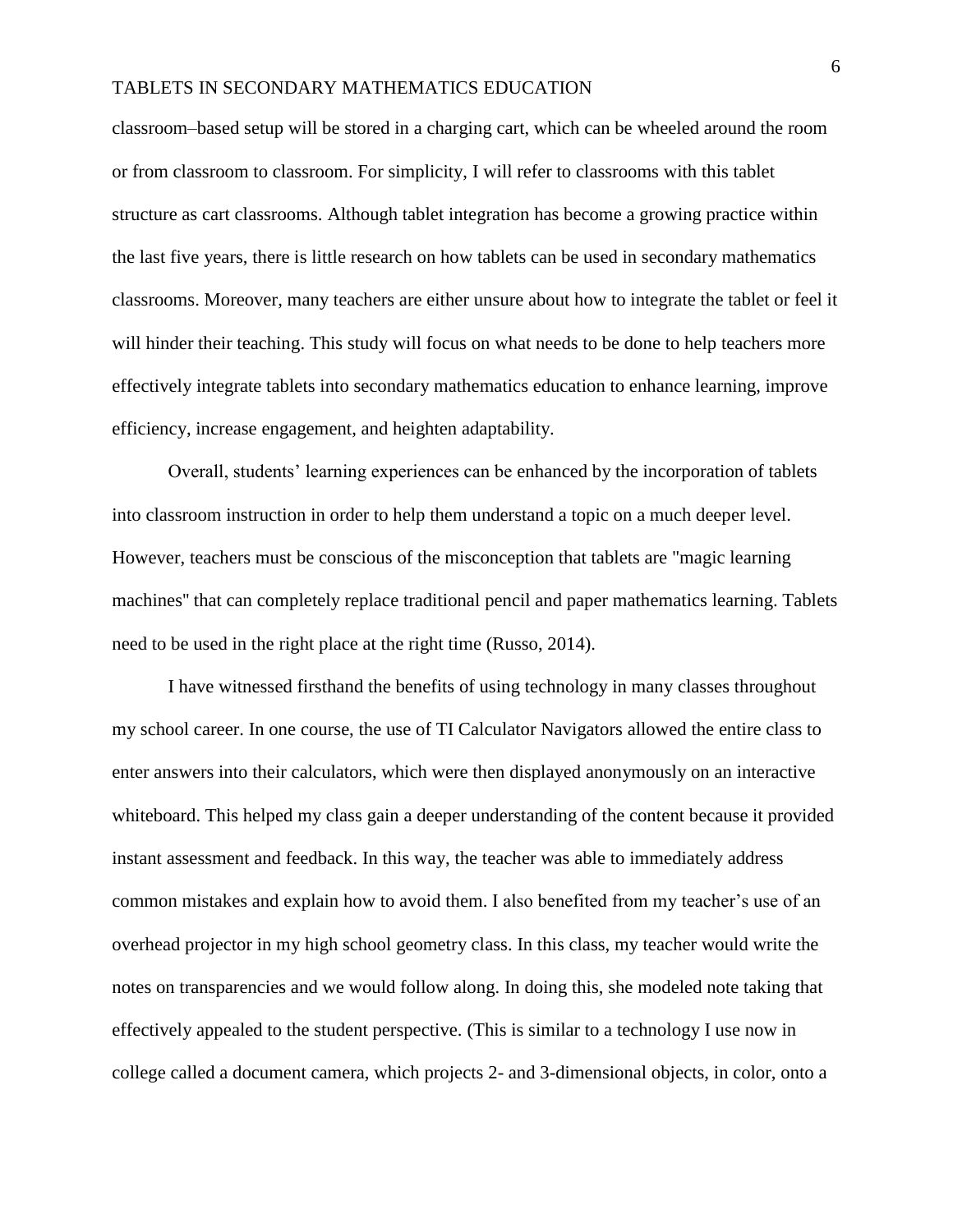classroom–based setup will be stored in a charging cart, which can be wheeled around the room or from classroom to classroom. For simplicity, I will refer to classrooms with this tablet structure as cart classrooms. Although tablet integration has become a growing practice within the last five years, there is little research on how tablets can be used in secondary mathematics classrooms. Moreover, many teachers are either unsure about how to integrate the tablet or feel it will hinder their teaching. This study will focus on what needs to be done to help teachers more effectively integrate tablets into secondary mathematics education to enhance learning, improve efficiency, increase engagement, and heighten adaptability.

Overall, students' learning experiences can be enhanced by the incorporation of tablets into classroom instruction in order to help them understand a topic on a much deeper level. However, teachers must be conscious of the misconception that tablets are "magic learning machines" that can completely replace traditional pencil and paper mathematics learning. Tablets need to be used in the right place at the right time (Russo, 2014).

I have witnessed firsthand the benefits of using technology in many classes throughout my school career. In one course, the use of TI Calculator Navigators allowed the entire class to enter answers into their calculators, which were then displayed anonymously on an interactive whiteboard. This helped my class gain a deeper understanding of the content because it provided instant assessment and feedback. In this way, the teacher was able to immediately address common mistakes and explain how to avoid them. I also benefited from my teacher's use of an overhead projector in my high school geometry class. In this class, my teacher would write the notes on transparencies and we would follow along. In doing this, she modeled note taking that effectively appealed to the student perspective. (This is similar to a technology I use now in college called a document camera, which projects 2- and 3-dimensional objects, in color, onto a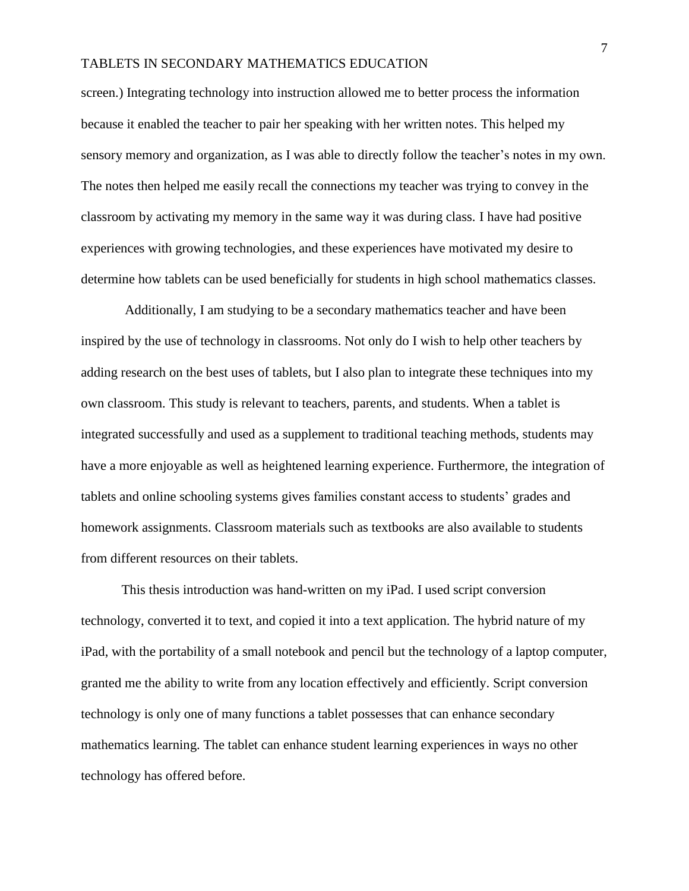screen.) Integrating technology into instruction allowed me to better process the information because it enabled the teacher to pair her speaking with her written notes. This helped my sensory memory and organization, as I was able to directly follow the teacher's notes in my own. The notes then helped me easily recall the connections my teacher was trying to convey in the classroom by activating my memory in the same way it was during class. I have had positive experiences with growing technologies, and these experiences have motivated my desire to determine how tablets can be used beneficially for students in high school mathematics classes.

Additionally, I am studying to be a secondary mathematics teacher and have been inspired by the use of technology in classrooms. Not only do I wish to help other teachers by adding research on the best uses of tablets, but I also plan to integrate these techniques into my own classroom. This study is relevant to teachers, parents, and students. When a tablet is integrated successfully and used as a supplement to traditional teaching methods, students may have a more enjoyable as well as heightened learning experience. Furthermore, the integration of tablets and online schooling systems gives families constant access to students' grades and homework assignments. Classroom materials such as textbooks are also available to students from different resources on their tablets.

This thesis introduction was hand-written on my iPad. I used script conversion technology, converted it to text, and copied it into a text application. The hybrid nature of my iPad, with the portability of a small notebook and pencil but the technology of a laptop computer, granted me the ability to write from any location effectively and efficiently. Script conversion technology is only one of many functions a tablet possesses that can enhance secondary mathematics learning. The tablet can enhance student learning experiences in ways no other technology has offered before.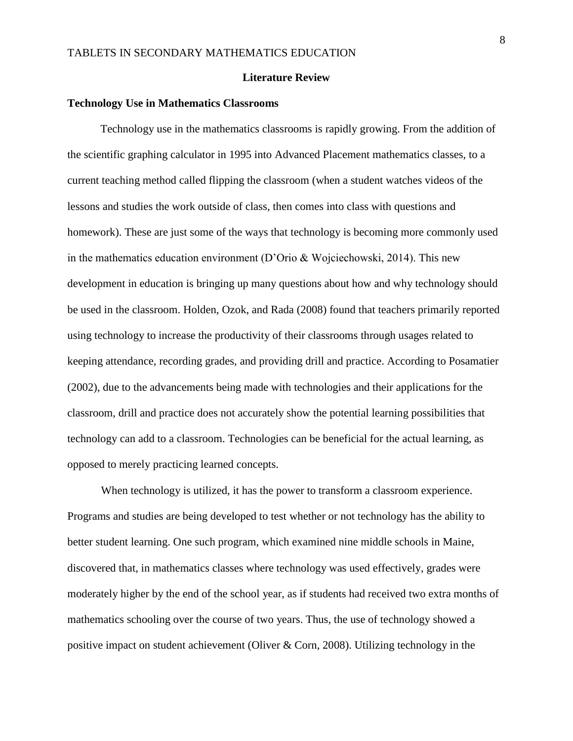# Literature Review

## Technology Use in Mathematics Classrooms

Technology use in the mathematics classrooms is rapidly growing. From the addition of the scientific graphing calculator in 1995 into Advanced Placement mathematics classes, to a current teaching method called flipping the classroom (when a student watches videos of the lessons and studies the work outside of class, then comes into class with questions and homework). These are just some of the ways that technology is becoming more commonly used in the mathematics education environment (D'Orio & Wojciechowski, 2014). This new development in education is bringing up many questions about how and why technology should be used in the classroom. Holden, Ozok, and Rada (2008) found that teachers primarily reported using technology to increase the productivity of their classrooms through usages related to keeping attendance, recording grades, and providing drill and practice. According to Posamatier (2002), due to the advancements being made with technologies and their applications for the classroom, drill and practice does not accurately show the potential learning possibilities that technology can add to a classroom. Technologies can be beneficial for the actual learning, as opposed to merely practicing learned concepts.

When technology is utilized, it has the power to transform a classroom experience. Programs and studies are being developed to test whether or not technology has the ability to better student learning. One such program, which examined nine middle schools in Maine, discovered that, in mathematics classes where technology was used effectively, grades were moderately higher by the end of the school year, as if students had received two extra months of mathematics schooling over the course of two years. Thus, the use of technology showed a positive impact on student achievement (Oliver & Corn, 2008). Utilizing technology in the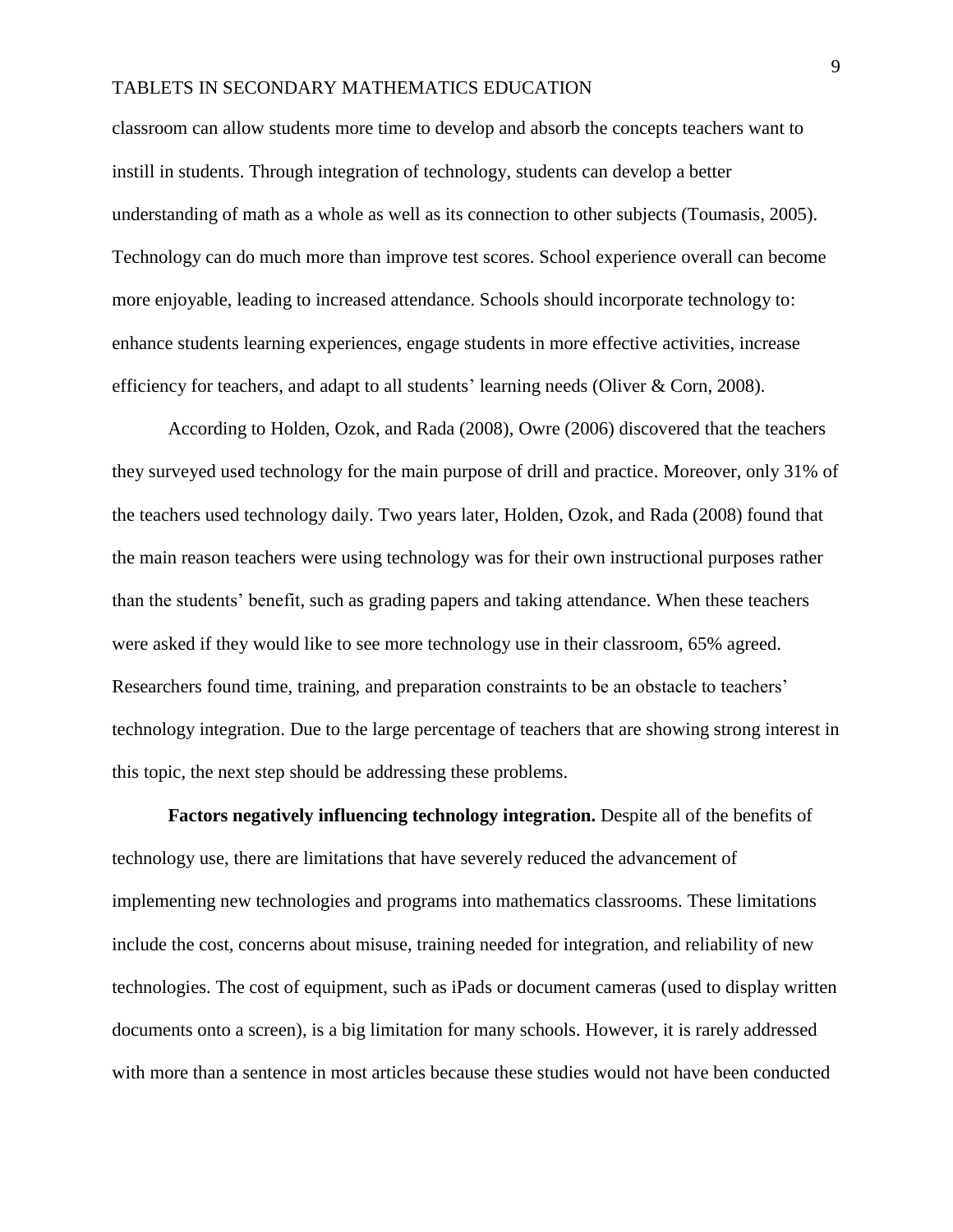classroom can allow students more time to develop and absorb the concepts teachers want to instill in students. Through integration of technology, students can develop a better understanding of math as a whole as well as its connection to other subjects (Toumasis, 2005). Technology can do much more than improve test scores. School experience overall can become more enjoyable, leading to increased attendance. Schools should incorporate technology to: enhance students learning experiences, engage students in more effective activities, increase efficiency for teachers, and adapt to all students' learning needs (Oliver & Corn, 2008).

According to Holden, Ozok, and Rada (2008), Owre (2006) discovered that the teachers they surveyed used technology for the main purpose of drill and practice. Moreover, only 31% of the teachers used technology daily. Two years later, Holden, Ozok, and Rada (2008) found that the main reason teachers were using technology was for their own instructional purposes rather than the students' benefit, such as grading papers and taking attendance. When these teachers were asked if they would like to see more technology use in their classroom, 65% agreed. Researchers found time, training, and preparation constraints to be an obstacle to teachers' technology integration. Due to the large percentage of teachers that are showing strong interest in this topic, the next step should be addressing these problems.

**Factors negatively influencing technology integration.** Despite all of the benefits of technology use, there are limitations that have severely reduced the advancement of implementing new technologies and programs into mathematics classrooms. These limitations include the cost, concerns about misuse, training needed for integration, and reliability of new technologies. The cost of equipment, such as iPads or document cameras (used to display written documents onto a screen), is a big limitation for many schools. However, it is rarely addressed with more than a sentence in most articles because these studies would not have been conducted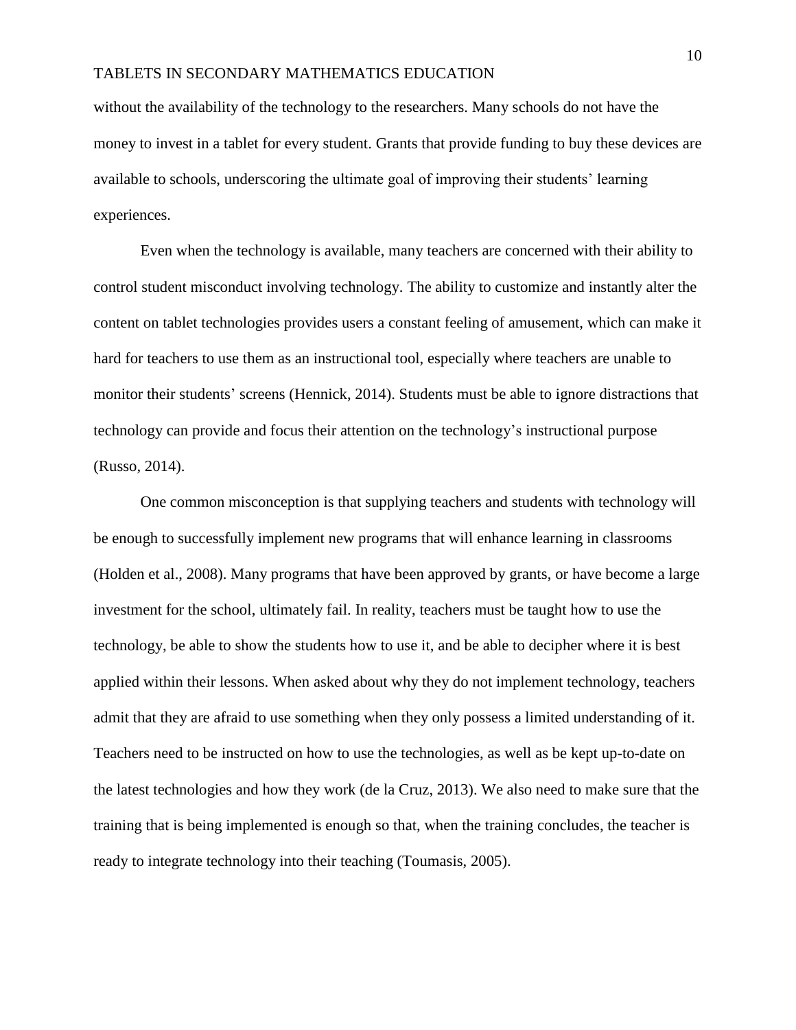without the availability of the technology to the researchers. Many schools do not have the money to invest in a tablet for every student. Grants that provide funding to buy these devices are available to schools, underscoring the ultimate goal of improving their students' learning experiences.

Even when the technology is available, many teachers are concerned with their ability to control student misconduct involving technology. The ability to customize and instantly alter the content on tablet technologies provides users a constant feeling of amusement, which can make it hard for teachers to use them as an instructional tool, especially where teachers are unable to monitor their students' screens (Hennick, 2014). Students must be able to ignore distractions that technology can provide and focus their attention on the technology's instructional purpose (Russo, 2014).

One common misconception is that supplying teachers and students with technology will be enough to successfully implement new programs that will enhance learning in classrooms (Holden et al., 2008). Many programs that have been approved by grants, or have become a large investment for the school, ultimately fail. In reality, teachers must be taught how to use the technology, be able to show the students how to use it, and be able to decipher where it is best applied within their lessons. When asked about why they do not implement technology, teachers admit that they are afraid to use something when they only possess a limited understanding of it. Teachers need to be instructed on how to use the technologies, as well as be kept up-to-date on the latest technologies and how they work (de la Cruz, 2013). We also need to make sure that the training that is being implemented is enough so that, when the training concludes, the teacher is ready to integrate technology into their teaching (Toumasis, 2005).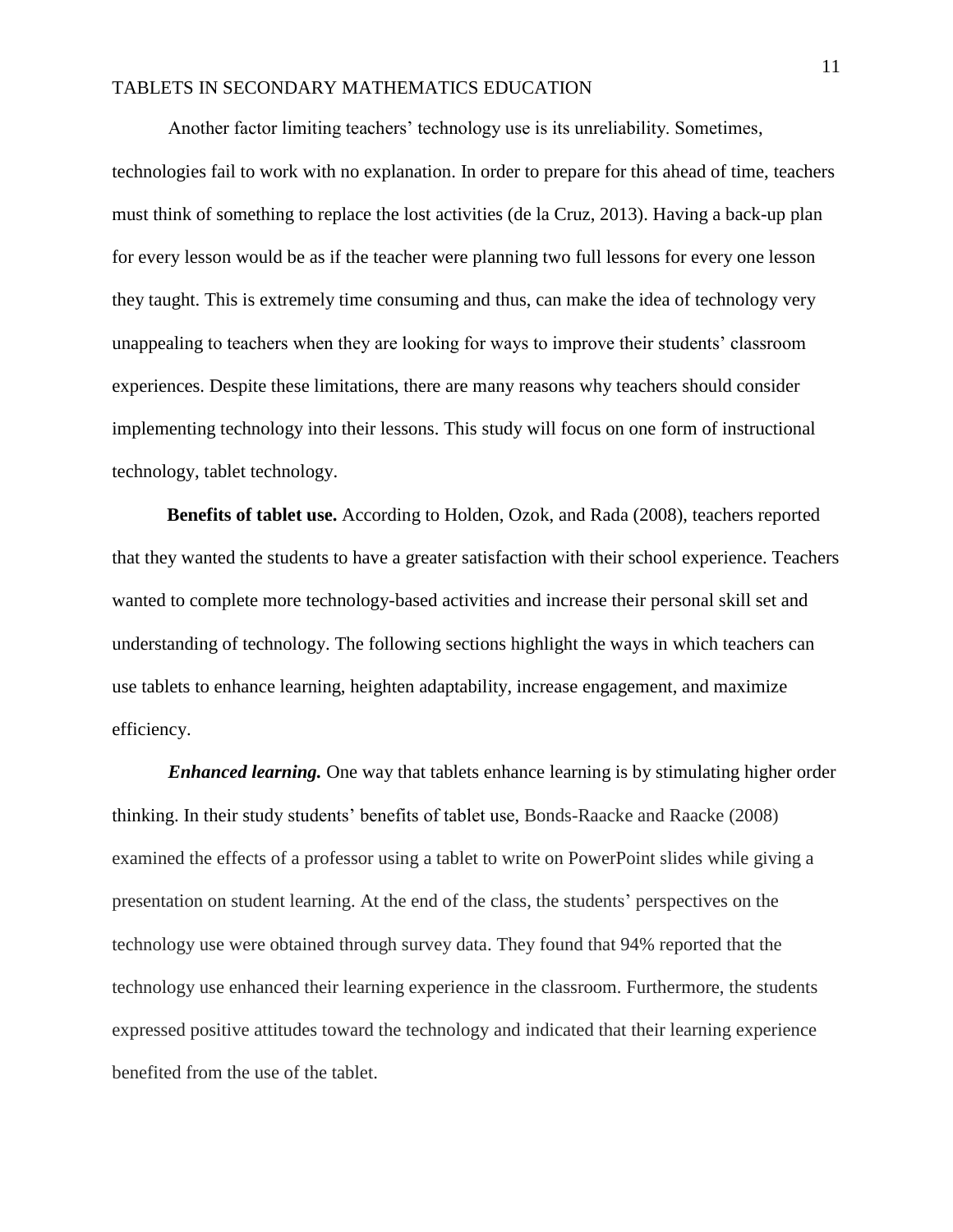Another factor limiting teachers' technology use is its unreliability. Sometimes, technologies fail to work with no explanation. In order to prepare for this ahead of time, teachers must think of something to replace the lost activities (de la Cruz, 2013). Having a back-up plan for every lesson would be as if the teacher were planning two full lessons for every one lesson they taught. This is extremely time consuming and thus, can make the idea of technology very unappealing to teachers when they are looking for ways to improve their students' classroom experiences. Despite these limitations, there are many reasons why teachers should consider implementing technology into their lessons. This study will focus on one form of instructional technology, tablet technology.

**Benefits of tablet use.** According to Holden, Ozok, and Rada (2008), teachers reported that they wanted the students to have a greater satisfaction with their school experience. Teachers wanted to complete more technology-based activities and increase their personal skill set and understanding of technology. The following sections highlight the ways in which teachers can use tablets to enhance learning, heighten adaptability, increase engagement, and maximize efficiency.

***Enhanced learning.*** One way that tablets enhance learning is by stimulating higher order thinking. In their study students' benefits of tablet use, Bonds-Raacke and Raacke (2008) examined the effects of a professor using a tablet to write on PowerPoint slides while giving a presentation on student learning. At the end of the class, the students' perspectives on the technology use were obtained through survey data. They found that 94% reported that the technology use enhanced their learning experience in the classroom. Furthermore, the students expressed positive attitudes toward the technology and indicated that their learning experience benefited from the use of the tablet.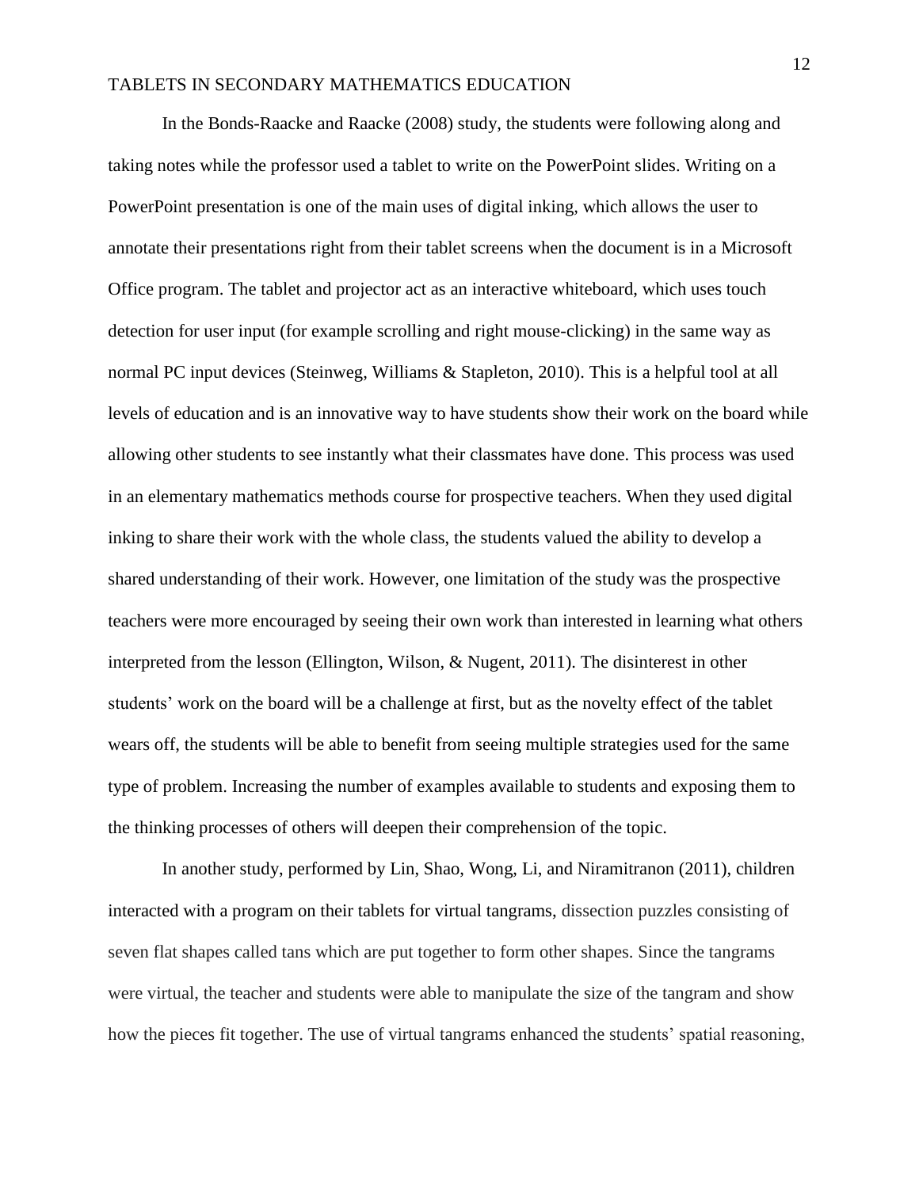In the Bonds-Raacke and Raacke (2008) study, the students were following along and taking notes while the professor used a tablet to write on the PowerPoint slides. Writing on a PowerPoint presentation is one of the main uses of digital inking, which allows the user to annotate their presentations right from their tablet screens when the document is in a Microsoft Office program. The tablet and projector act as an interactive whiteboard, which uses touch detection for user input (for example scrolling and right mouse-clicking) in the same way as normal PC input devices (Steinweg, Williams & Stapleton, 2010). This is a helpful tool at all levels of education and is an innovative way to have students show their work on the board while allowing other students to see instantly what their classmates have done. This process was used in an elementary mathematics methods course for prospective teachers. When they used digital inking to share their work with the whole class, the students valued the ability to develop a shared understanding of their work. However, one limitation of the study was the prospective teachers were more encouraged by seeing their own work than interested in learning what others interpreted from the lesson (Ellington, Wilson, & Nugent, 2011). The disinterest in other students' work on the board will be a challenge at first, but as the novelty effect of the tablet wears off, the students will be able to benefit from seeing multiple strategies used for the same type of problem. Increasing the number of examples available to students and exposing them to the thinking processes of others will deepen their comprehension of the topic.

In another study, performed by Lin, Shao, Wong, Li, and Niramitranon (2011), children interacted with a program on their tablets for virtual tangrams, dissection puzzles consisting of seven flat shapes called tans which are put together to form other shapes. Since the tangrams were virtual, the teacher and students were able to manipulate the size of the tangram and show how the pieces fit together. The use of virtual tangrams enhanced the students' spatial reasoning,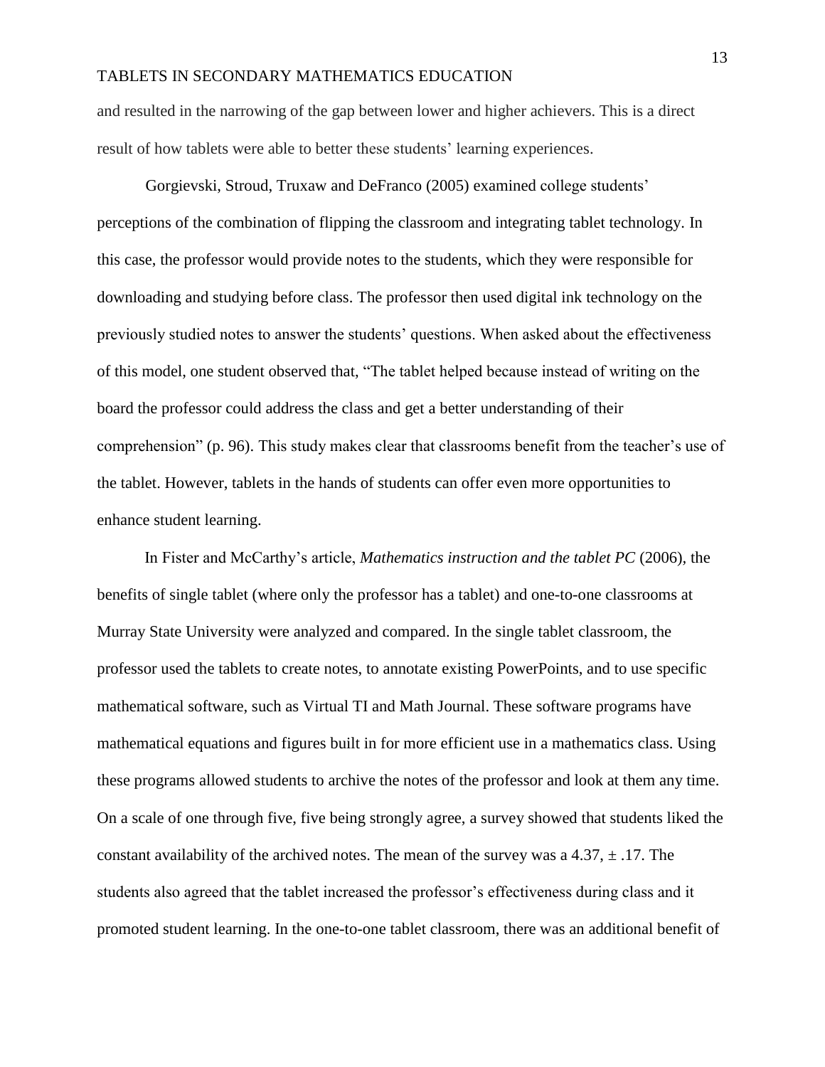and resulted in the narrowing of the gap between lower and higher achievers. This is a direct result of how tablets were able to better these students' learning experiences.

Gorgievski, Stroud, Truxaw and DeFranco (2005) examined college students' perceptions of the combination of flipping the classroom and integrating tablet technology. In this case, the professor would provide notes to the students, which they were responsible for downloading and studying before class. The professor then used digital ink technology on the previously studied notes to answer the students' questions. When asked about the effectiveness of this model, one student observed that, "The tablet helped because instead of writing on the board the professor could address the class and get a better understanding of their comprehension" (p. 96). This study makes clear that classrooms benefit from the teacher's use of the tablet. However, tablets in the hands of students can offer even more opportunities to enhance student learning.

In Fister and McCarthy's article, *Mathematics instruction and the tablet PC* (2006), the benefits of single tablet (where only the professor has a tablet) and one-to-one classrooms at Murray State University were analyzed and compared. In the single tablet classroom, the professor used the tablets to create notes, to annotate existing PowerPoints, and to use specific mathematical software, such as Virtual TI and Math Journal. These software programs have mathematical equations and figures built in for more efficient use in a mathematics class. Using these programs allowed students to archive the notes of the professor and look at them any time. On a scale of one through five, five being strongly agree, a survey showed that students liked the constant availability of the archived notes. The mean of the survey was a 4.37, $\pm$ .17. The students also agreed that the tablet increased the professor's effectiveness during class and it promoted student learning. In the one-to-one tablet classroom, there was an additional benefit of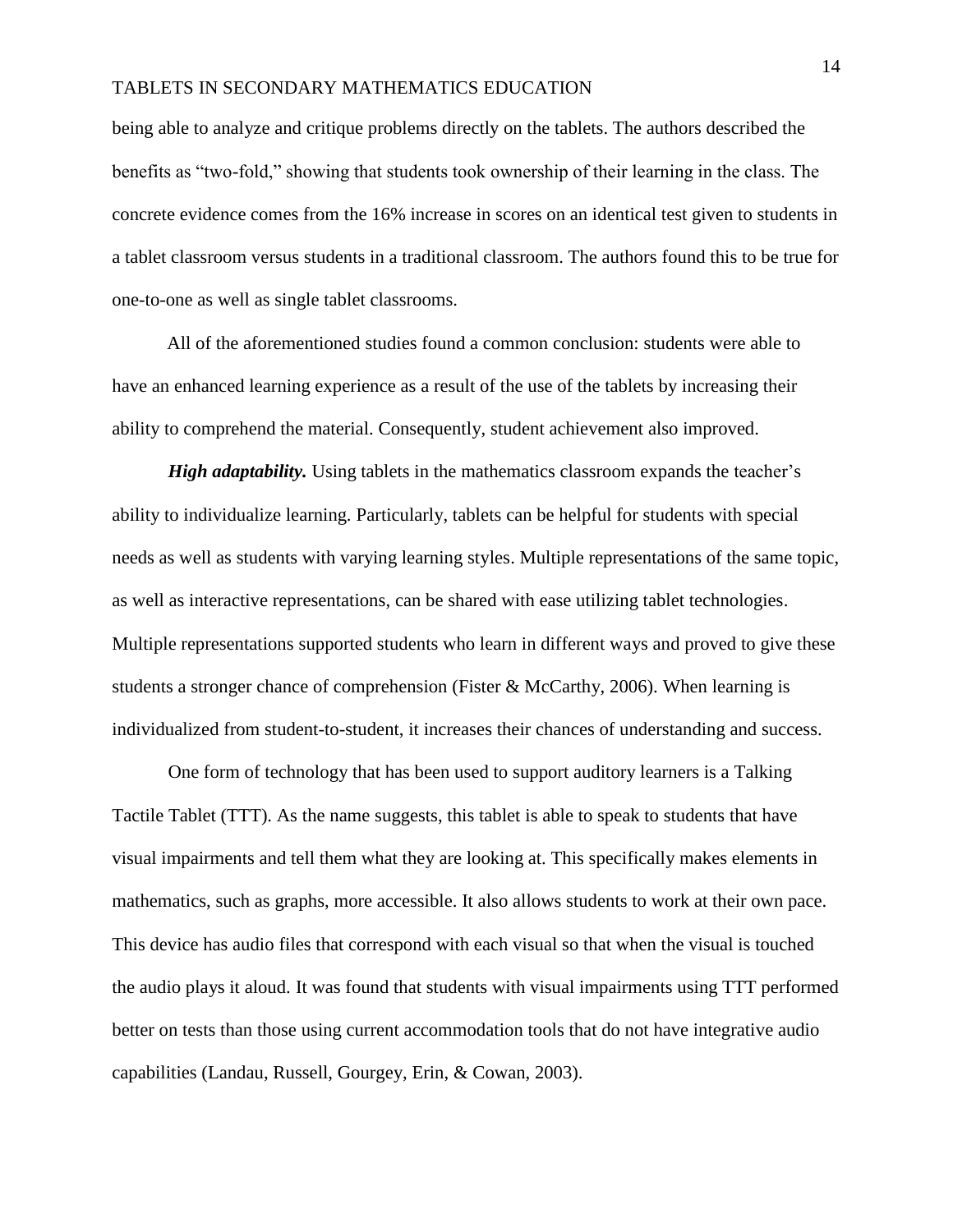being able to analyze and critique problems directly on the tablets. The authors described the benefits as "two-fold," showing that students took ownership of their learning in the class. The concrete evidence comes from the 16% increase in scores on an identical test given to students in a tablet classroom versus students in a traditional classroom. The authors found this to be true for one-to-one as well as single tablet classrooms.

All of the aforementioned studies found a common conclusion: students were able to have an enhanced learning experience as a result of the use of the tablets by increasing their ability to comprehend the material. Consequently, student achievement also improved.

***High adaptability.*** Using tablets in the mathematics classroom expands the teacher's ability to individualize learning. Particularly, tablets can be helpful for students with special needs as well as students with varying learning styles. Multiple representations of the same topic, as well as interactive representations, can be shared with ease utilizing tablet technologies. Multiple representations supported students who learn in different ways and proved to give these students a stronger chance of comprehension (Fister & McCarthy, 2006). When learning is individualized from student-to-student, it increases their chances of understanding and success.

One form of technology that has been used to support auditory learners is a Talking Tactile Tablet (TTT). As the name suggests, this tablet is able to speak to students that have visual impairments and tell them what they are looking at. This specifically makes elements in mathematics, such as graphs, more accessible. It also allows students to work at their own pace. This device has audio files that correspond with each visual so that when the visual is touched the audio plays it aloud. It was found that students with visual impairments using TTT performed better on tests than those using current accommodation tools that do not have integrative audio capabilities (Landau, Russell, Gourgey, Erin, & Cowan, 2003).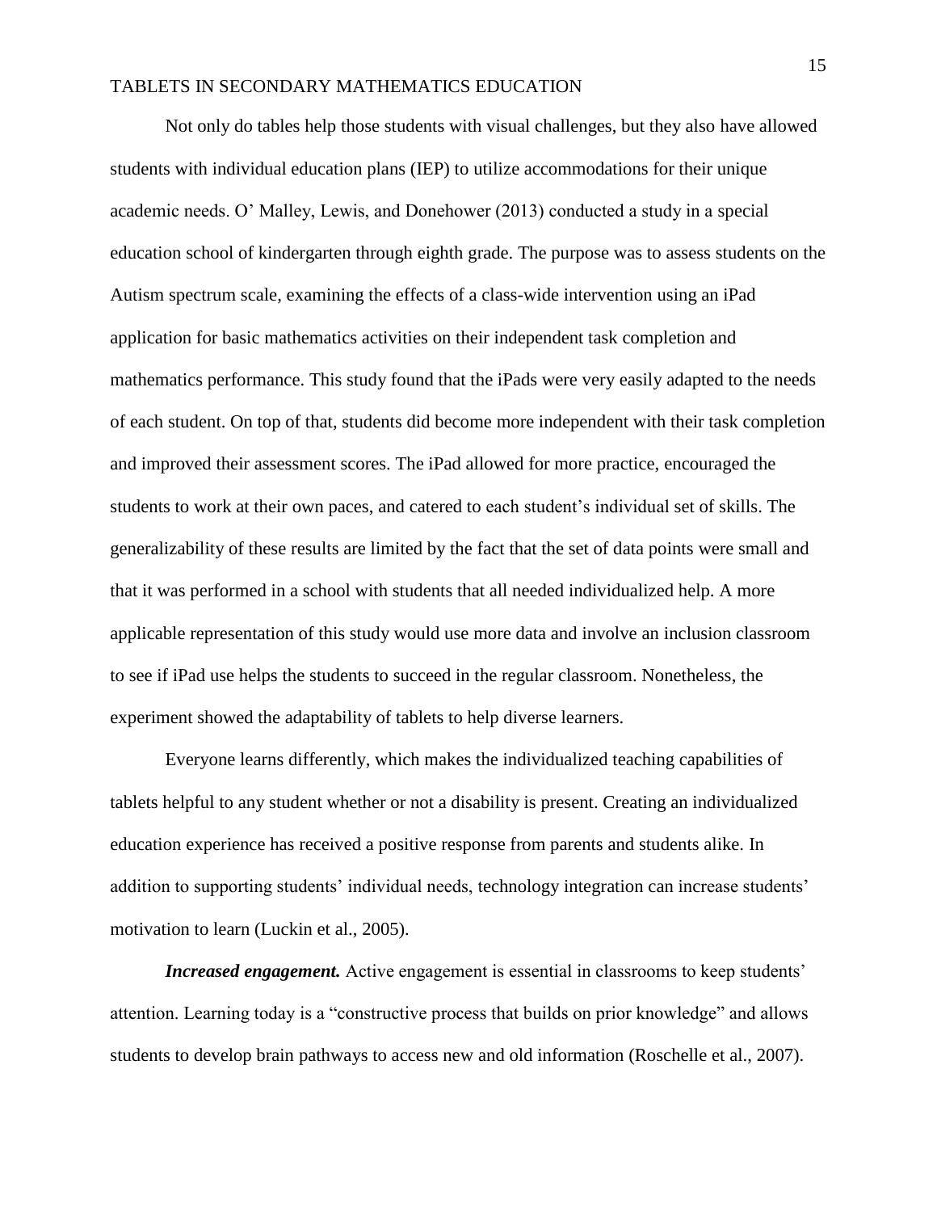Not only do tables help those students with visual challenges, but they also have allowed students with individual education plans (IEP) to utilize accommodations for their unique academic needs. O' Malley, Lewis, and Donehower (2013) conducted a study in a special education school of kindergarten through eighth grade. The purpose was to assess students on the Autism spectrum scale, examining the effects of a class-wide intervention using an iPad application for basic mathematics activities on their independent task completion and mathematics performance. This study found that the iPads were very easily adapted to the needs of each student. On top of that, students did become more independent with their task completion and improved their assessment scores. The iPad allowed for more practice, encouraged the students to work at their own paces, and catered to each student's individual set of skills. The generalizability of these results are limited by the fact that the set of data points were small and that it was performed in a school with students that all needed individualized help. A more applicable representation of this study would use more data and involve an inclusion classroom to see if iPad use helps the students to succeed in the regular classroom. Nonetheless, the experiment showed the adaptability of tablets to help diverse learners.

Everyone learns differently, which makes the individualized teaching capabilities of tablets helpful to any student whether or not a disability is present. Creating an individualized education experience has received a positive response from parents and students alike. In addition to supporting students' individual needs, technology integration can increase students' motivation to learn (Luckin et al., 2005).

***Increased engagement.*** Active engagement is essential in classrooms to keep students' attention. Learning today is a "constructive process that builds on prior knowledge" and allows students to develop brain pathways to access new and old information (Roschelle et al., 2007).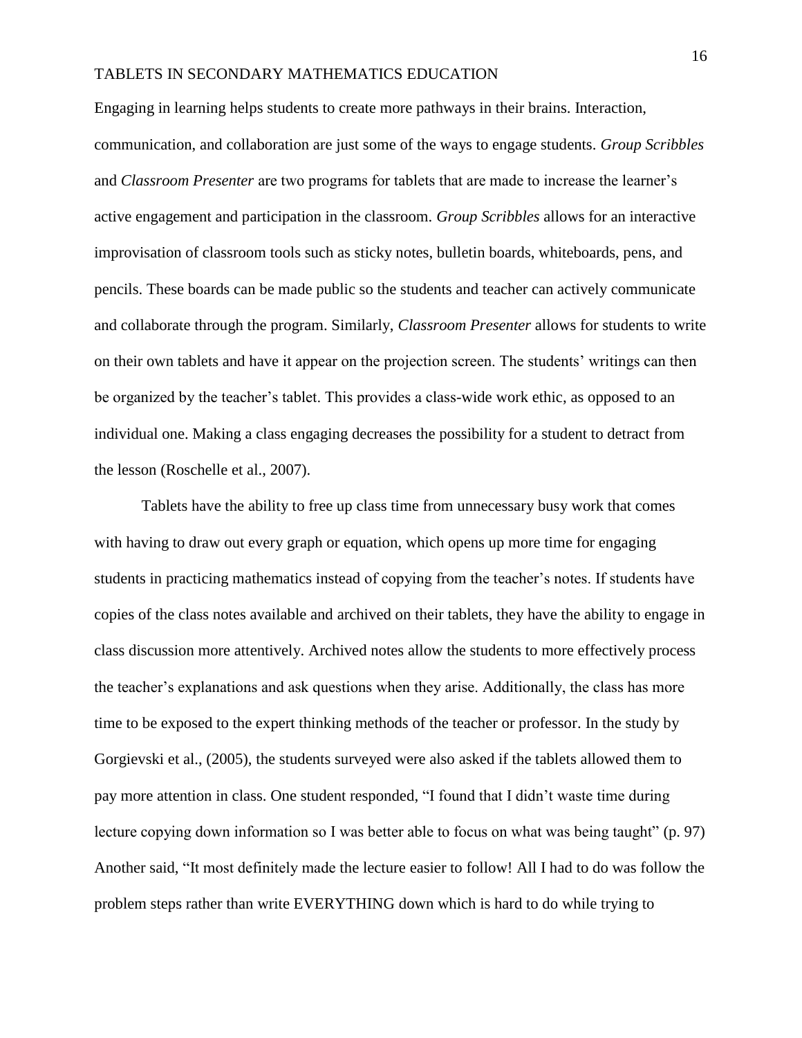Engaging in learning helps students to create more pathways in their brains. Interaction, communication, and collaboration are just some of the ways to engage students. *Group Scribbles* and *Classroom Presenter* are two programs for tablets that are made to increase the learner's active engagement and participation in the classroom. *Group Scribbles* allows for an interactive improvisation of classroom tools such as sticky notes, bulletin boards, whiteboards, pens, and pencils. These boards can be made public so the students and teacher can actively communicate and collaborate through the program. Similarly, *Classroom Presenter* allows for students to write on their own tablets and have it appear on the projection screen. The students' writings can then be organized by the teacher's tablet. This provides a class-wide work ethic, as opposed to an individual one. Making a class engaging decreases the possibility for a student to detract from the lesson (Roschelle et al., 2007).

Tablets have the ability to free up class time from unnecessary busy work that comes with having to draw out every graph or equation, which opens up more time for engaging students in practicing mathematics instead of copying from the teacher's notes. If students have copies of the class notes available and archived on their tablets, they have the ability to engage in class discussion more attentively. Archived notes allow the students to more effectively process the teacher's explanations and ask questions when they arise. Additionally, the class has more time to be exposed to the expert thinking methods of the teacher or professor. In the study by Gorgievski et al., (2005), the students surveyed were also asked if the tablets allowed them to pay more attention in class. One student responded, "I found that I didn't waste time during lecture copying down information so I was better able to focus on what was being taught" (p. 97) Another said, "It most definitely made the lecture easier to follow! All I had to do was follow the problem steps rather than write EVERYTHING down which is hard to do while trying to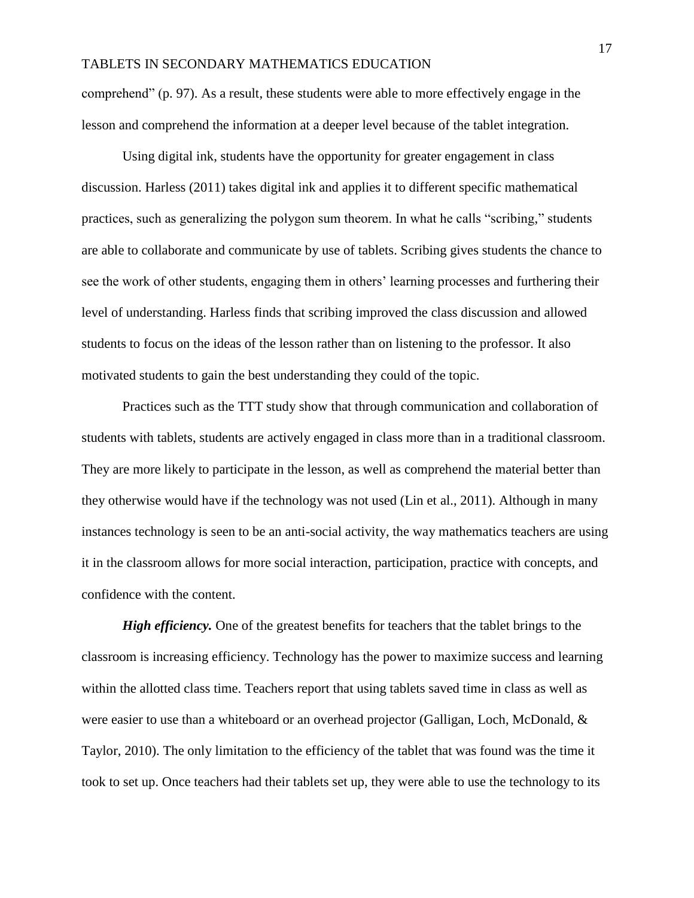comprehend" (p. 97). As a result, these students were able to more effectively engage in the lesson and comprehend the information at a deeper level because of the tablet integration.

Using digital ink, students have the opportunity for greater engagement in class discussion. Harless (2011) takes digital ink and applies it to different specific mathematical practices, such as generalizing the polygon sum theorem. In what he calls "scribing," students are able to collaborate and communicate by use of tablets. Scribing gives students the chance to see the work of other students, engaging them in others' learning processes and furthering their level of understanding. Harless finds that scribing improved the class discussion and allowed students to focus on the ideas of the lesson rather than on listening to the professor. It also motivated students to gain the best understanding they could of the topic.

Practices such as the TTT study show that through communication and collaboration of students with tablets, students are actively engaged in class more than in a traditional classroom. They are more likely to participate in the lesson, as well as comprehend the material better than they otherwise would have if the technology was not used (Lin et al., 2011). Although in many instances technology is seen to be an anti-social activity, the way mathematics teachers are using it in the classroom allows for more social interaction, participation, practice with concepts, and confidence with the content.

***High efficiency.*** One of the greatest benefits for teachers that the tablet brings to the classroom is increasing efficiency. Technology has the power to maximize success and learning within the allotted class time. Teachers report that using tablets saved time in class as well as were easier to use than a whiteboard or an overhead projector (Galligan, Loch, McDonald, & Taylor, 2010). The only limitation to the efficiency of the tablet that was found was the time it took to set up. Once teachers had their tablets set up, they were able to use the technology to its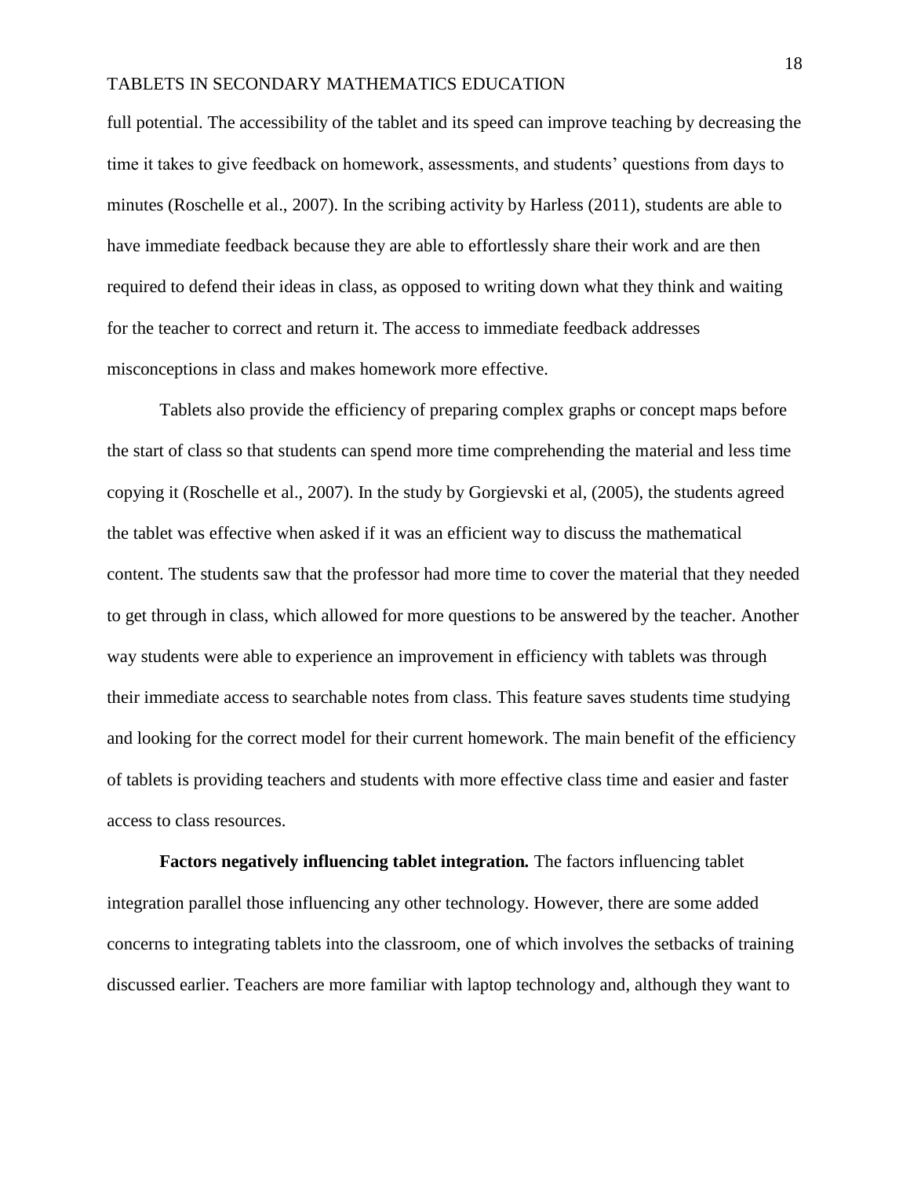full potential. The accessibility of the tablet and its speed can improve teaching by decreasing the time it takes to give feedback on homework, assessments, and students' questions from days to minutes (Roschelle et al., 2007). In the scribing activity by Harless (2011), students are able to have immediate feedback because they are able to effortlessly share their work and are then required to defend their ideas in class, as opposed to writing down what they think and waiting for the teacher to correct and return it. The access to immediate feedback addresses misconceptions in class and makes homework more effective.

Tablets also provide the efficiency of preparing complex graphs or concept maps before the start of class so that students can spend more time comprehending the material and less time copying it (Roschelle et al., 2007). In the study by Gorgievski et al, (2005), the students agreed the tablet was effective when asked if it was an efficient way to discuss the mathematical content. The students saw that the professor had more time to cover the material that they needed to get through in class, which allowed for more questions to be answered by the teacher. Another way students were able to experience an improvement in efficiency with tablets was through their immediate access to searchable notes from class. This feature saves students time studying and looking for the correct model for their current homework. The main benefit of the efficiency of tablets is providing teachers and students with more effective class time and easier and faster access to class resources.

**Factors negatively influencing tablet integration.** The factors influencing tablet integration parallel those influencing any other technology. However, there are some added concerns to integrating tablets into the classroom, one of which involves the setbacks of training discussed earlier. Teachers are more familiar with laptop technology and, although they want to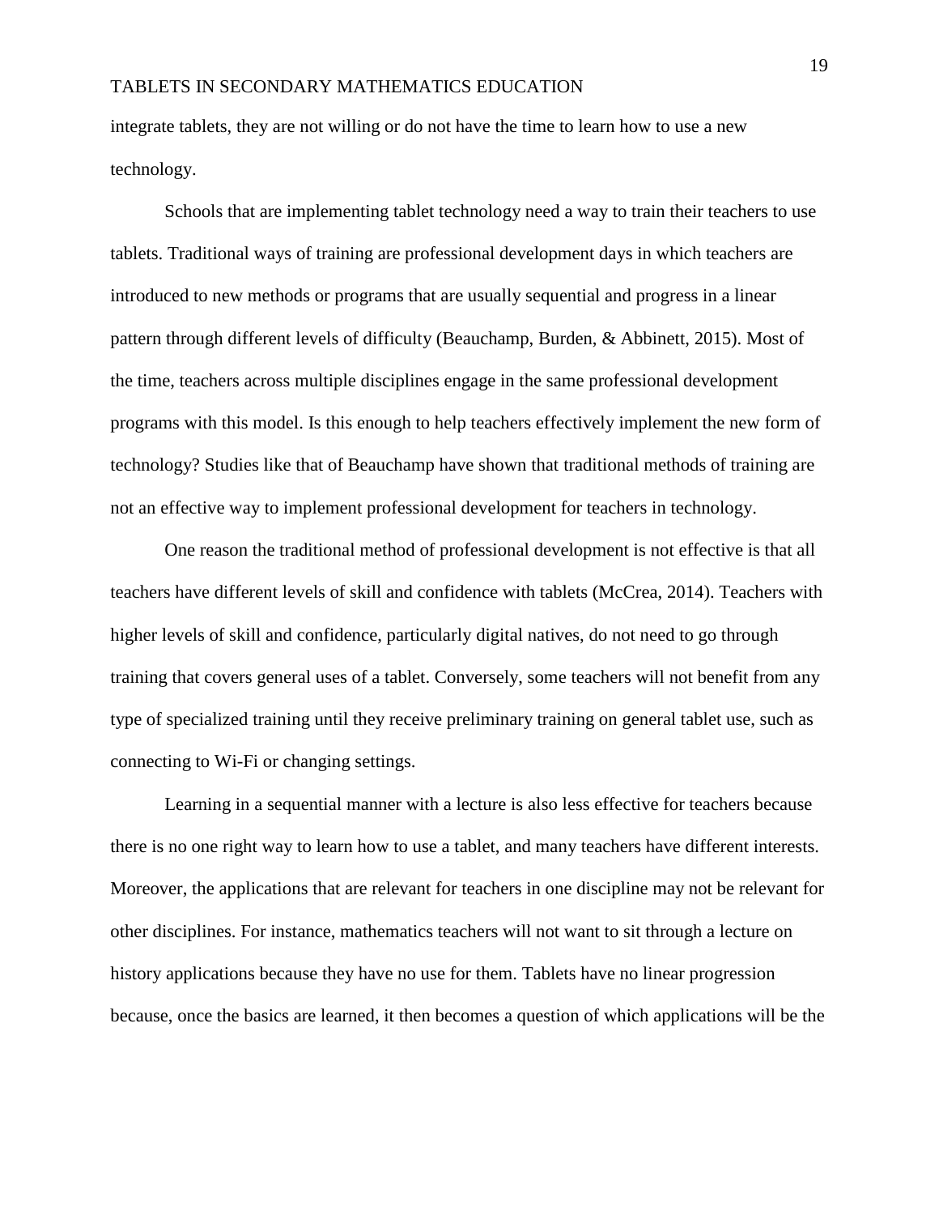integrate tablets, they are not willing or do not have the time to learn how to use a new technology.

Schools that are implementing tablet technology need a way to train their teachers to use tablets. Traditional ways of training are professional development days in which teachers are introduced to new methods or programs that are usually sequential and progress in a linear pattern through different levels of difficulty (Beauchamp, Burden, & Abbinett, 2015). Most of the time, teachers across multiple disciplines engage in the same professional development programs with this model. Is this enough to help teachers effectively implement the new form of technology? Studies like that of Beauchamp have shown that traditional methods of training are not an effective way to implement professional development for teachers in technology.

One reason the traditional method of professional development is not effective is that all teachers have different levels of skill and confidence with tablets (McCrea, 2014). Teachers with higher levels of skill and confidence, particularly digital natives, do not need to go through training that covers general uses of a tablet. Conversely, some teachers will not benefit from any type of specialized training until they receive preliminary training on general tablet use, such as connecting to Wi-Fi or changing settings.

Learning in a sequential manner with a lecture is also less effective for teachers because there is no one right way to learn how to use a tablet, and many teachers have different interests. Moreover, the applications that are relevant for teachers in one discipline may not be relevant for other disciplines. For instance, mathematics teachers will not want to sit through a lecture on history applications because they have no use for them. Tablets have no linear progression because, once the basics are learned, it then becomes a question of which applications will be the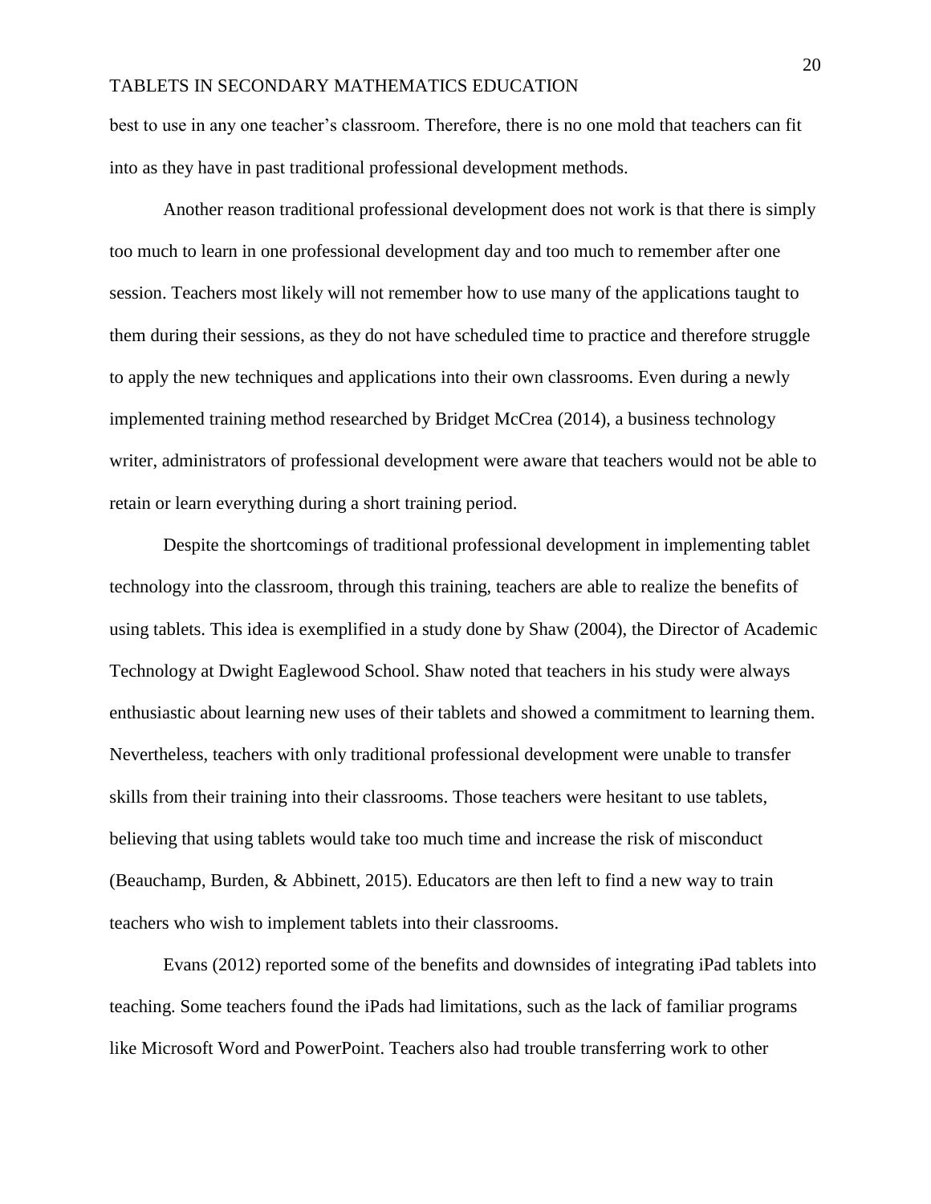best to use in any one teacher's classroom. Therefore, there is no one mold that teachers can fit into as they have in past traditional professional development methods.

Another reason traditional professional development does not work is that there is simply too much to learn in one professional development day and too much to remember after one session. Teachers most likely will not remember how to use many of the applications taught to them during their sessions, as they do not have scheduled time to practice and therefore struggle to apply the new techniques and applications into their own classrooms. Even during a newly implemented training method researched by Bridget McCrea (2014), a business technology writer, administrators of professional development were aware that teachers would not be able to retain or learn everything during a short training period.

Despite the shortcomings of traditional professional development in implementing tablet technology into the classroom, through this training, teachers are able to realize the benefits of using tablets. This idea is exemplified in a study done by Shaw (2004), the Director of Academic Technology at Dwight Eaglewood School. Shaw noted that teachers in his study were always enthusiastic about learning new uses of their tablets and showed a commitment to learning them. Nevertheless, teachers with only traditional professional development were unable to transfer skills from their training into their classrooms. Those teachers were hesitant to use tablets, believing that using tablets would take too much time and increase the risk of misconduct (Beauchamp, Burden, & Abbinett, 2015). Educators are then left to find a new way to train teachers who wish to implement tablets into their classrooms.

Evans (2012) reported some of the benefits and downsides of integrating iPad tablets into teaching. Some teachers found the iPads had limitations, such as the lack of familiar programs like Microsoft Word and PowerPoint. Teachers also had trouble transferring work to other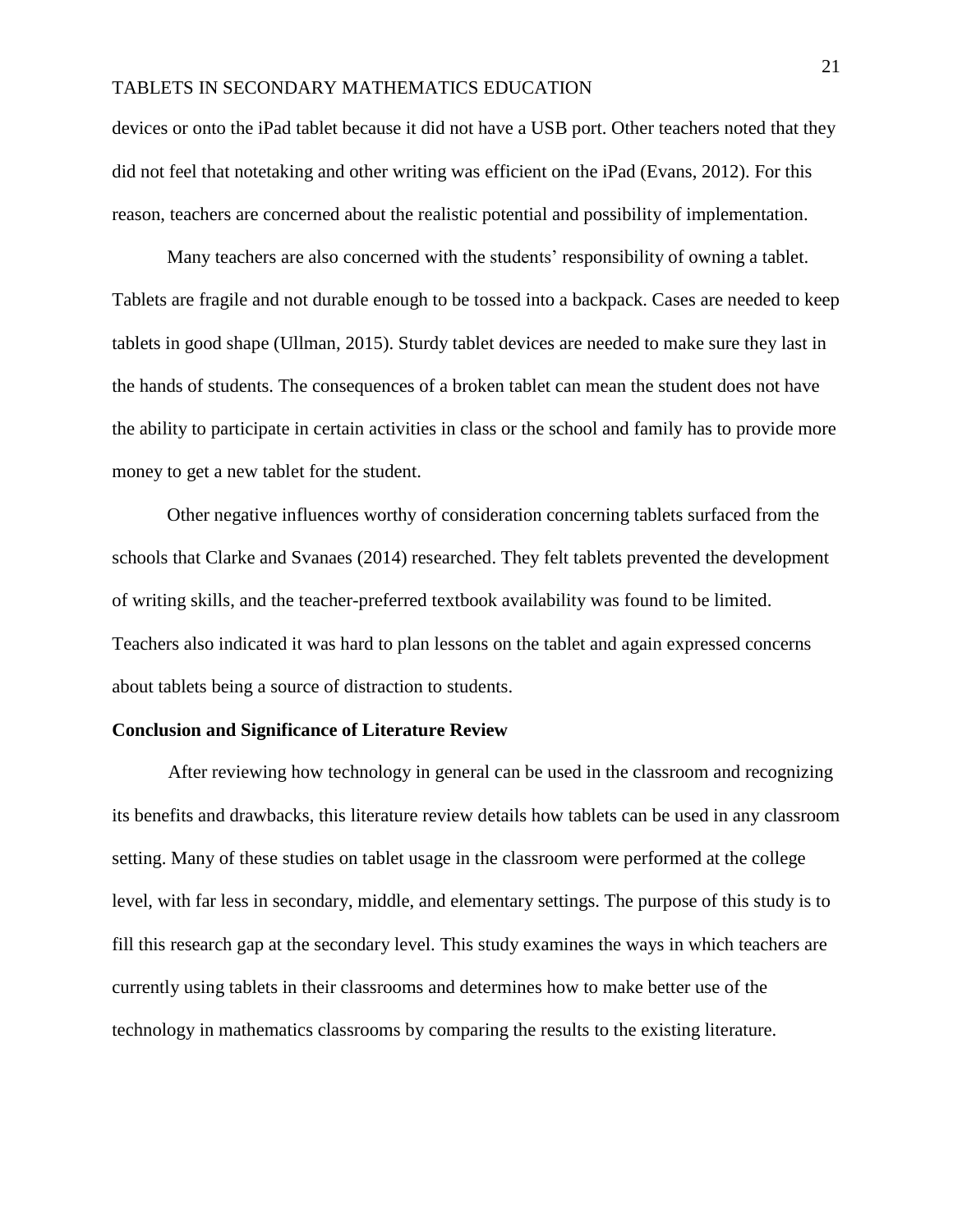devices or onto the iPad tablet because it did not have a USB port. Other teachers noted that they did not feel that notetaking and other writing was efficient on the iPad (Evans, 2012). For this reason, teachers are concerned about the realistic potential and possibility of implementation.

Many teachers are also concerned with the students' responsibility of owning a tablet. Tablets are fragile and not durable enough to be tossed into a backpack. Cases are needed to keep tablets in good shape (Ullman, 2015). Sturdy tablet devices are needed to make sure they last in the hands of students. The consequences of a broken tablet can mean the student does not have the ability to participate in certain activities in class or the school and family has to provide more money to get a new tablet for the student.

Other negative influences worthy of consideration concerning tablets surfaced from the schools that Clarke and Svanaes (2014) researched. They felt tablets prevented the development of writing skills, and the teacher-preferred textbook availability was found to be limited. Teachers also indicated it was hard to plan lessons on the tablet and again expressed concerns about tablets being a source of distraction to students.

**Conclusion and Significance of Literature Review**

After reviewing how technology in general can be used in the classroom and recognizing its benefits and drawbacks, this literature review details how tablets can be used in any classroom setting. Many of these studies on tablet usage in the classroom were performed at the college level, with far less in secondary, middle, and elementary settings. The purpose of this study is to fill this research gap at the secondary level. This study examines the ways in which teachers are currently using tablets in their classrooms and determines how to make better use of the technology in mathematics classrooms by comparing the results to the existing literature.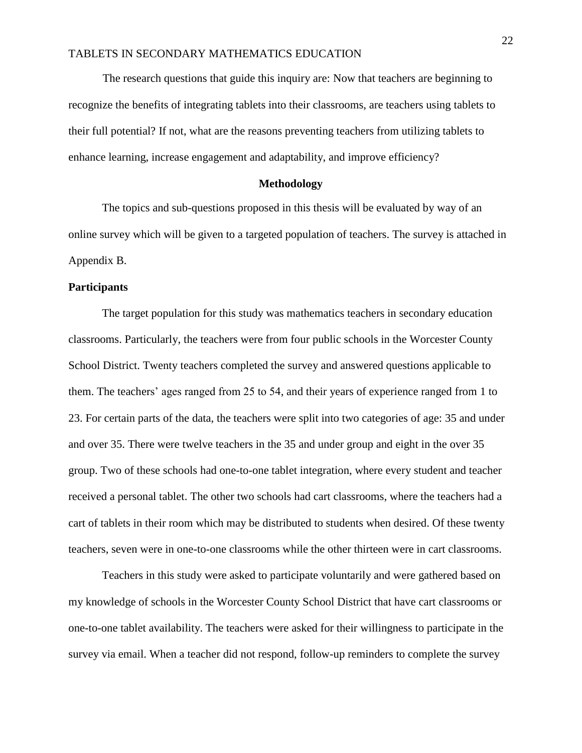The research questions that guide this inquiry are: Now that teachers are beginning to recognize the benefits of integrating tablets into their classrooms, are teachers using tablets to their full potential? If not, what are the reasons preventing teachers from utilizing tablets to enhance learning, increase engagement and adaptability, and improve efficiency?

## Methodology

The topics and sub-questions proposed in this thesis will be evaluated by way of an online survey which will be given to a targeted population of teachers. The survey is attached in Appendix B.

### Participants

The target population for this study was mathematics teachers in secondary education classrooms. Particularly, the teachers were from four public schools in the Worcester County School District. Twenty teachers completed the survey and answered questions applicable to them. The teachers' ages ranged from 25 to 54, and their years of experience ranged from 1 to 23. For certain parts of the data, the teachers were split into two categories of age: 35 and under and over 35. There were twelve teachers in the 35 and under group and eight in the over 35 group. Two of these schools had one-to-one tablet integration, where every student and teacher received a personal tablet. The other two schools had cart classrooms, where the teachers had a cart of tablets in their room which may be distributed to students when desired. Of these twenty teachers, seven were in one-to-one classrooms while the other thirteen were in cart classrooms.

Teachers in this study were asked to participate voluntarily and were gathered based on my knowledge of schools in the Worcester County School District that have cart classrooms or one-to-one tablet availability. The teachers were asked for their willingness to participate in the survey via email. When a teacher did not respond, follow-up reminders to complete the survey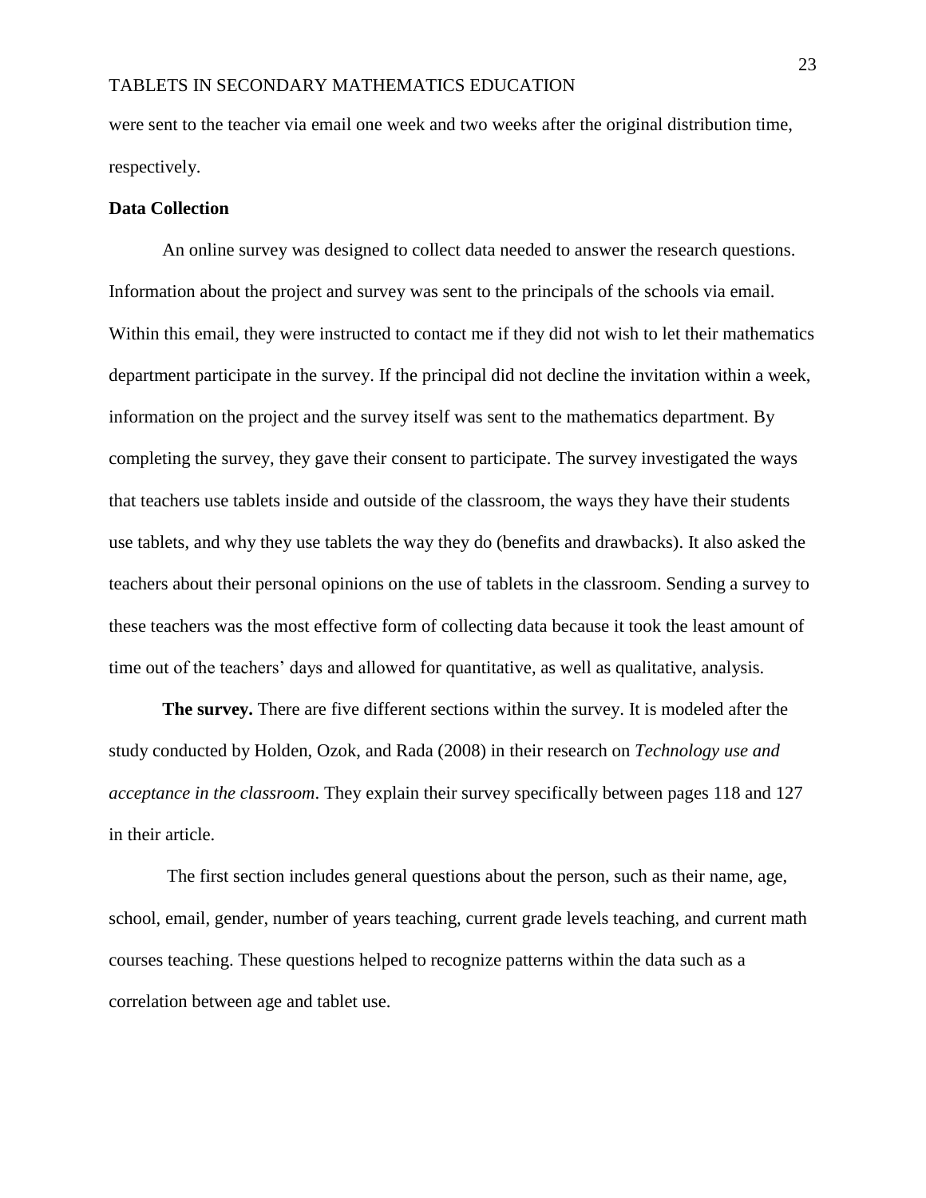were sent to the teacher via email one week and two weeks after the original distribution time, respectively.

## Data Collection

An online survey was designed to collect data needed to answer the research questions. Information about the project and survey was sent to the principals of the schools via email. Within this email, they were instructed to contact me if they did not wish to let their mathematics department participate in the survey. If the principal did not decline the invitation within a week, information on the project and the survey itself was sent to the mathematics department. By completing the survey, they gave their consent to participate. The survey investigated the ways that teachers use tablets inside and outside of the classroom, the ways they have their students use tablets, and why they use tablets the way they do (benefits and drawbacks). It also asked the teachers about their personal opinions on the use of tablets in the classroom. Sending a survey to these teachers was the most effective form of collecting data because it took the least amount of time out of the teachers' days and allowed for quantitative, as well as qualitative, analysis.

**The survey.** There are five different sections within the survey. It is modeled after the study conducted by Holden, Ozok, and Rada (2008) in their research on *Technology use and acceptance in the classroom*. They explain their survey specifically between pages 118 and 127 in their article.

The first section includes general questions about the person, such as their name, age, school, email, gender, number of years teaching, current grade levels teaching, and current math courses teaching. These questions helped to recognize patterns within the data such as a correlation between age and tablet use.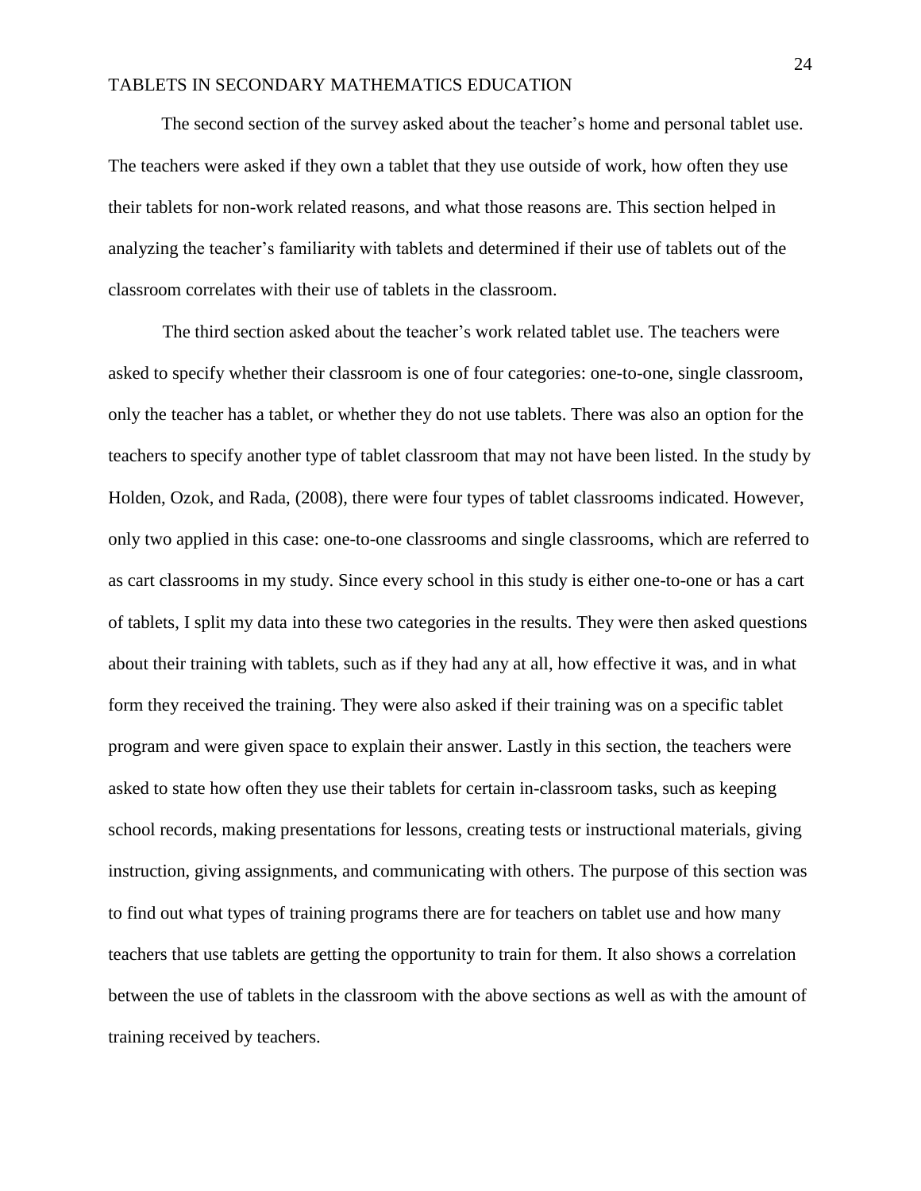The second section of the survey asked about the teacher's home and personal tablet use. The teachers were asked if they own a tablet that they use outside of work, how often they use their tablets for non-work related reasons, and what those reasons are. This section helped in analyzing the teacher's familiarity with tablets and determined if their use of tablets out of the classroom correlates with their use of tablets in the classroom.

The third section asked about the teacher's work related tablet use. The teachers were asked to specify whether their classroom is one of four categories: one-to-one, single classroom, only the teacher has a tablet, or whether they do not use tablets. There was also an option for the teachers to specify another type of tablet classroom that may not have been listed. In the study by Holden, Ozok, and Rada, (2008), there were four types of tablet classrooms indicated. However, only two applied in this case: one-to-one classrooms and single classrooms, which are referred to as cart classrooms in my study. Since every school in this study is either one-to-one or has a cart of tablets, I split my data into these two categories in the results. They were then asked questions about their training with tablets, such as if they had any at all, how effective it was, and in what form they received the training. They were also asked if their training was on a specific tablet program and were given space to explain their answer. Lastly in this section, the teachers were asked to state how often they use their tablets for certain in-classroom tasks, such as keeping school records, making presentations for lessons, creating tests or instructional materials, giving instruction, giving assignments, and communicating with others. The purpose of this section was to find out what types of training programs there are for teachers on tablet use and how many teachers that use tablets are getting the opportunity to train for them. It also shows a correlation between the use of tablets in the classroom with the above sections as well as with the amount of training received by teachers.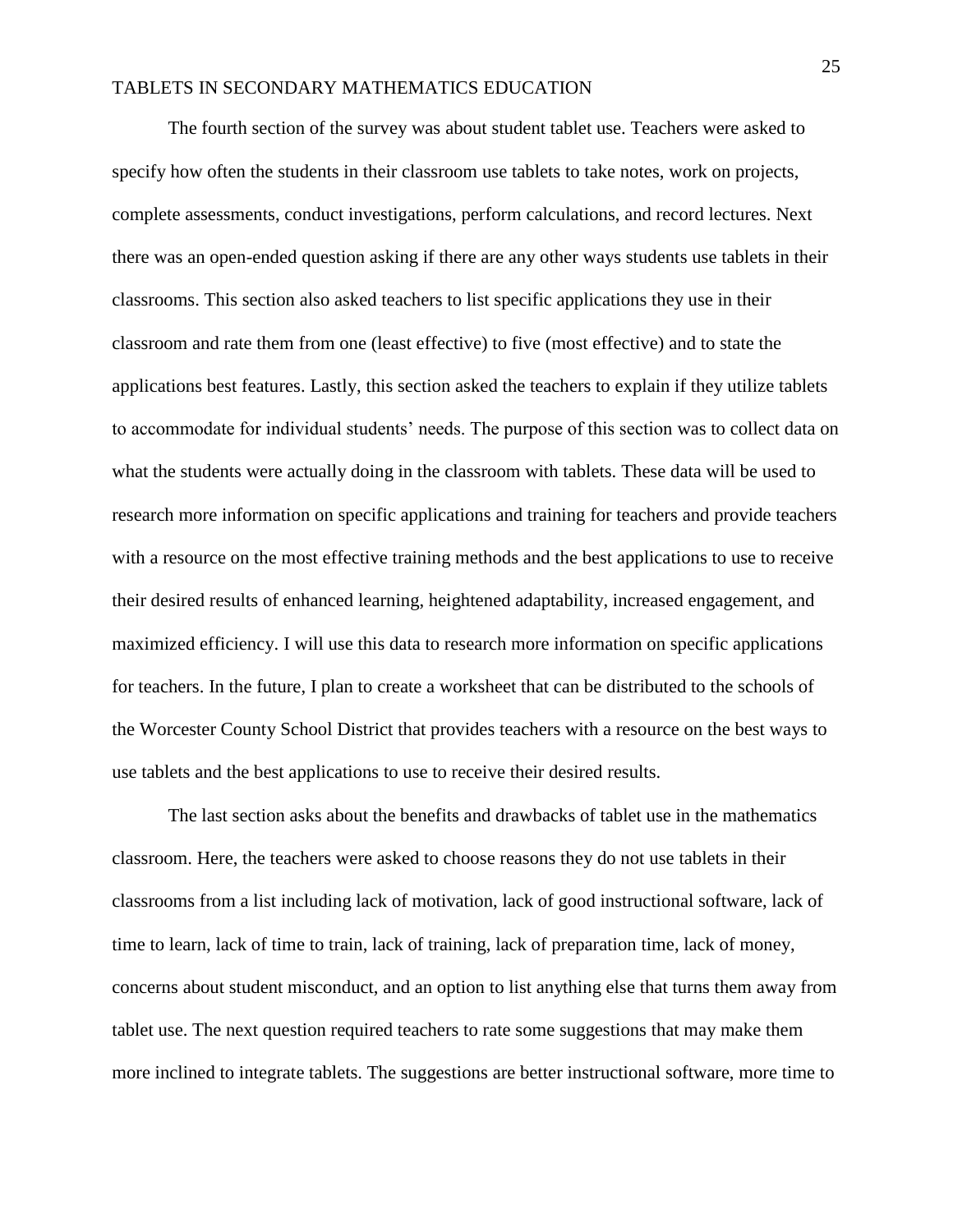The fourth section of the survey was about student tablet use. Teachers were asked to specify how often the students in their classroom use tablets to take notes, work on projects, complete assessments, conduct investigations, perform calculations, and record lectures. Next there was an open-ended question asking if there are any other ways students use tablets in their classrooms. This section also asked teachers to list specific applications they use in their classroom and rate them from one (least effective) to five (most effective) and to state the applications best features. Lastly, this section asked the teachers to explain if they utilize tablets to accommodate for individual students' needs. The purpose of this section was to collect data on what the students were actually doing in the classroom with tablets. These data will be used to research more information on specific applications and training for teachers and provide teachers with a resource on the most effective training methods and the best applications to use to receive their desired results of enhanced learning, heightened adaptability, increased engagement, and maximized efficiency. I will use this data to research more information on specific applications for teachers. In the future, I plan to create a worksheet that can be distributed to the schools of the Worcester County School District that provides teachers with a resource on the best ways to use tablets and the best applications to use to receive their desired results.

The last section asks about the benefits and drawbacks of tablet use in the mathematics classroom. Here, the teachers were asked to choose reasons they do not use tablets in their classrooms from a list including lack of motivation, lack of good instructional software, lack of time to learn, lack of time to train, lack of training, lack of preparation time, lack of money, concerns about student misconduct, and an option to list anything else that turns them away from tablet use. The next question required teachers to rate some suggestions that may make them more inclined to integrate tablets. The suggestions are better instructional software, more time to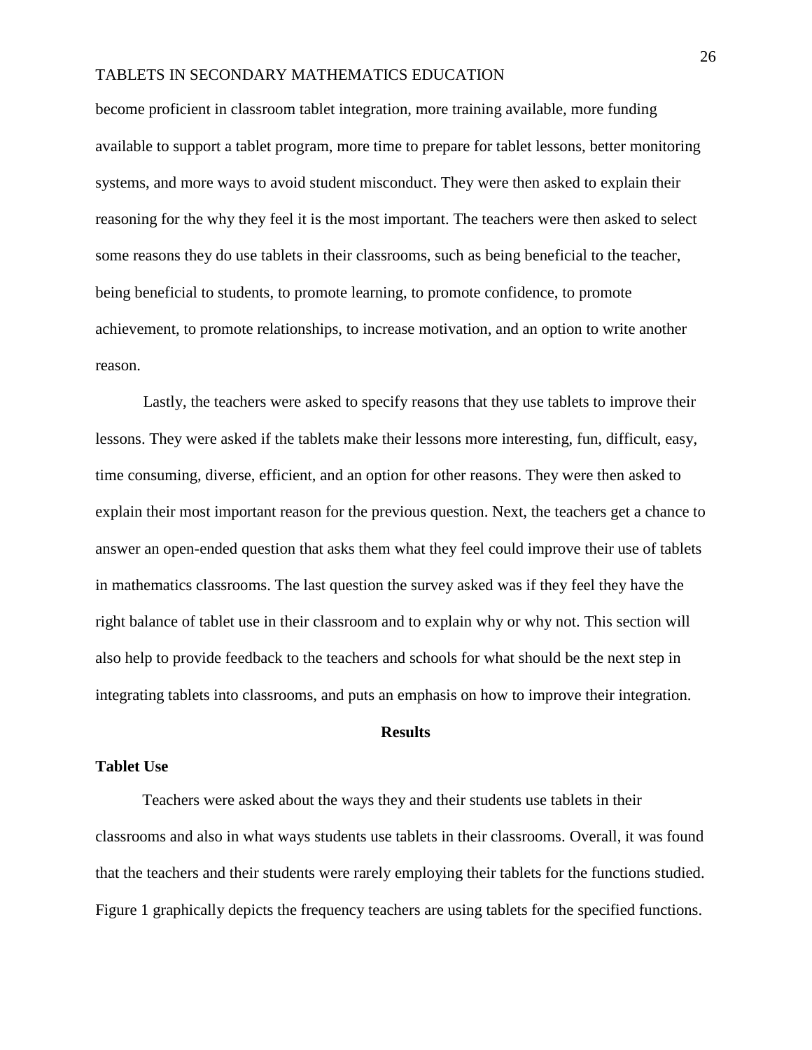become proficient in classroom tablet integration, more training available, more funding available to support a tablet program, more time to prepare for tablet lessons, better monitoring systems, and more ways to avoid student misconduct. They were then asked to explain their reasoning for the why they feel it is the most important. The teachers were then asked to select some reasons they do use tablets in their classrooms, such as being beneficial to the teacher, being beneficial to students, to promote learning, to promote confidence, to promote achievement, to promote relationships, to increase motivation, and an option to write another reason.

Lastly, the teachers were asked to specify reasons that they use tablets to improve their lessons. They were asked if the tablets make their lessons more interesting, fun, difficult, easy, time consuming, diverse, efficient, and an option for other reasons. They were then asked to explain their most important reason for the previous question. Next, the teachers get a chance to answer an open-ended question that asks them what they feel could improve their use of tablets in mathematics classrooms. The last question the survey asked was if they feel they have the right balance of tablet use in their classroom and to explain why or why not. This section will also help to provide feedback to the teachers and schools for what should be the next step in integrating tablets into classrooms, and puts an emphasis on how to improve their integration.

## Results

### Tablet Use

Teachers were asked about the ways they and their students use tablets in their classrooms and also in what ways students use tablets in their classrooms. Overall, it was found that the teachers and their students were rarely employing their tablets for the functions studied. Figure 1 graphically depicts the frequency teachers are using tablets for the specified functions.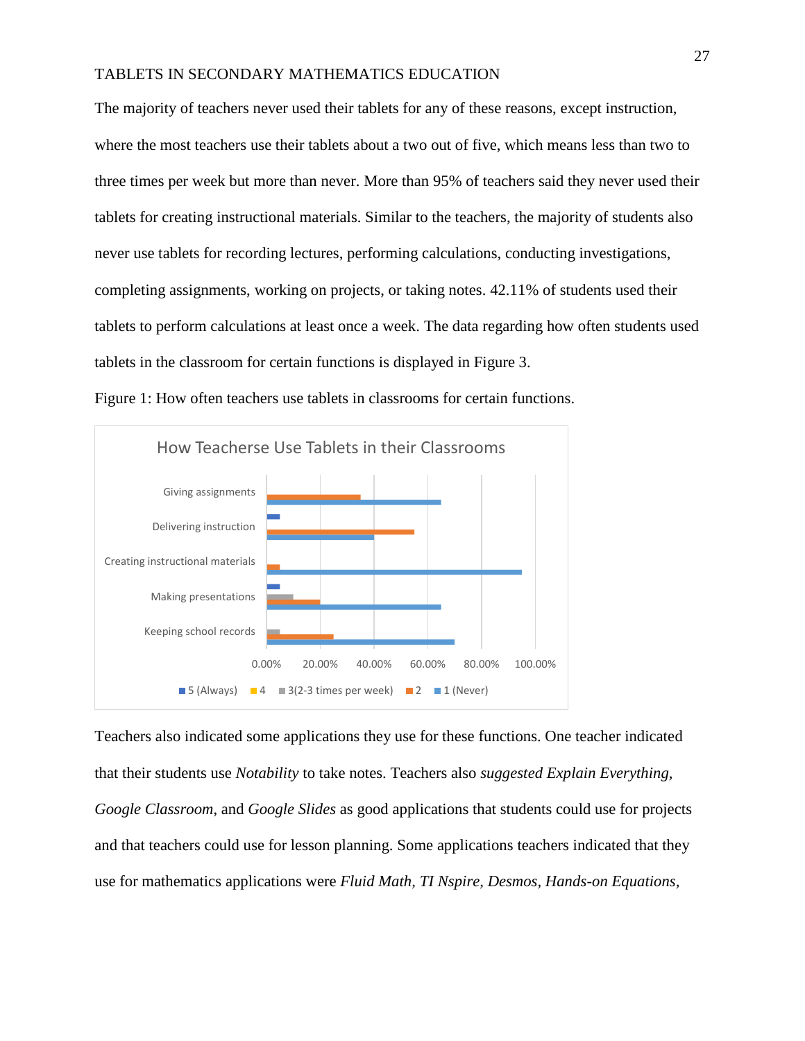The majority of teachers never used their tablets for any of these reasons, except instruction, where the most teachers use their tablets about a two out of five, which means less than two to three times per week but more than never. More than 95% of teachers said they never used their tablets for creating instructional materials. Similar to the teachers, the majority of students also never use tablets for recording lectures, performing calculations, conducting investigations, completing assignments, working on projects, or taking notes. 42.11% of students used their tablets to perform calculations at least once a week. The data regarding how often students used tablets in the classroom for certain functions is displayed in Figure 3.

Figure 1: How often teachers use tablets in classrooms for certain functions.

Teachers also indicated some applications they use for these functions. One teacher indicated that their students use *Notability* to take notes. Teachers also *suggested Explain Everything*, *Google Classroom*, and *Google Slides* as good applications that students could use for projects and that teachers could use for lesson planning. Some applications teachers indicated that they use for mathematics applications were *Fluid Math, TI Nspire, Desmos, Hands-on Equations,*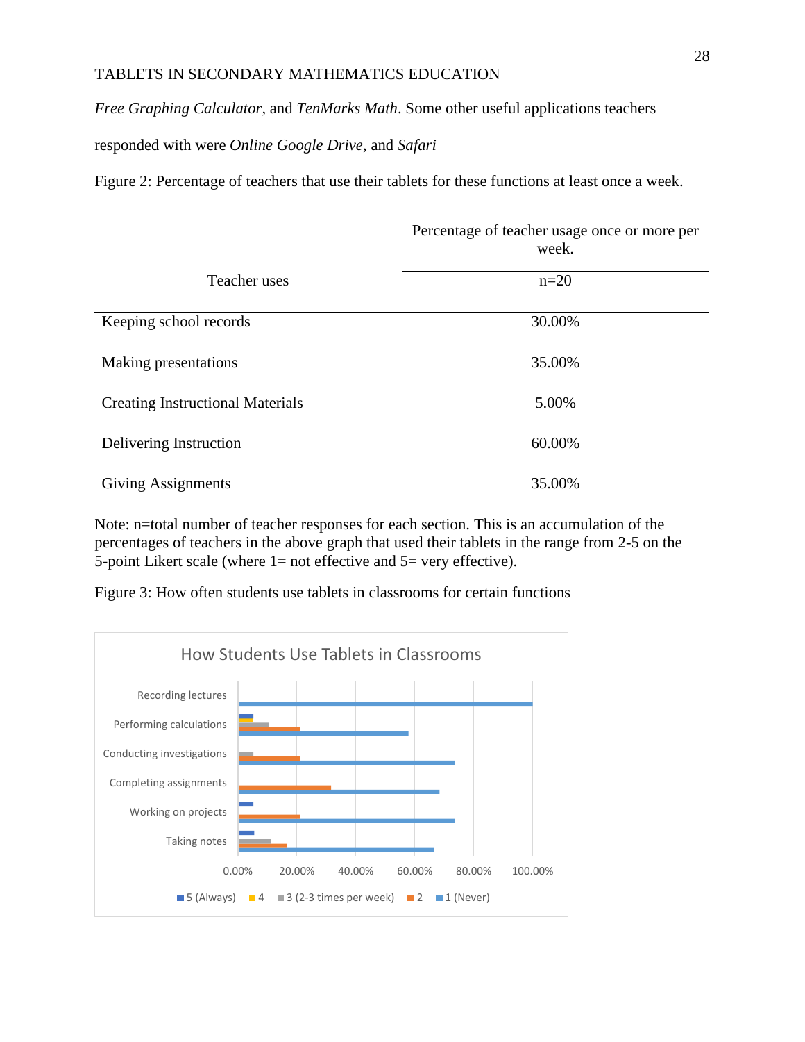*Free Graphing Calculator*, and *TenMarks Math*. Some other useful applications teachers responded with were *Online Google Drive*, and *Safari*

Figure 2: Percentage of teachers that use their tablets for these functions at least once a week.

| Teacher uses | Percentage of teacher usage once or more per week. n=20 |
|---|---|
| Keeping school records | 30.00% |
| Making presentations | 35.00% |
| Creating Instructional Materials | 5.00% |
| Delivering Instruction | 60.00% |
| Giving Assignments | 35.00% |

Note: n=total number of teacher responses for each section. This is an accumulation of the percentages of teachers in the above graph that used their tablets in the range from 2-5 on the 5-point Likert scale (where 1= not effective and 5= very effective).

Figure 3: How often students use tablets in classrooms for certain functions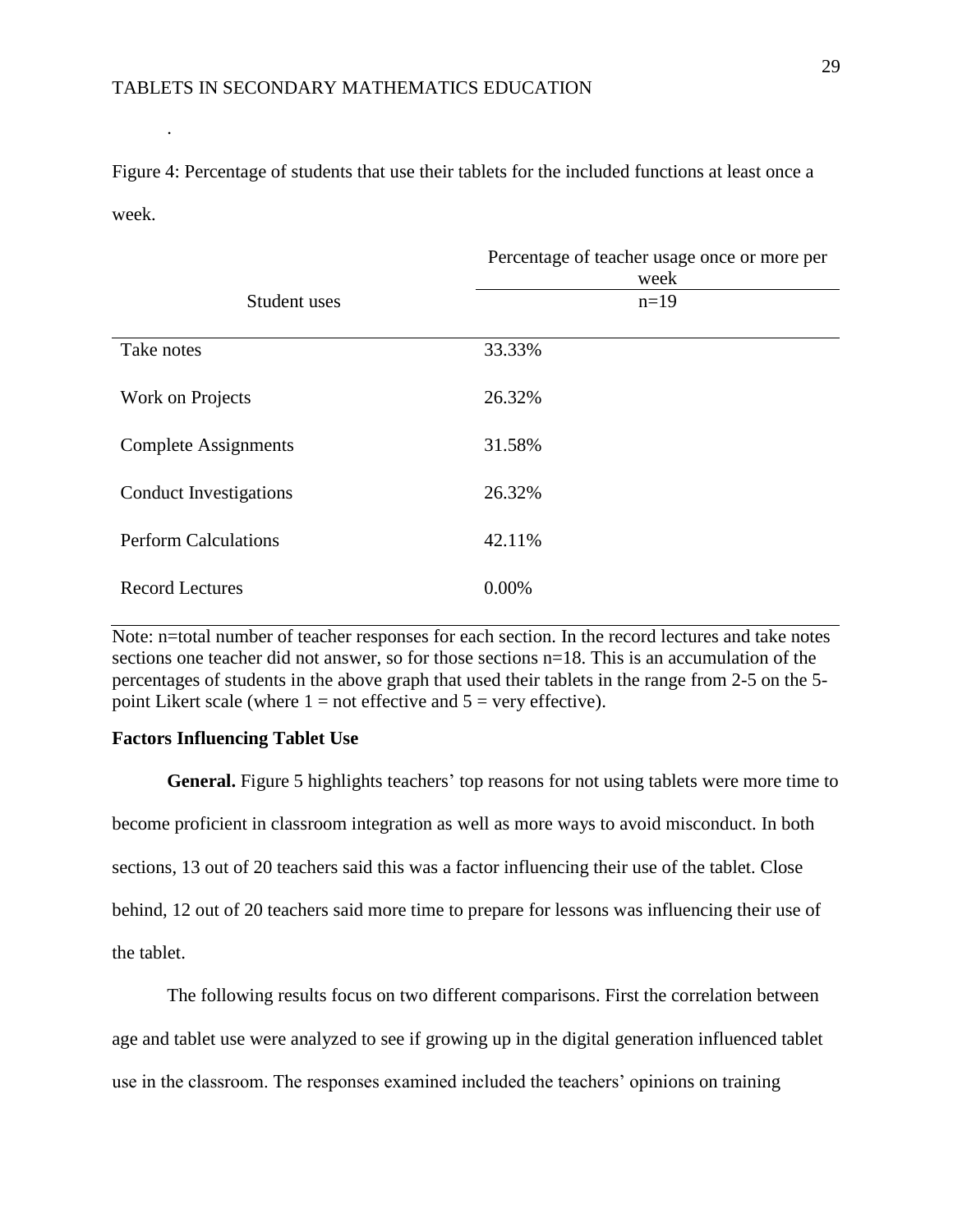.

Figure 4: Percentage of students that use their tablets for the included functions at least once a week.

| Student uses | Percentage of teacher usage once or more per week |
|---|---|
| | n=19 |
| Take notes | 33.33% |
| Work on Projects | 26.32% |
| Complete Assignments | 31.58% |
| Conduct Investigations | 26.32% |
| Perform Calculations | 42.11% |
| Record Lectures | 0.00% |

Note: n=total number of teacher responses for each section. In the record lectures and take notes sections one teacher did not answer, so for those sections n=18. This is an accumulation of the percentages of students in the above graph that used their tablets in the range from 2-5 on the 5-point Likert scale (where 1 = not effective and 5 = very effective).

## Factors Influencing Tablet Use

**General.** Figure 5 highlights teachers' top reasons for not using tablets were more time to become proficient in classroom integration as well as more ways to avoid misconduct. In both sections, 13 out of 20 teachers said this was a factor influencing their use of the tablet. Close behind, 12 out of 20 teachers said more time to prepare for lessons was influencing their use of the tablet.

The following results focus on two different comparisons. First the correlation between age and tablet use were analyzed to see if growing up in the digital generation influenced tablet use in the classroom. The responses examined included the teachers' opinions on training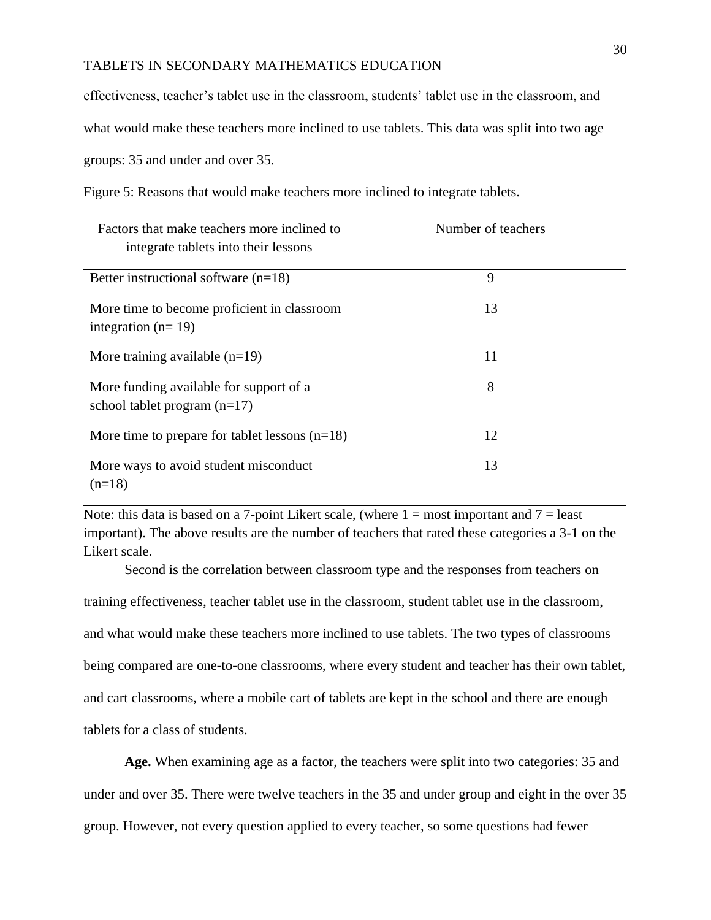effectiveness, teacher's tablet use in the classroom, students' tablet use in the classroom, and what would make these teachers more inclined to use tablets. This data was split into two age groups: 35 and under and over 35.

Figure 5: Reasons that would make teachers more inclined to integrate tablets.

| Factors that make teachers more inclined to integrate tablets into their lessons | Number of teachers |
|---|---|
| Better instructional software (n=18) | 9 |
| More time to become proficient in classroom integration (n= 19) | 13 |
| More training available (n=19) | 11 |
| More funding available for support of a school tablet program (n=17) | 8 |
| More time to prepare for tablet lessons (n=18) | 12 |
| More ways to avoid student misconduct (n=18) | 13 |

Note: this data is based on a 7-point Likert scale, (where 1 = most important and 7 = least important). The above results are the number of teachers that rated these categories a 3-1 on the Likert scale.

Second is the correlation between classroom type and the responses from teachers on training effectiveness, teacher tablet use in the classroom, student tablet use in the classroom, and what would make these teachers more inclined to use tablets. The two types of classrooms being compared are one-to-one classrooms, where every student and teacher has their own tablet, and cart classrooms, where a mobile cart of tablets are kept in the school and there are enough tablets for a class of students.

**Age.** When examining age as a factor, the teachers were split into two categories: 35 and under and over 35. There were twelve teachers in the 35 and under group and eight in the over 35 group. However, not every question applied to every teacher, so some questions had fewer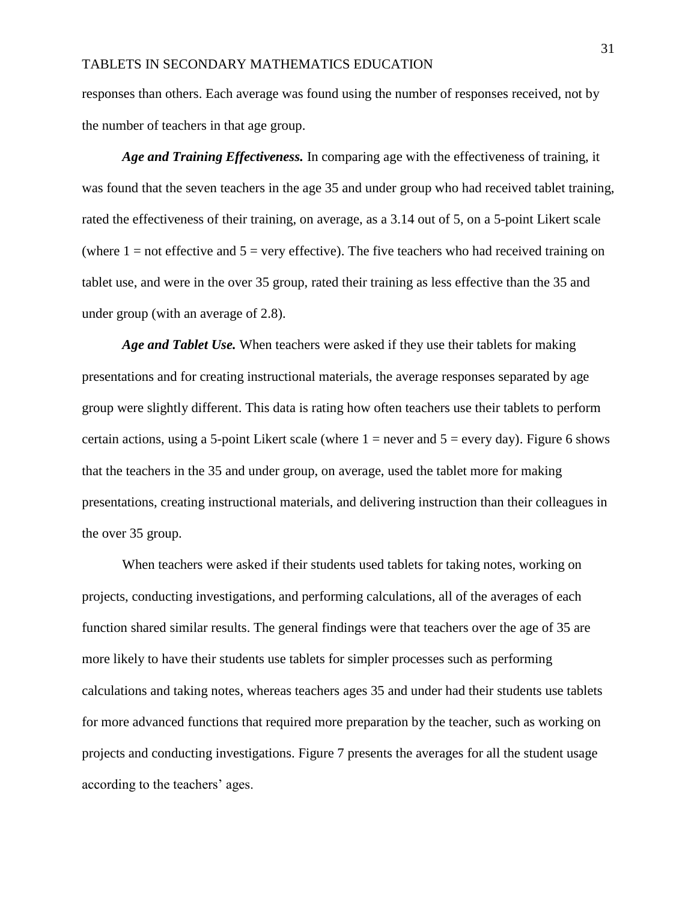responses than others. Each average was found using the number of responses received, not by the number of teachers in that age group.

***Age and Training Effectiveness.*** In comparing age with the effectiveness of training, it was found that the seven teachers in the age 35 and under group who had received tablet training, rated the effectiveness of their training, on average, as a 3.14 out of 5, on a 5-point Likert scale (where 1 = not effective and 5 = very effective). The five teachers who had received training on tablet use, and were in the over 35 group, rated their training as less effective than the 35 and under group (with an average of 2.8).

***Age and Tablet Use.*** When teachers were asked if they use their tablets for making presentations and for creating instructional materials, the average responses separated by age group were slightly different. This data is rating how often teachers use their tablets to perform certain actions, using a 5-point Likert scale (where 1 = never and 5 = every day). Figure 6 shows that the teachers in the 35 and under group, on average, used the tablet more for making presentations, creating instructional materials, and delivering instruction than their colleagues in the over 35 group.

When teachers were asked if their students used tablets for taking notes, working on projects, conducting investigations, and performing calculations, all of the averages of each function shared similar results. The general findings were that teachers over the age of 35 are more likely to have their students use tablets for simpler processes such as performing calculations and taking notes, whereas teachers ages 35 and under had their students use tablets for more advanced functions that required more preparation by the teacher, such as working on projects and conducting investigations. Figure 7 presents the averages for all the student usage according to the teachers' ages.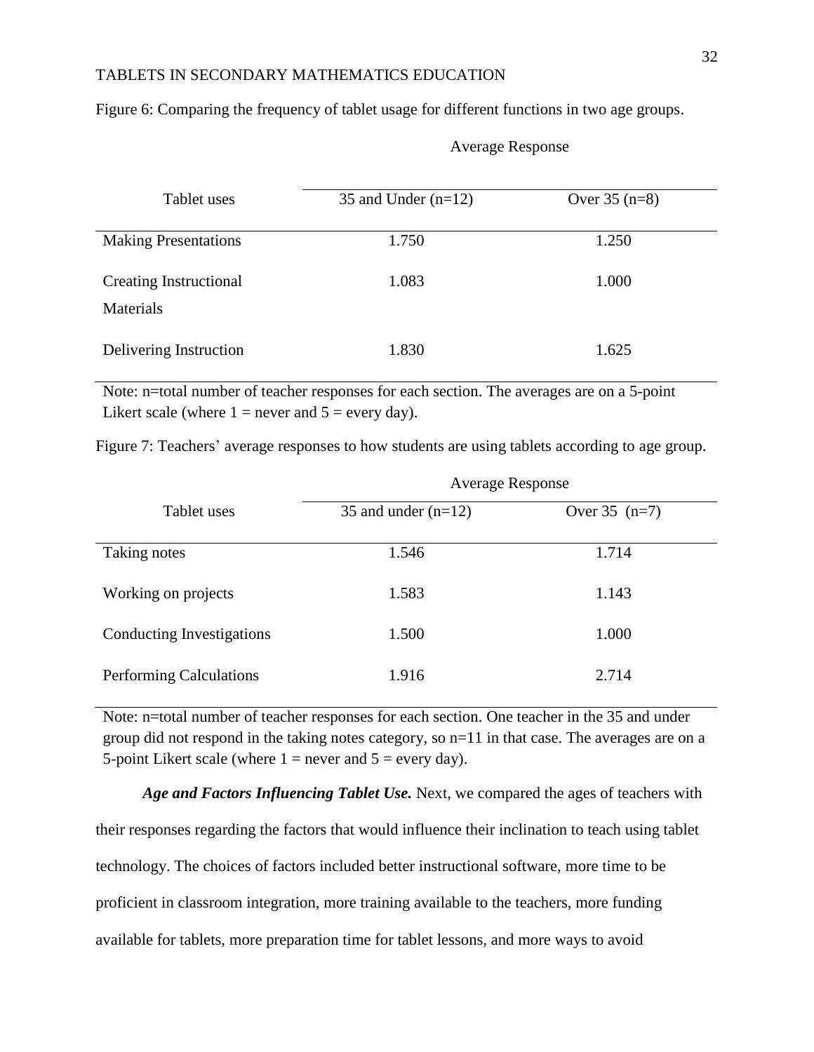Figure 6: Comparing the frequency of tablet usage for different functions in two age groups.

| Tablet uses | Average Response | |
|---|---|---|
| | 35 and Under (n=12) | Over 35 (n=8) |
| Making Presentations | 1.750 | 1.250 |
| Creating Instructional Materials | 1.083 | 1.000 |
| Delivering Instruction | 1.830 | 1.625 |

Note: n=total number of teacher responses for each section. The averages are on a 5-point Likert scale (where 1 = never and 5 = every day).

Figure 7: Teachers' average responses to how students are using tablets according to age group.

| Tablet uses | Average Response | |
|---|---|---|
| | 35 and under (n=12) | Over 35 (n=7) |
| Taking notes | 1.546 | 1.714 |
| Working on projects | 1.583 | 1.143 |
| Conducting Investigations | 1.500 | 1.000 |
| Performing Calculations | 1.916 | 2.714 |

Note: n=total number of teacher responses for each section. One teacher in the 35 and under group did not respond in the taking notes category, so n=11 in that case. The averages are on a 5-point Likert scale (where 1 = never and 5 = every day).

***Age and Factors Influencing Tablet Use.*** Next, we compared the ages of teachers with their responses regarding the factors that would influence their inclination to teach using tablet technology. The choices of factors included better instructional software, more time to be proficient in classroom integration, more training available to the teachers, more funding available for tablets, more preparation time for tablet lessons, and more ways to avoid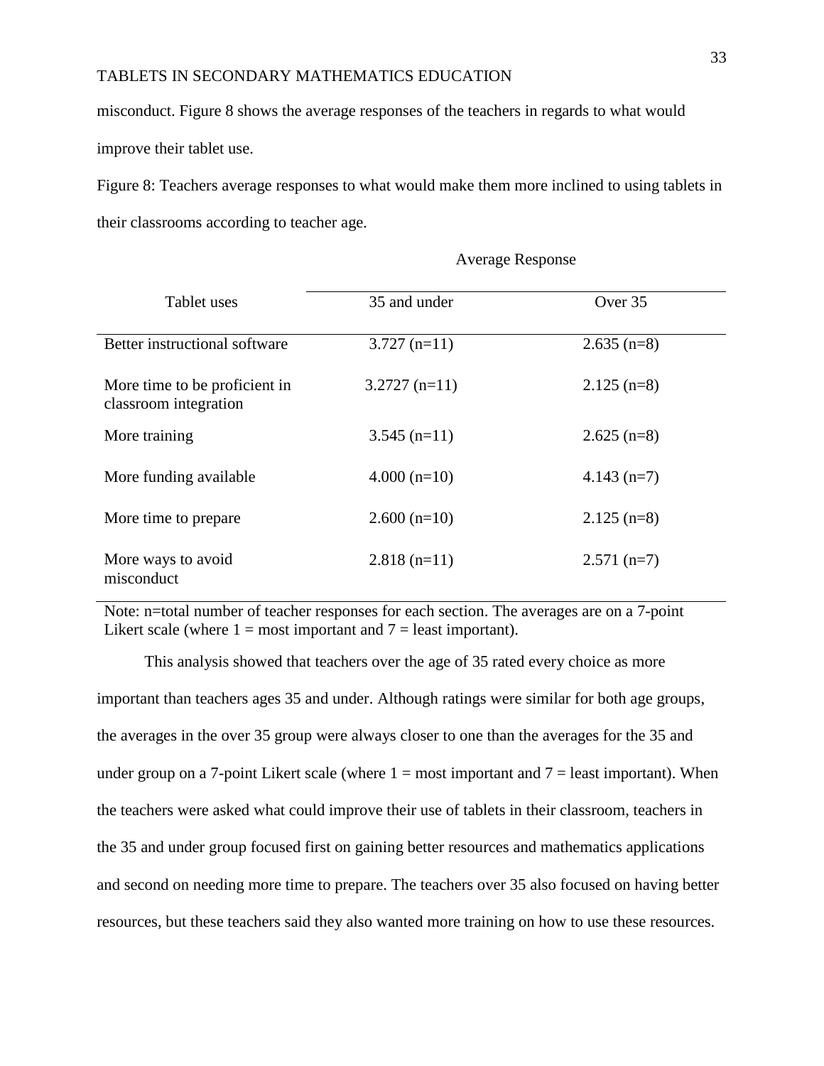misconduct. Figure 8 shows the average responses of the teachers in regards to what would improve their tablet use.

Figure 8: Teachers average responses to what would make them more inclined to using tablets in their classrooms according to teacher age.

| | Average Response | |
|---|---|---|
| Tablet uses | 35 and under | Over 35 |
| Better instructional software | 3.727 (n=11) | 2.635 (n=8) |
| More time to be proficient in classroom integration | 3.2727 (n=11) | 2.125 (n=8) |
| More training | 3.545 (n=11) | 2.625 (n=8) |
| More funding available | 4.000 (n=10) | 4.143 (n=7) |
| More time to prepare | 2.600 (n=10) | 2.125 (n=8) |
| More ways to avoid misconduct | 2.818 (n=11) | 2.571 (n=7) |

Note: n=total number of teacher responses for each section. The averages are on a 7-point Likert scale (where 1 = most important and 7 = least important).

This analysis showed that teachers over the age of 35 rated every choice as more important than teachers ages 35 and under. Although ratings were similar for both age groups, the averages in the over 35 group were always closer to one than the averages for the 35 and under group on a 7-point Likert scale (where 1 = most important and 7 = least important). When the teachers were asked what could improve their use of tablets in their classroom, teachers in the 35 and under group focused first on gaining better resources and mathematics applications and second on needing more time to prepare. The teachers over 35 also focused on having better resources, but these teachers said they also wanted more training on how to use these resources.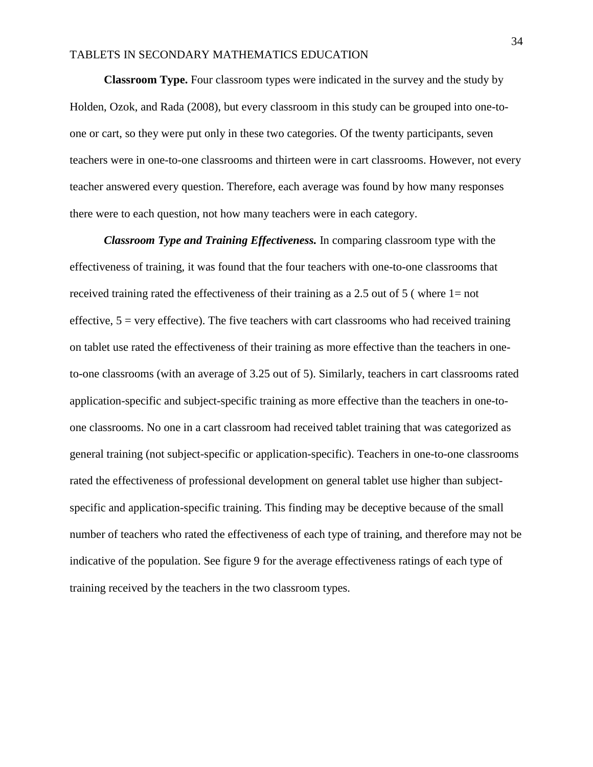**Classroom Type.** Four classroom types were indicated in the survey and the study by Holden, Ozok, and Rada (2008), but every classroom in this study can be grouped into one-to-one or cart, so they were put only in these two categories. Of the twenty participants, seven teachers were in one-to-one classrooms and thirteen were in cart classrooms. However, not every teacher answered every question. Therefore, each average was found by how many responses there were to each question, not how many teachers were in each category.

***Classroom Type and Training Effectiveness.*** In comparing classroom type with the effectiveness of training, it was found that the four teachers with one-to-one classrooms that received training rated the effectiveness of their training as a 2.5 out of 5 ( where 1= not effective, 5 = very effective). The five teachers with cart classrooms who had received training on tablet use rated the effectiveness of their training as more effective than the teachers in one-to-one classrooms (with an average of 3.25 out of 5). Similarly, teachers in cart classrooms rated application-specific and subject-specific training as more effective than the teachers in one-to-one classrooms. No one in a cart classroom had received tablet training that was categorized as general training (not subject-specific or application-specific). Teachers in one-to-one classrooms rated the effectiveness of professional development on general tablet use higher than subject-specific and application-specific training. This finding may be deceptive because of the small number of teachers who rated the effectiveness of each type of training, and therefore may not be indicative of the population. See figure 9 for the average effectiveness ratings of each type of training received by the teachers in the two classroom types.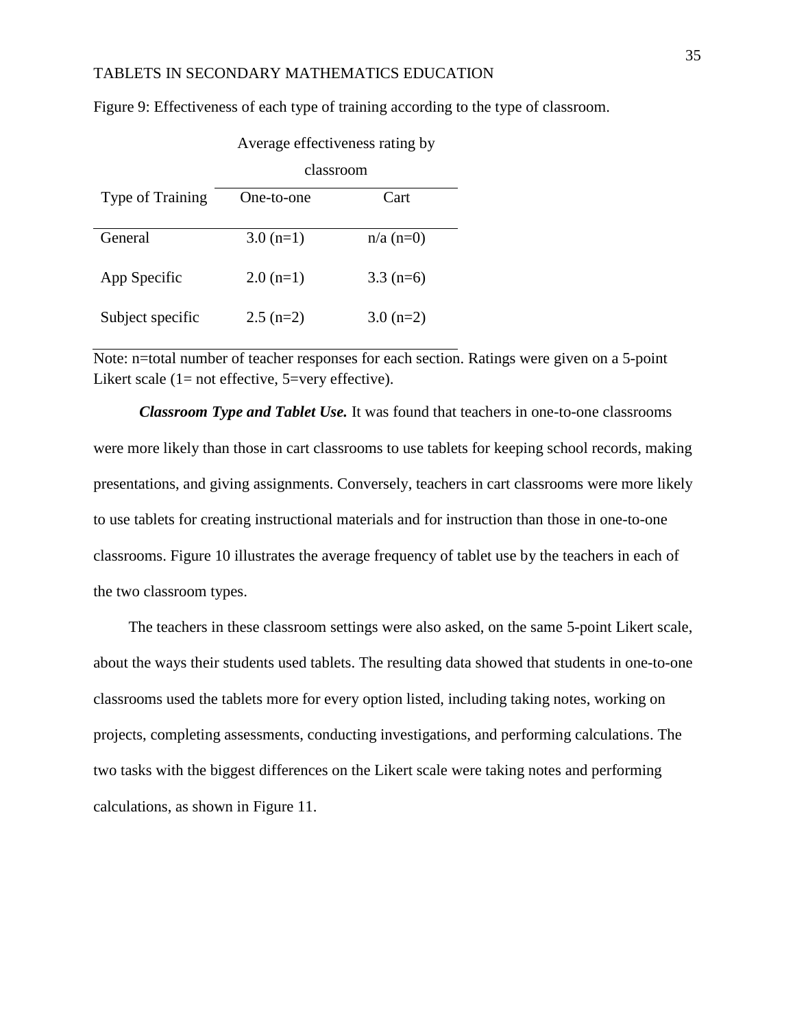Figure 9: Effectiveness of each type of training according to the type of classroom.

| | Average effectiveness rating by classroom | |
|---|---|---|
| Type of Training | One-to-one | Cart |
| General | 3.0 (n=1) | n/a (n=0) |
| App Specific | 2.0 (n=1) | 3.3 (n=6) |
| Subject specific | 2.5 (n=2) | 3.0 (n=2) |

Note: n=total number of teacher responses for each section. Ratings were given on a 5-point Likert scale (1= not effective, 5=very effective).

***Classroom Type and Tablet Use.*** It was found that teachers in one-to-one classrooms were more likely than those in cart classrooms to use tablets for keeping school records, making presentations, and giving assignments. Conversely, teachers in cart classrooms were more likely to use tablets for creating instructional materials and for instruction than those in one-to-one classrooms. Figure 10 illustrates the average frequency of tablet use by the teachers in each of the two classroom types.

The teachers in these classroom settings were also asked, on the same 5-point Likert scale, about the ways their students used tablets. The resulting data showed that students in one-to-one classrooms used the tablets more for every option listed, including taking notes, working on projects, completing assessments, conducting investigations, and performing calculations. The two tasks with the biggest differences on the Likert scale were taking notes and performing calculations, as shown in Figure 11.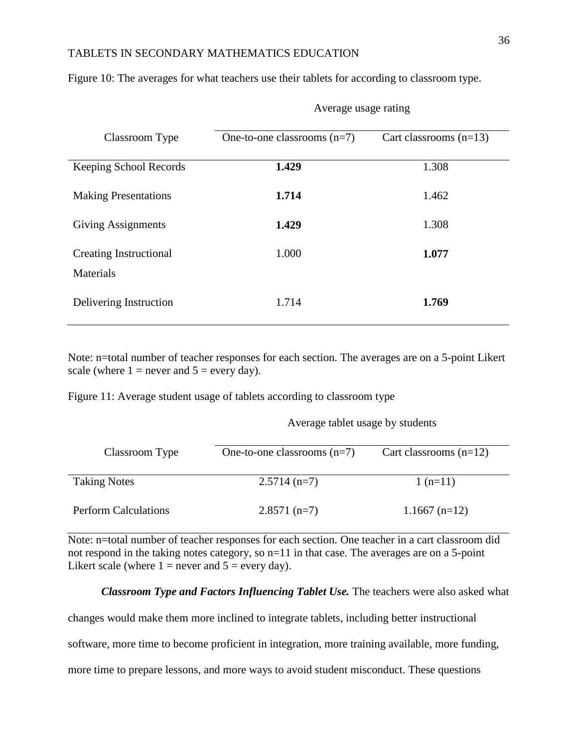Figure 10: The averages for what teachers use their tablets for according to classroom type.

| | Average usage rating | |
|---|---|---|
| Classroom Type | One-to-one classrooms (n=7) | Cart classrooms (n=13) |
| Keeping School Records | **1.429** | 1.308 |
| Making Presentations | **1.714** | 1.462 |
| Giving Assignments | **1.429** | 1.308 |
| Creating Instructional Materials | 1.000 | **1.077** |
| Delivering Instruction | 1.714 | **1.769** |

Note: n=total number of teacher responses for each section. The averages are on a 5-point Likert scale (where 1 = never and 5 = every day).

Figure 11: Average student usage of tablets according to classroom type

| | Average tablet usage by students | |
|---|---|---|
| Classroom Type | One-to-one classrooms (n=7) | Cart classrooms (n=12) |
| Taking Notes | 2.5714 (n=7) | 1 (n=11) |
| Perform Calculations | 2.8571 (n=7) | 1.1667 (n=12) |

Note: n=total number of teacher responses for each section. One teacher in a cart classroom did not respond in the taking notes category, so n=11 in that case. The averages are on a 5-point Likert scale (where 1 = never and 5 = every day).

***Classroom Type and Factors Influencing Tablet Use.*** The teachers were also asked what changes would make them more inclined to integrate tablets, including better instructional software, more time to become proficient in integration, more training available, more funding, more time to prepare lessons, and more ways to avoid student misconduct. These questions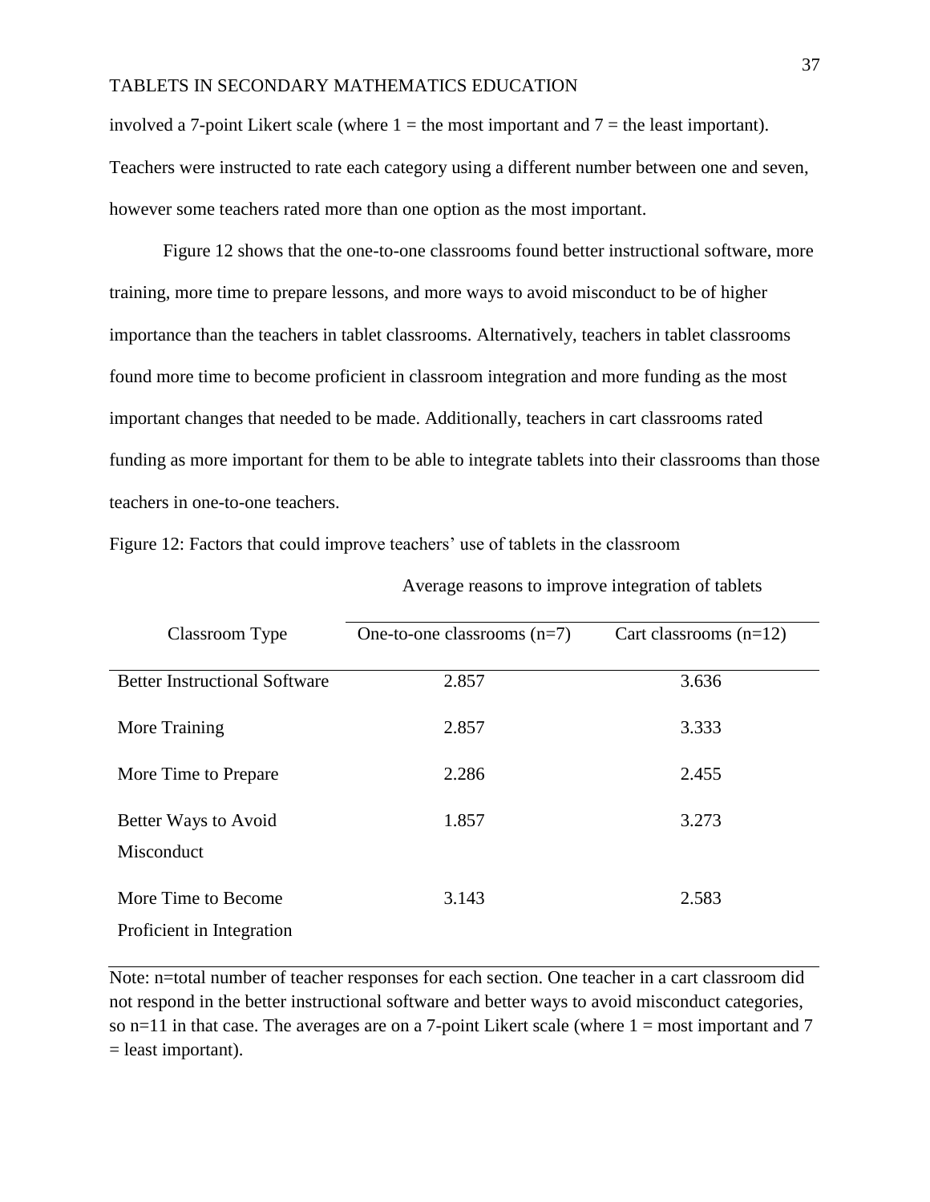involved a 7-point Likert scale (where 1 = the most important and 7 = the least important). Teachers were instructed to rate each category using a different number between one and seven, however some teachers rated more than one option as the most important.

Figure 12 shows that the one-to-one classrooms found better instructional software, more training, more time to prepare lessons, and more ways to avoid misconduct to be of higher importance than the teachers in tablet classrooms. Alternatively, teachers in tablet classrooms found more time to become proficient in classroom integration and more funding as the most important changes that needed to be made. Additionally, teachers in cart classrooms rated funding as more important for them to be able to integrate tablets into their classrooms than those teachers in one-to-one teachers.

Figure 12: Factors that could improve teachers' use of tablets in the classroom

| | Average reasons to improve integration of tablets | |
|---|---|---|
| Classroom Type | One-to-one classrooms (n=7) | Cart classrooms (n=12) |
| Better Instructional Software | 2.857 | 3.636 |
| More Training | 2.857 | 3.333 |
| More Time to Prepare | 2.286 | 2.455 |
| Better Ways to Avoid Misconduct | 1.857 | 3.273 |
| More Time to Become Proficient in Integration | 3.143 | 2.583 |

Note: n=total number of teacher responses for each section. One teacher in a cart classroom did not respond in the better instructional software and better ways to avoid misconduct categories, so n=11 in that case. The averages are on a 7-point Likert scale (where 1 = most important and 7 = least important).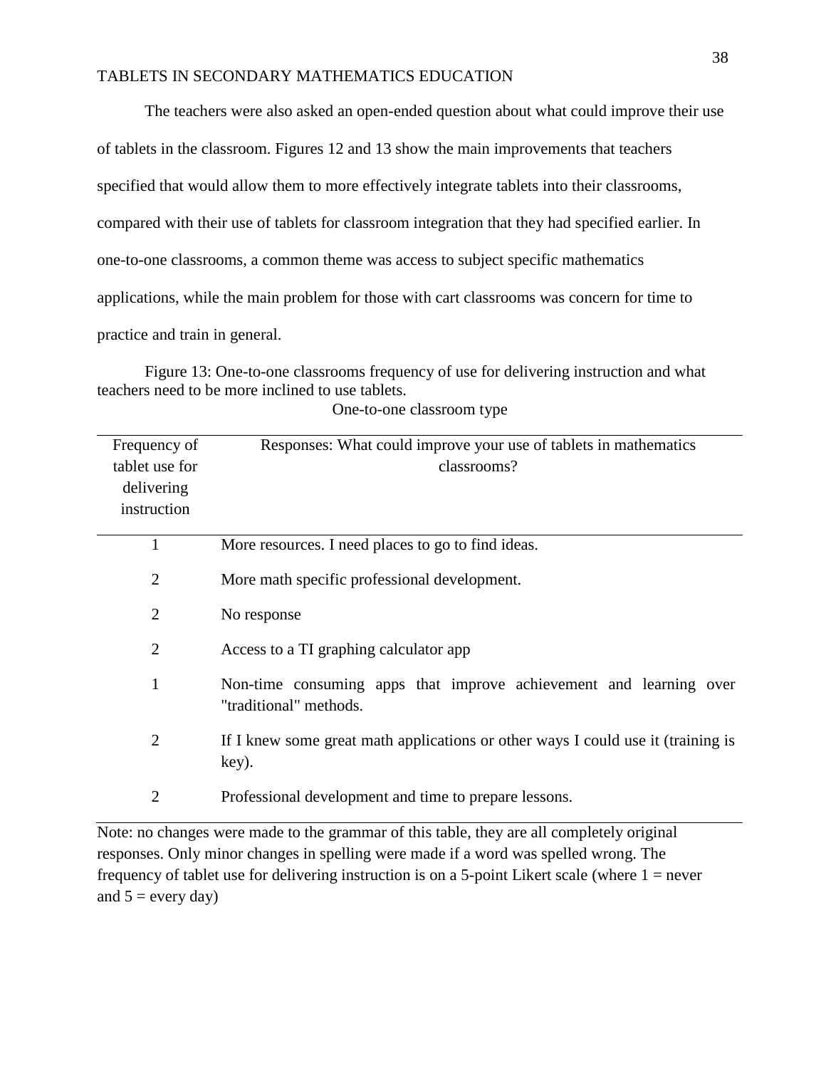The teachers were also asked an open-ended question about what could improve their use of tablets in the classroom. Figures 12 and 13 show the main improvements that teachers specified that would allow them to more effectively integrate tablets into their classrooms, compared with their use of tablets for classroom integration that they had specified earlier. In one-to-one classrooms, a common theme was access to subject specific mathematics applications, while the main problem for those with cart classrooms was concern for time to practice and train in general.

Figure 13: One-to-one classrooms frequency of use for delivering instruction and what teachers need to be more inclined to use tablets.

One-to-one classroom type

| Frequency of tablet use for delivering instruction | Responses: What could improve your use of tablets in mathematics classrooms? |
|---|---|
| 1 | More resources. I need places to go to find ideas. |
| 2 | More math specific professional development. |
| 2 | No response |
| 2 | Access to a TI graphing calculator app |
| 1 | Non-time consuming apps that improve achievement and learning over "traditional" methods. |
| 2 | If I knew some great math applications or other ways I could use it (training is key). |
| 2 | Professional development and time to prepare lessons. |

Note: no changes were made to the grammar of this table, they are all completely original responses. Only minor changes in spelling were made if a word was spelled wrong. The frequency of tablet use for delivering instruction is on a 5-point Likert scale (where 1 = never and 5 = every day)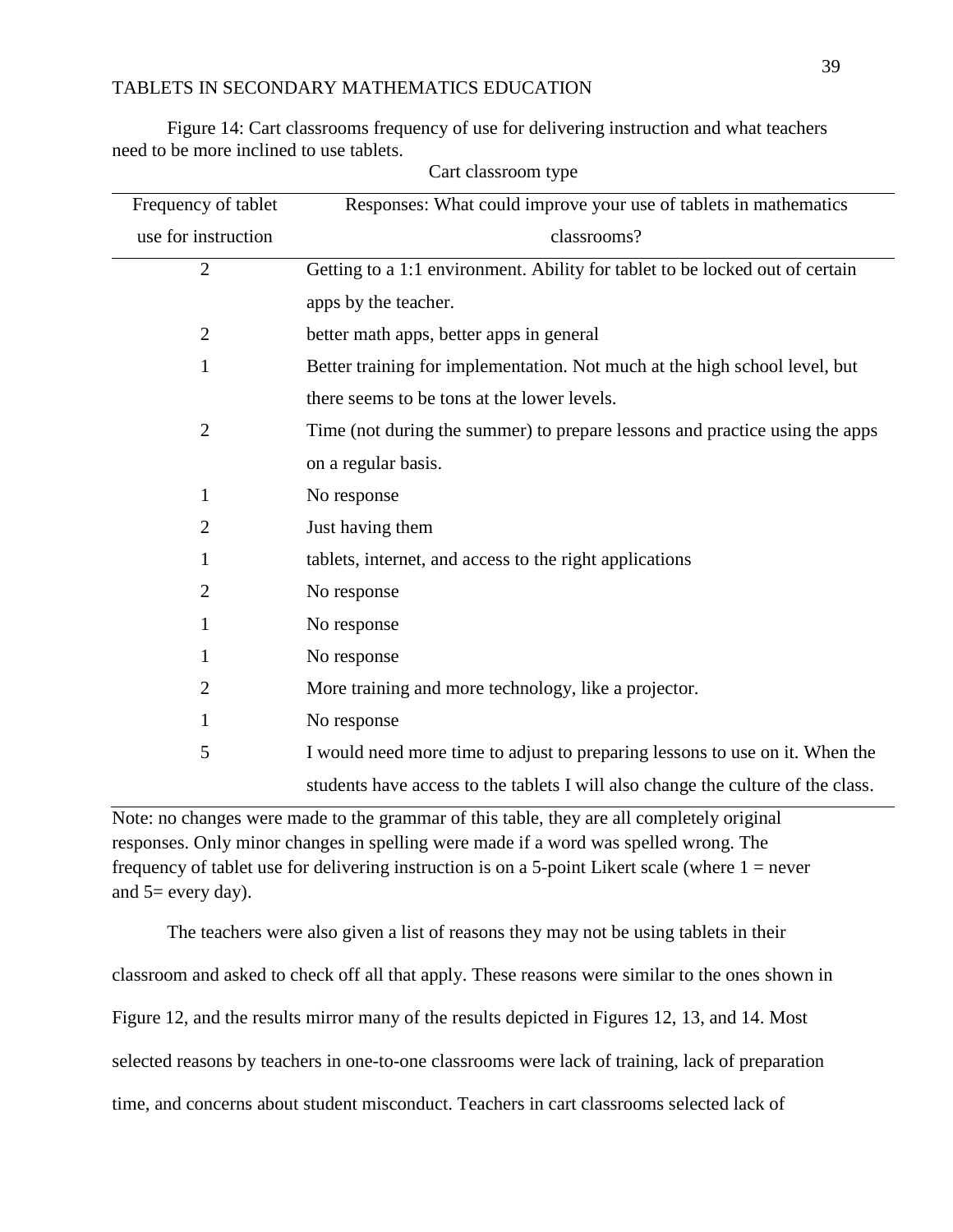Figure 14: Cart classrooms frequency of use for delivering instruction and what teachers need to be more inclined to use tablets.

Cart classroom type

| Frequency of tablet use for instruction | Responses: What could improve your use of tablets in mathematics classrooms? |
|---|---|
| 2 | Getting to a 1:1 environment. Ability for tablet to be locked out of certain apps by the teacher. |
| 2 | better math apps, better apps in general |
| 1 | Better training for implementation. Not much at the high school level, but there seems to be tons at the lower levels. |
| 2 | Time (not during the summer) to prepare lessons and practice using the apps on a regular basis. |
| 1 | No response |
| 2 | Just having them |
| 1 | tablets, internet, and access to the right applications |
| 2 | No response |
| 1 | No response |
| 1 | No response |
| 2 | More training and more technology, like a projector. |
| 1 | No response |
| 5 | I would need more time to adjust to preparing lessons to use on it. When the students have access to the tablets I will also change the culture of the class. |

Note: no changes were made to the grammar of this table, they are all completely original responses. Only minor changes in spelling were made if a word was spelled wrong. The frequency of tablet use for delivering instruction is on a 5-point Likert scale (where 1 = never and 5= every day).

The teachers were also given a list of reasons they may not be using tablets in their classroom and asked to check off all that apply. These reasons were similar to the ones shown in Figure 12, and the results mirror many of the results depicted in Figures 12, 13, and 14. Most selected reasons by teachers in one-to-one classrooms were lack of training, lack of preparation time, and concerns about student misconduct. Teachers in cart classrooms selected lack of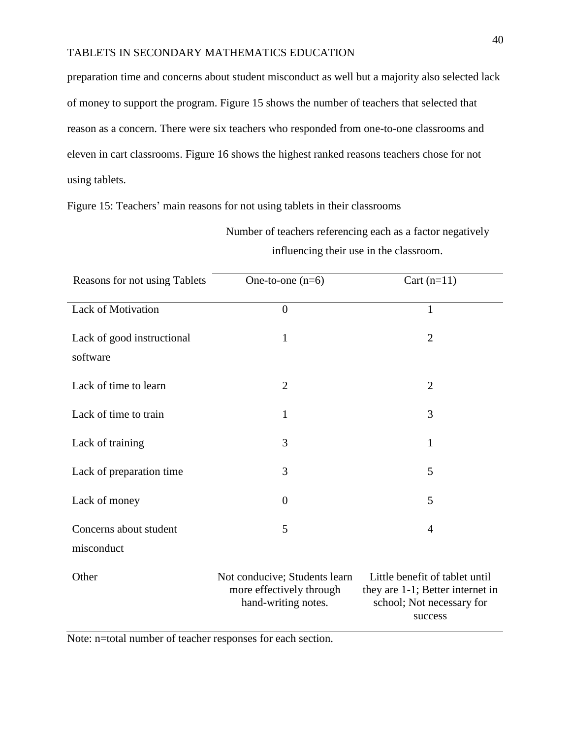preparation time and concerns about student misconduct as well but a majority also selected lack of money to support the program. Figure 15 shows the number of teachers that selected that reason as a concern. There were six teachers who responded from one-to-one classrooms and eleven in cart classrooms. Figure 16 shows the highest ranked reasons teachers chose for not using tablets.

Figure 15: Teachers' main reasons for not using tablets in their classrooms

| | Number of teachers referencing each as a factor negatively influencing their use in the classroom. | |
|---|---|---|
| Reasons for not using Tablets | One-to-one (n=6) | Cart (n=11) |
| Lack of Motivation | 0 | 1 |
| Lack of good instructional software | 1 | 2 |
| Lack of time to learn | 2 | 2 |
| Lack of time to train | 1 | 3 |
| Lack of training | 3 | 1 |
| Lack of preparation time | 3 | 5 |
| Lack of money | 0 | 5 |
| Concerns about student misconduct | 5 | 4 |
| Other | Not conducive; Students learn more effectively through hand-writing notes. | Little benefit of tablet until they are 1-1; Better internet in school; Not necessary for success |

Note: n=total number of teacher responses for each section.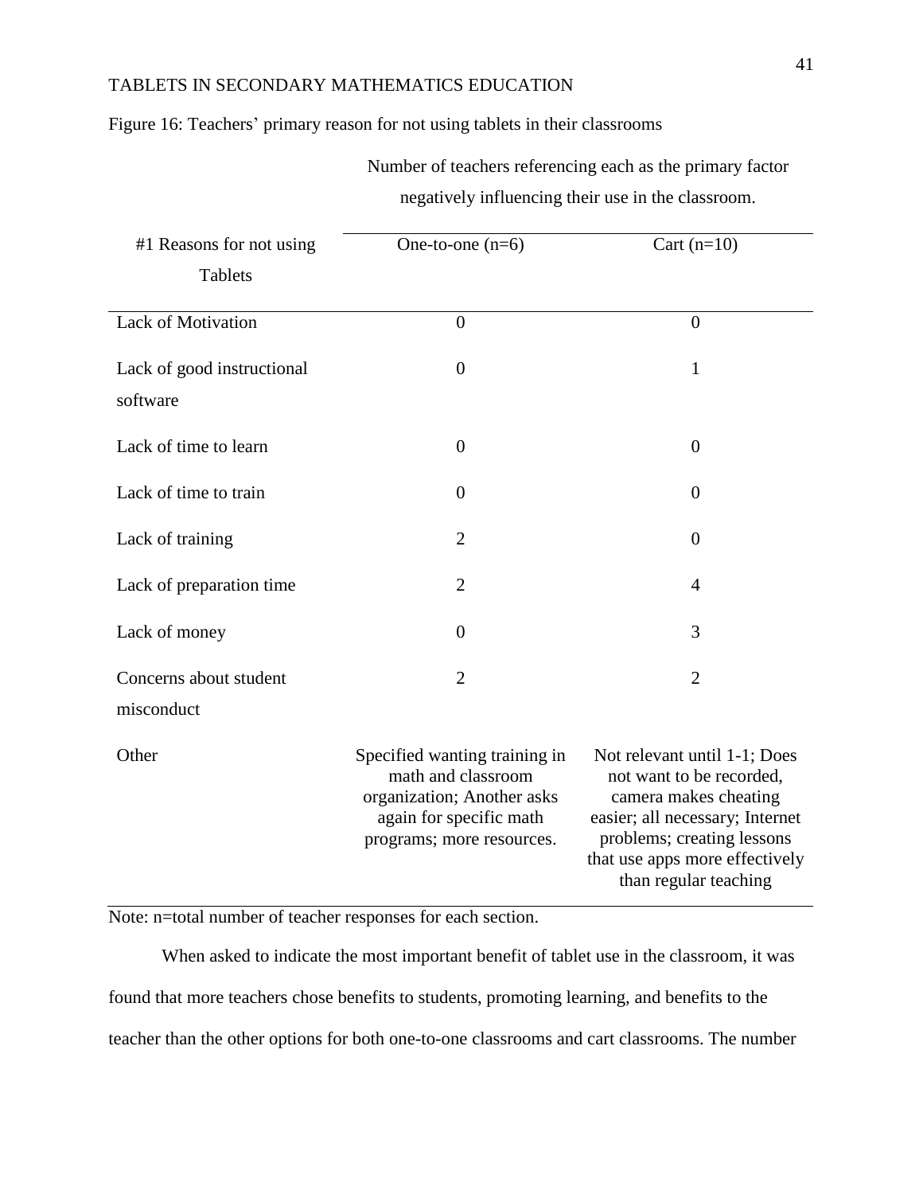Figure 16: Teachers' primary reason for not using tablets in their classrooms

| #1 Reasons for not using Tablets | Number of teachers referencing each as the primary factor negatively influencing their use in the classroom. | |
|---|---|---|
| | One-to-one (n=6) | Cart (n=10) |
| Lack of Motivation | 0 | 0 |
| Lack of good instructional software | 0 | 1 |
| Lack of time to learn | 0 | 0 |
| Lack of time to train | 0 | 0 |
| Lack of training | 2 | 0 |
| Lack of preparation time | 2 | 4 |
| Lack of money | 0 | 3 |
| Concerns about student misconduct | 2 | 2 |
| Other | Specified wanting training in math and classroom organization; Another asks again for specific math programs; more resources. | Not relevant until 1-1; Does not want to be recorded, camera makes cheating easier; all necessary; Internet problems; creating lessons that use apps more effectively than regular teaching |

Note: n=total number of teacher responses for each section.

When asked to indicate the most important benefit of tablet use in the classroom, it was found that more teachers chose benefits to students, promoting learning, and benefits to the teacher than the other options for both one-to-one classrooms and cart classrooms. The number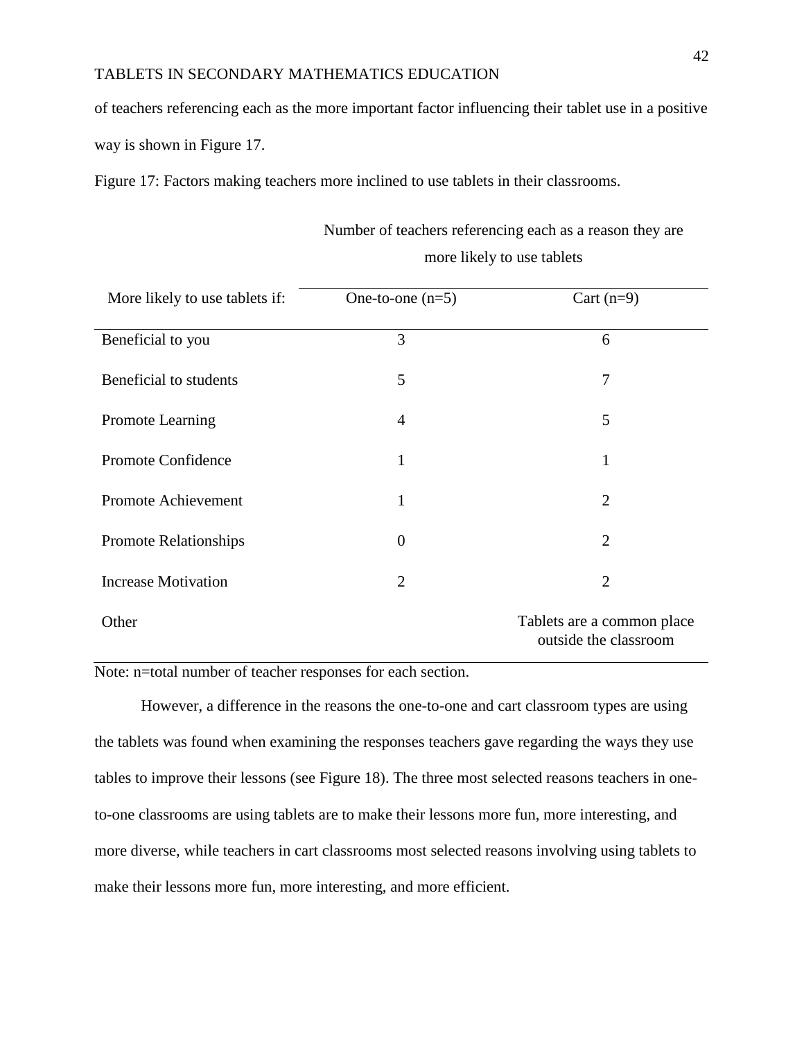of teachers referencing each as the more important factor influencing their tablet use in a positive way is shown in Figure 17.

Figure 17: Factors making teachers more inclined to use tablets in their classrooms.

| | Number of teachers referencing each as a reason they are more likely to use tablets | |
|---|---|---|
| More likely to use tablets if: | One-to-one (n=5) | Cart (n=9) |
| Beneficial to you | 3 | 6 |
| Beneficial to students | 5 | 7 |
| Promote Learning | 4 | 5 |
| Promote Confidence | 1 | 1 |
| Promote Achievement | 1 | 2 |
| Promote Relationships | 0 | 2 |
| Increase Motivation | 2 | 2 |
| Other | | Tablets are a common place outside the classroom |

Note: n=total number of teacher responses for each section.

However, a difference in the reasons the one-to-one and cart classroom types are using the tablets was found when examining the responses teachers gave regarding the ways they use tables to improve their lessons (see Figure 18). The three most selected reasons teachers in one-to-one classrooms are using tablets are to make their lessons more fun, more interesting, and more diverse, while teachers in cart classrooms most selected reasons involving using tablets to make their lessons more fun, more interesting, and more efficient.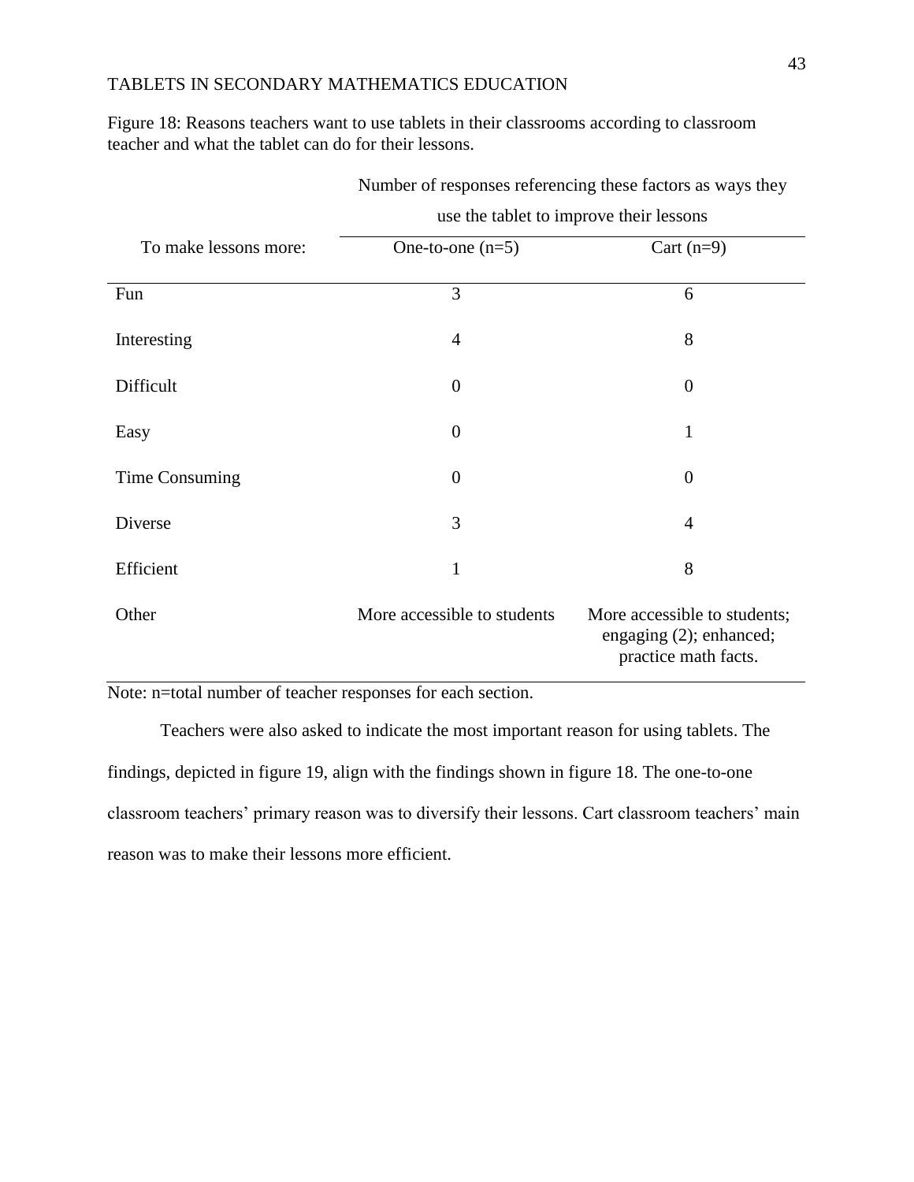Figure 18: Reasons teachers want to use tablets in their classrooms according to classroom teacher and what the tablet can do for their lessons.

| | Number of responses referencing these factors as ways they use the tablet to improve their lessons | |
|---|---|---|
| To make lessons more: | One-to-one (n=5) | Cart (n=9) |
| Fun | 3 | 6 |
| Interesting | 4 | 8 |
| Difficult | 0 | 0 |
| Easy | 0 | 1 |
| Time Consuming | 0 | 0 |
| Diverse | 3 | 4 |
| Efficient | 1 | 8 |
| Other | More accessible to students | More accessible to students; engaging (2); enhanced; practice math facts. |

Note: n=total number of teacher responses for each section.

Teachers were also asked to indicate the most important reason for using tablets. The findings, depicted in figure 19, align with the findings shown in figure 18. The one-to-one classroom teachers' primary reason was to diversify their lessons. Cart classroom teachers' main reason was to make their lessons more efficient.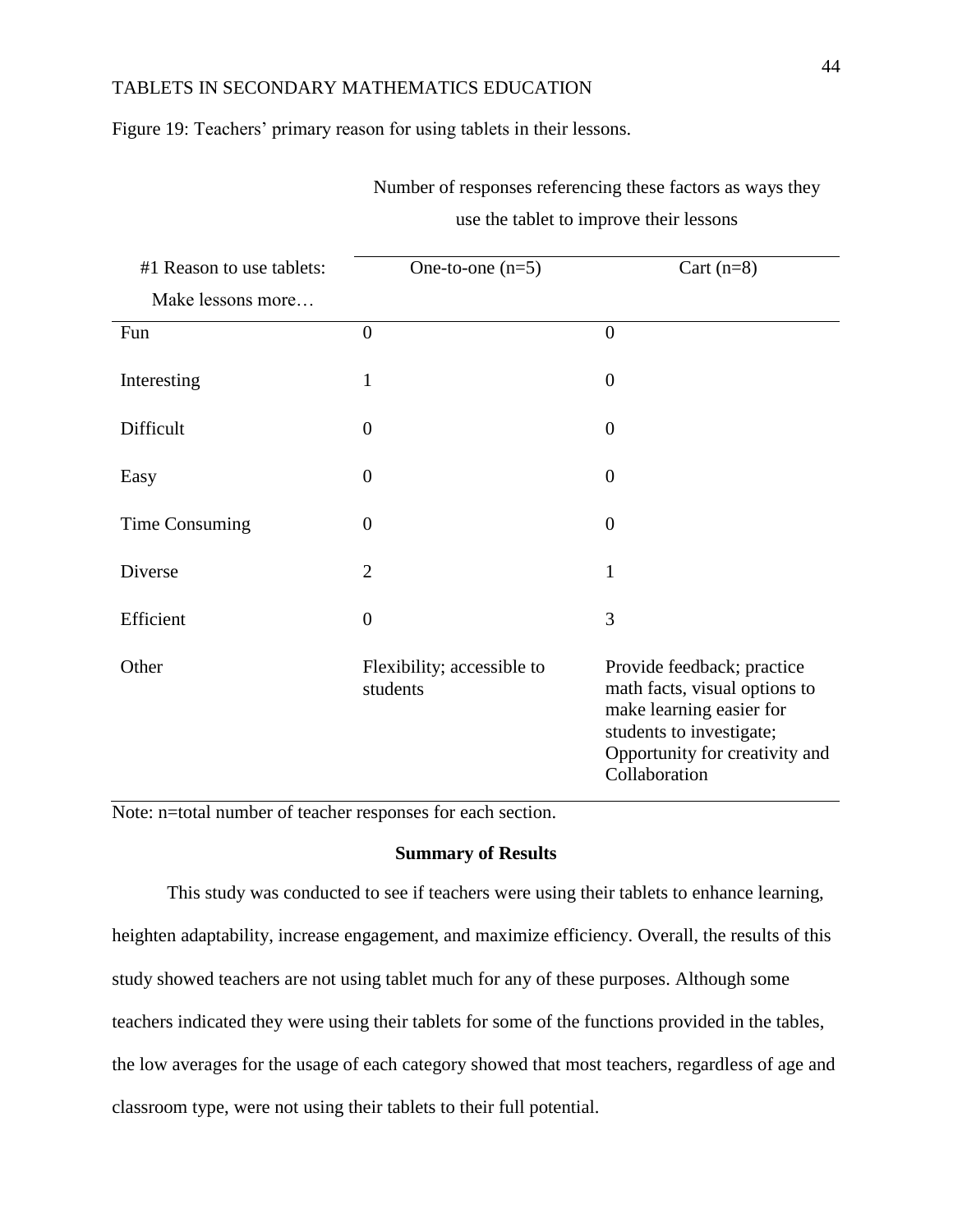Figure 19: Teachers' primary reason for using tablets in their lessons.

| #1 Reason to use tablets: Make lessons more… | Number of responses referencing these factors as ways they use the tablet to improve their lessons | |
|---|---|---|
| | One-to-one (n=5) | Cart (n=8) |
| Fun | 0 | 0 |
| Interesting | 1 | 0 |
| Difficult | 0 | 0 |
| Easy | 0 | 0 |
| Time Consuming | 0 | 0 |
| Diverse | 2 | 1 |
| Efficient | 0 | 3 |
| Other | Flexibility; accessible to students | Provide feedback; practice math facts, visual options to make learning easier for students to investigate; Opportunity for creativity and Collaboration |

Note: n=total number of teacher responses for each section.

## Summary of Results

This study was conducted to see if teachers were using their tablets to enhance learning, heighten adaptability, increase engagement, and maximize efficiency. Overall, the results of this study showed teachers are not using tablet much for any of these purposes. Although some teachers indicated they were using their tablets for some of the functions provided in the tables, the low averages for the usage of each category showed that most teachers, regardless of age and classroom type, were not using their tablets to their full potential.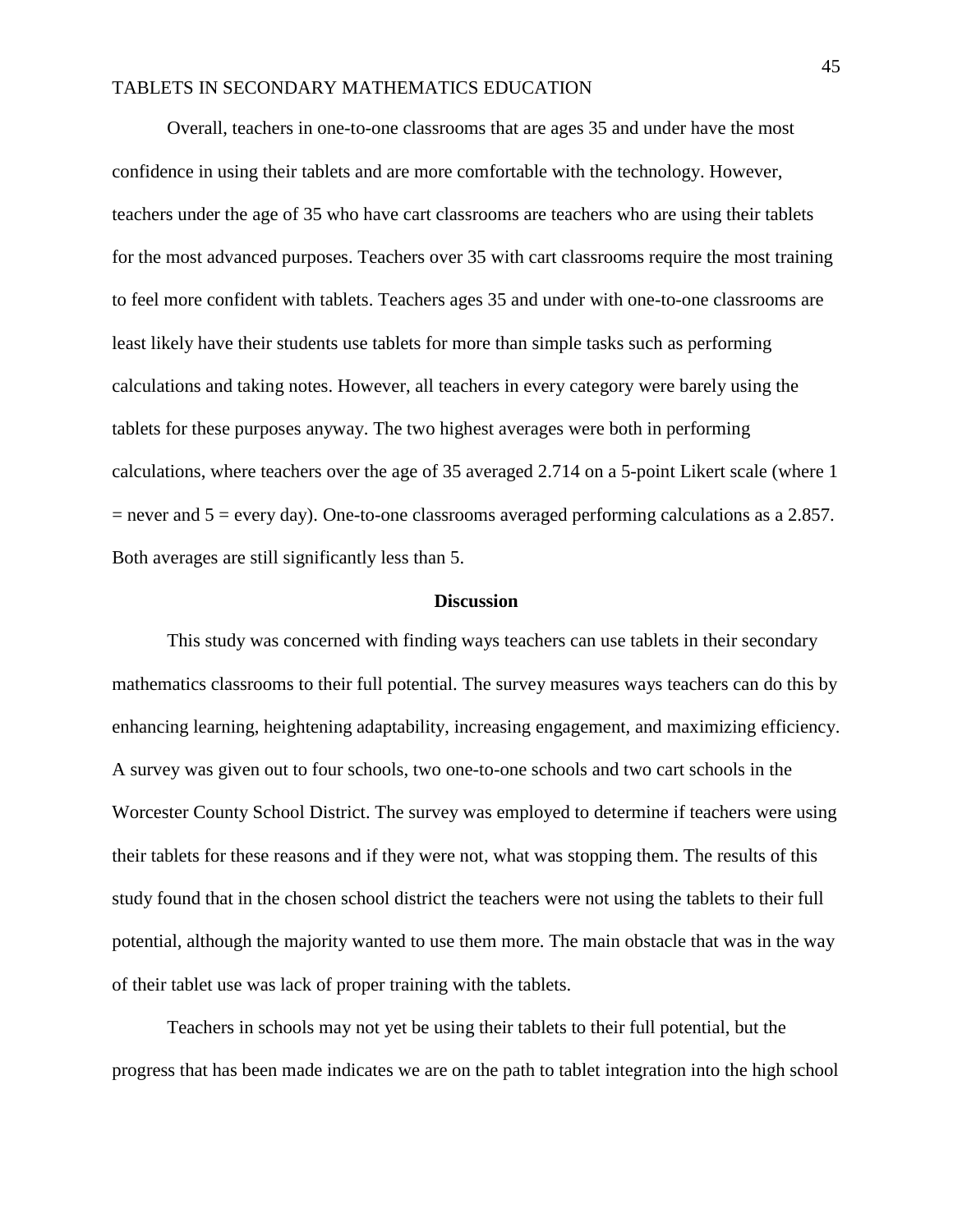Overall, teachers in one-to-one classrooms that are ages 35 and under have the most confidence in using their tablets and are more comfortable with the technology. However, teachers under the age of 35 who have cart classrooms are teachers who are using their tablets for the most advanced purposes. Teachers over 35 with cart classrooms require the most training to feel more confident with tablets. Teachers ages 35 and under with one-to-one classrooms are least likely have their students use tablets for more than simple tasks such as performing calculations and taking notes. However, all teachers in every category were barely using the tablets for these purposes anyway. The two highest averages were both in performing calculations, where teachers over the age of 35 averaged 2.714 on a 5-point Likert scale (where 1 = never and 5 = every day). One-to-one classrooms averaged performing calculations as a 2.857. Both averages are still significantly less than 5.

## Discussion

This study was concerned with finding ways teachers can use tablets in their secondary mathematics classrooms to their full potential. The survey measures ways teachers can do this by enhancing learning, heightening adaptability, increasing engagement, and maximizing efficiency. A survey was given out to four schools, two one-to-one schools and two cart schools in the Worcester County School District. The survey was employed to determine if teachers were using their tablets for these reasons and if they were not, what was stopping them. The results of this study found that in the chosen school district the teachers were not using the tablets to their full potential, although the majority wanted to use them more. The main obstacle that was in the way of their tablet use was lack of proper training with the tablets.

Teachers in schools may not yet be using their tablets to their full potential, but the progress that has been made indicates we are on the path to tablet integration into the high school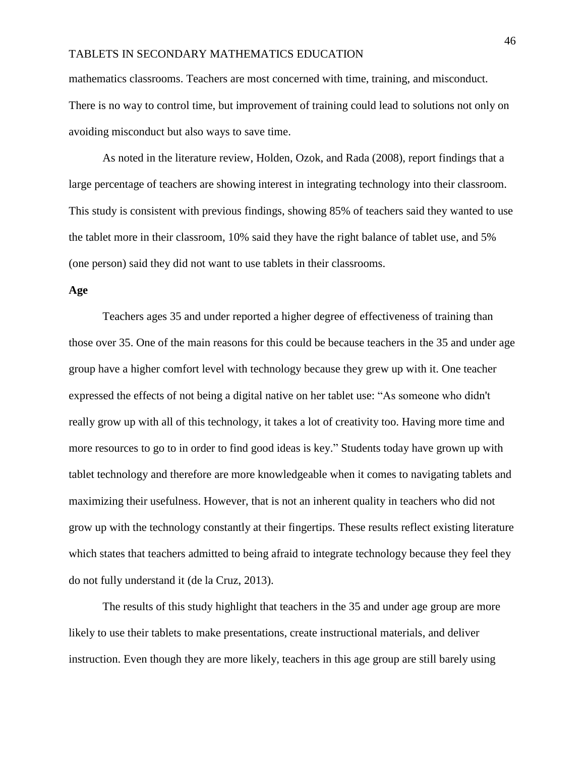mathematics classrooms. Teachers are most concerned with time, training, and misconduct. There is no way to control time, but improvement of training could lead to solutions not only on avoiding misconduct but also ways to save time.

As noted in the literature review, Holden, Ozok, and Rada (2008), report findings that a large percentage of teachers are showing interest in integrating technology into their classroom. This study is consistent with previous findings, showing 85% of teachers said they wanted to use the tablet more in their classroom, 10% said they have the right balance of tablet use, and 5% (one person) said they did not want to use tablets in their classrooms.

**Age**

Teachers ages 35 and under reported a higher degree of effectiveness of training than those over 35. One of the main reasons for this could be because teachers in the 35 and under age group have a higher comfort level with technology because they grew up with it. One teacher expressed the effects of not being a digital native on her tablet use: "As someone who didn't really grow up with all of this technology, it takes a lot of creativity too. Having more time and more resources to go to in order to find good ideas is key." Students today have grown up with tablet technology and therefore are more knowledgeable when it comes to navigating tablets and maximizing their usefulness. However, that is not an inherent quality in teachers who did not grow up with the technology constantly at their fingertips. These results reflect existing literature which states that teachers admitted to being afraid to integrate technology because they feel they do not fully understand it (de la Cruz, 2013).

The results of this study highlight that teachers in the 35 and under age group are more likely to use their tablets to make presentations, create instructional materials, and deliver instruction. Even though they are more likely, teachers in this age group are still barely using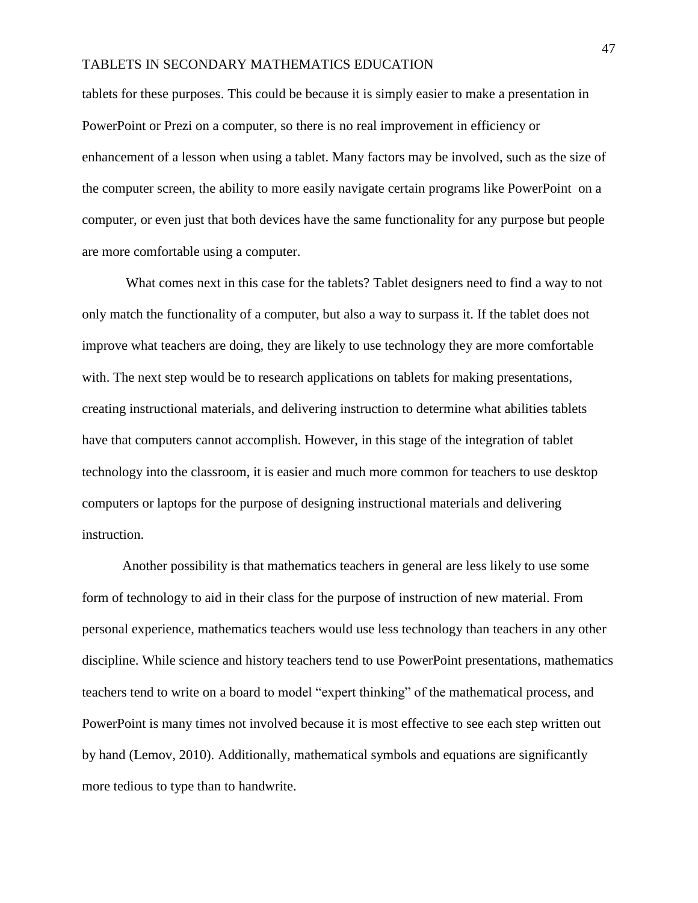tablets for these purposes. This could be because it is simply easier to make a presentation in PowerPoint or Prezi on a computer, so there is no real improvement in efficiency or enhancement of a lesson when using a tablet. Many factors may be involved, such as the size of the computer screen, the ability to more easily navigate certain programs like PowerPoint on a computer, or even just that both devices have the same functionality for any purpose but people are more comfortable using a computer.

What comes next in this case for the tablets? Tablet designers need to find a way to not only match the functionality of a computer, but also a way to surpass it. If the tablet does not improve what teachers are doing, they are likely to use technology they are more comfortable with. The next step would be to research applications on tablets for making presentations, creating instructional materials, and delivering instruction to determine what abilities tablets have that computers cannot accomplish. However, in this stage of the integration of tablet technology into the classroom, it is easier and much more common for teachers to use desktop computers or laptops for the purpose of designing instructional materials and delivering instruction.

Another possibility is that mathematics teachers in general are less likely to use some form of technology to aid in their class for the purpose of instruction of new material. From personal experience, mathematics teachers would use less technology than teachers in any other discipline. While science and history teachers tend to use PowerPoint presentations, mathematics teachers tend to write on a board to model "expert thinking" of the mathematical process, and PowerPoint is many times not involved because it is most effective to see each step written out by hand (Lemov, 2010). Additionally, mathematical symbols and equations are significantly more tedious to type than to handwrite.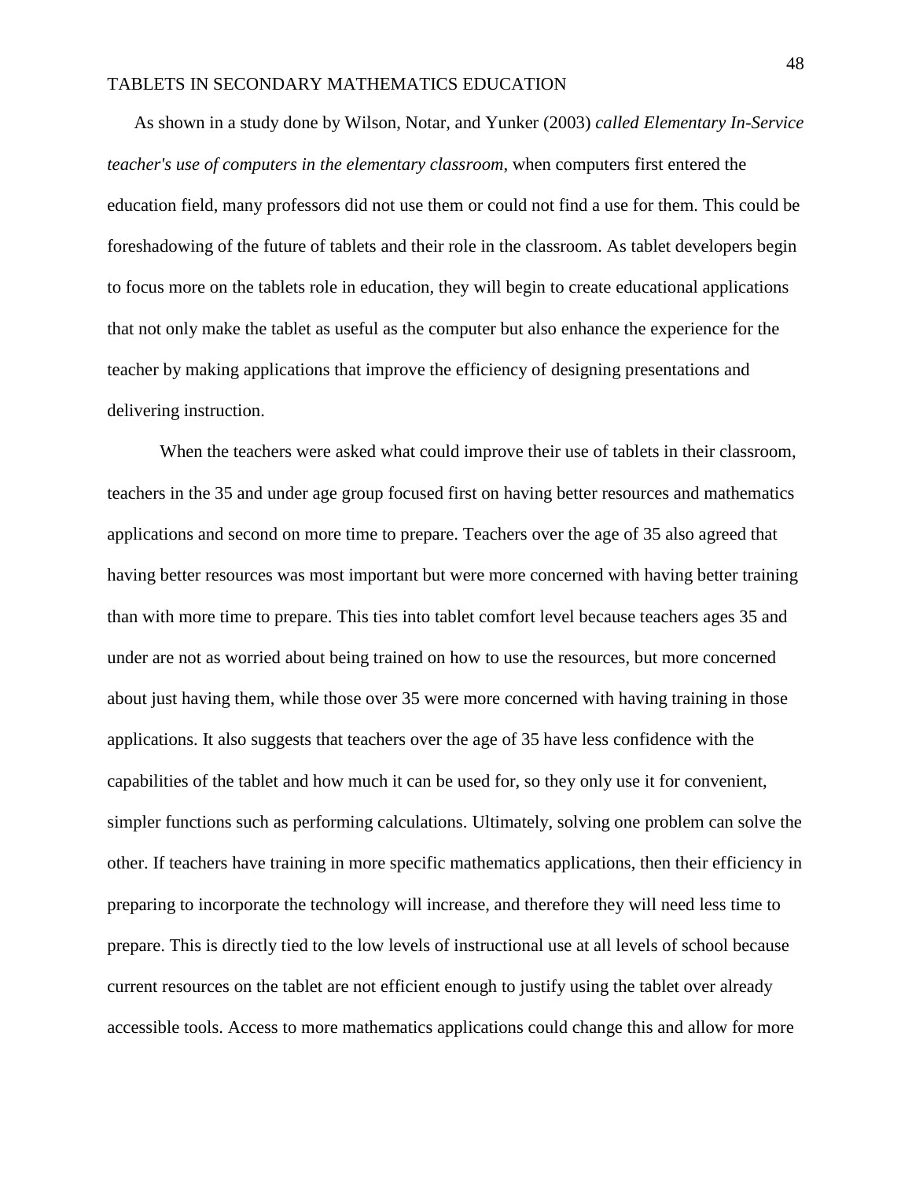As shown in a study done by Wilson, Notar, and Yunker (2003) *called Elementary In-Service teacher's use of computers in the elementary classroom*, when computers first entered the education field, many professors did not use them or could not find a use for them. This could be foreshadowing of the future of tablets and their role in the classroom. As tablet developers begin to focus more on the tablets role in education, they will begin to create educational applications that not only make the tablet as useful as the computer but also enhance the experience for the teacher by making applications that improve the efficiency of designing presentations and delivering instruction.

When the teachers were asked what could improve their use of tablets in their classroom, teachers in the 35 and under age group focused first on having better resources and mathematics applications and second on more time to prepare. Teachers over the age of 35 also agreed that having better resources was most important but were more concerned with having better training than with more time to prepare. This ties into tablet comfort level because teachers ages 35 and under are not as worried about being trained on how to use the resources, but more concerned about just having them, while those over 35 were more concerned with having training in those applications. It also suggests that teachers over the age of 35 have less confidence with the capabilities of the tablet and how much it can be used for, so they only use it for convenient, simpler functions such as performing calculations. Ultimately, solving one problem can solve the other. If teachers have training in more specific mathematics applications, then their efficiency in preparing to incorporate the technology will increase, and therefore they will need less time to prepare. This is directly tied to the low levels of instructional use at all levels of school because current resources on the tablet are not efficient enough to justify using the tablet over already accessible tools. Access to more mathematics applications could change this and allow for more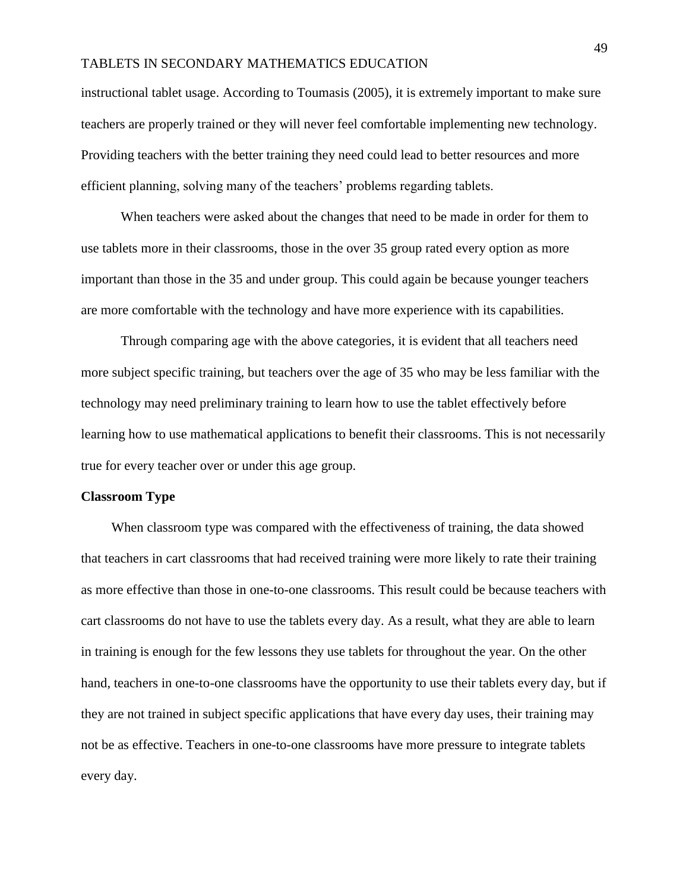instructional tablet usage. According to Toumasis (2005), it is extremely important to make sure teachers are properly trained or they will never feel comfortable implementing new technology. Providing teachers with the better training they need could lead to better resources and more efficient planning, solving many of the teachers' problems regarding tablets.

When teachers were asked about the changes that need to be made in order for them to use tablets more in their classrooms, those in the over 35 group rated every option as more important than those in the 35 and under group. This could again be because younger teachers are more comfortable with the technology and have more experience with its capabilities.

Through comparing age with the above categories, it is evident that all teachers need more subject specific training, but teachers over the age of 35 who may be less familiar with the technology may need preliminary training to learn how to use the tablet effectively before learning how to use mathematical applications to benefit their classrooms. This is not necessarily true for every teacher over or under this age group.

**Classroom Type**

When classroom type was compared with the effectiveness of training, the data showed that teachers in cart classrooms that had received training were more likely to rate their training as more effective than those in one-to-one classrooms. This result could be because teachers with cart classrooms do not have to use the tablets every day. As a result, what they are able to learn in training is enough for the few lessons they use tablets for throughout the year. On the other hand, teachers in one-to-one classrooms have the opportunity to use their tablets every day, but if they are not trained in subject specific applications that have every day uses, their training may not be as effective. Teachers in one-to-one classrooms have more pressure to integrate tablets every day.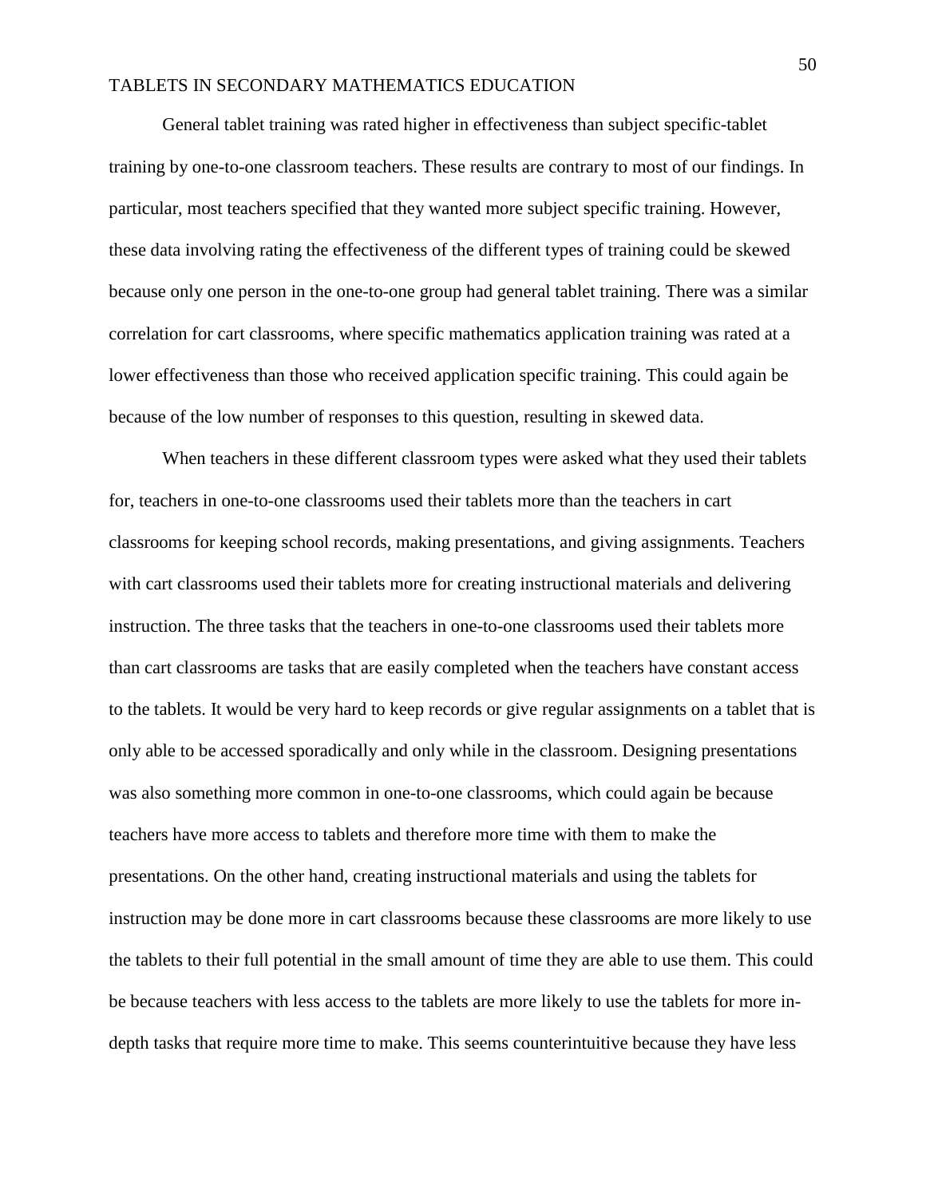General tablet training was rated higher in effectiveness than subject specific-tablet training by one-to-one classroom teachers. These results are contrary to most of our findings. In particular, most teachers specified that they wanted more subject specific training. However, these data involving rating the effectiveness of the different types of training could be skewed because only one person in the one-to-one group had general tablet training. There was a similar correlation for cart classrooms, where specific mathematics application training was rated at a lower effectiveness than those who received application specific training. This could again be because of the low number of responses to this question, resulting in skewed data.

When teachers in these different classroom types were asked what they used their tablets for, teachers in one-to-one classrooms used their tablets more than the teachers in cart classrooms for keeping school records, making presentations, and giving assignments. Teachers with cart classrooms used their tablets more for creating instructional materials and delivering instruction. The three tasks that the teachers in one-to-one classrooms used their tablets more than cart classrooms are tasks that are easily completed when the teachers have constant access to the tablets. It would be very hard to keep records or give regular assignments on a tablet that is only able to be accessed sporadically and only while in the classroom. Designing presentations was also something more common in one-to-one classrooms, which could again be because teachers have more access to tablets and therefore more time with them to make the presentations. On the other hand, creating instructional materials and using the tablets for instruction may be done more in cart classrooms because these classrooms are more likely to use the tablets to their full potential in the small amount of time they are able to use them. This could be because teachers with less access to the tablets are more likely to use the tablets for more in-depth tasks that require more time to make. This seems counterintuitive because they have less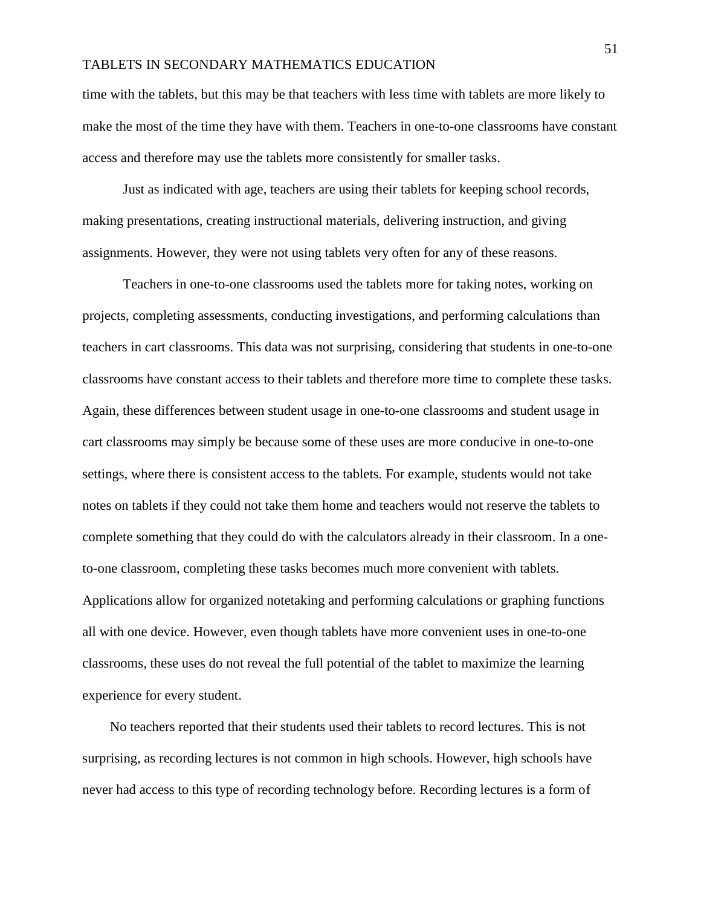time with the tablets, but this may be that teachers with less time with tablets are more likely to make the most of the time they have with them. Teachers in one-to-one classrooms have constant access and therefore may use the tablets more consistently for smaller tasks.

Just as indicated with age, teachers are using their tablets for keeping school records, making presentations, creating instructional materials, delivering instruction, and giving assignments. However, they were not using tablets very often for any of these reasons.

Teachers in one-to-one classrooms used the tablets more for taking notes, working on projects, completing assessments, conducting investigations, and performing calculations than teachers in cart classrooms. This data was not surprising, considering that students in one-to-one classrooms have constant access to their tablets and therefore more time to complete these tasks. Again, these differences between student usage in one-to-one classrooms and student usage in cart classrooms may simply be because some of these uses are more conducive in one-to-one settings, where there is consistent access to the tablets. For example, students would not take notes on tablets if they could not take them home and teachers would not reserve the tablets to complete something that they could do with the calculators already in their classroom. In a one-to-one classroom, completing these tasks becomes much more convenient with tablets. Applications allow for organized notetaking and performing calculations or graphing functions all with one device. However, even though tablets have more convenient uses in one-to-one classrooms, these uses do not reveal the full potential of the tablet to maximize the learning experience for every student.

No teachers reported that their students used their tablets to record lectures. This is not surprising, as recording lectures is not common in high schools. However, high schools have never had access to this type of recording technology before. Recording lectures is a form of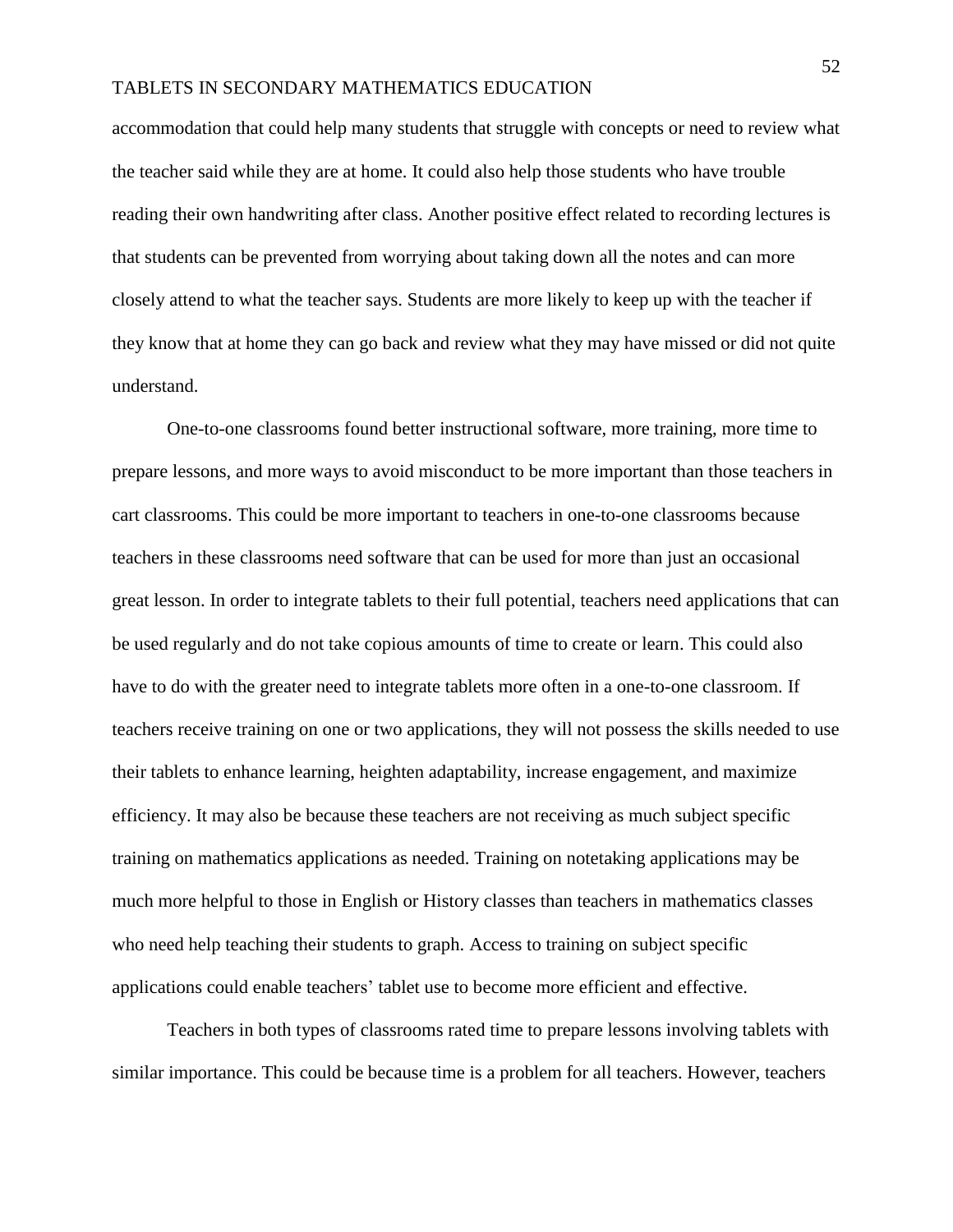accommodation that could help many students that struggle with concepts or need to review what the teacher said while they are at home. It could also help those students who have trouble reading their own handwriting after class. Another positive effect related to recording lectures is that students can be prevented from worrying about taking down all the notes and can more closely attend to what the teacher says. Students are more likely to keep up with the teacher if they know that at home they can go back and review what they may have missed or did not quite understand.

One-to-one classrooms found better instructional software, more training, more time to prepare lessons, and more ways to avoid misconduct to be more important than those teachers in cart classrooms. This could be more important to teachers in one-to-one classrooms because teachers in these classrooms need software that can be used for more than just an occasional great lesson. In order to integrate tablets to their full potential, teachers need applications that can be used regularly and do not take copious amounts of time to create or learn. This could also have to do with the greater need to integrate tablets more often in a one-to-one classroom. If teachers receive training on one or two applications, they will not possess the skills needed to use their tablets to enhance learning, heighten adaptability, increase engagement, and maximize efficiency. It may also be because these teachers are not receiving as much subject specific training on mathematics applications as needed. Training on notetaking applications may be much more helpful to those in English or History classes than teachers in mathematics classes who need help teaching their students to graph. Access to training on subject specific applications could enable teachers' tablet use to become more efficient and effective.

Teachers in both types of classrooms rated time to prepare lessons involving tablets with similar importance. This could be because time is a problem for all teachers. However, teachers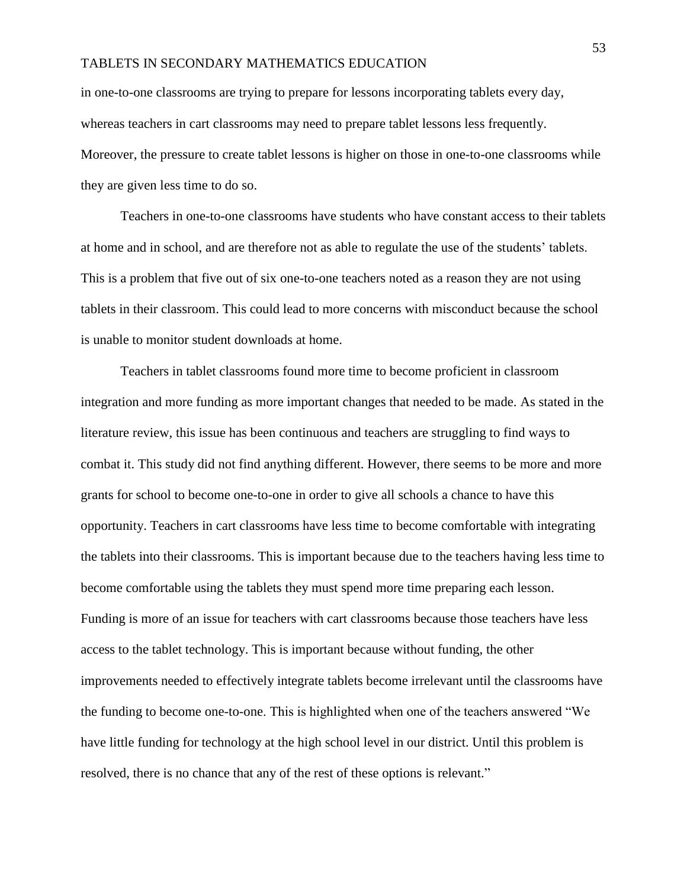in one-to-one classrooms are trying to prepare for lessons incorporating tablets every day, whereas teachers in cart classrooms may need to prepare tablet lessons less frequently. Moreover, the pressure to create tablet lessons is higher on those in one-to-one classrooms while they are given less time to do so.

Teachers in one-to-one classrooms have students who have constant access to their tablets at home and in school, and are therefore not as able to regulate the use of the students' tablets. This is a problem that five out of six one-to-one teachers noted as a reason they are not using tablets in their classroom. This could lead to more concerns with misconduct because the school is unable to monitor student downloads at home.

Teachers in tablet classrooms found more time to become proficient in classroom integration and more funding as more important changes that needed to be made. As stated in the literature review, this issue has been continuous and teachers are struggling to find ways to combat it. This study did not find anything different. However, there seems to be more and more grants for school to become one-to-one in order to give all schools a chance to have this opportunity. Teachers in cart classrooms have less time to become comfortable with integrating the tablets into their classrooms. This is important because due to the teachers having less time to become comfortable using the tablets they must spend more time preparing each lesson. Funding is more of an issue for teachers with cart classrooms because those teachers have less access to the tablet technology. This is important because without funding, the other improvements needed to effectively integrate tablets become irrelevant until the classrooms have the funding to become one-to-one. This is highlighted when one of the teachers answered "We have little funding for technology at the high school level in our district. Until this problem is resolved, there is no chance that any of the rest of these options is relevant."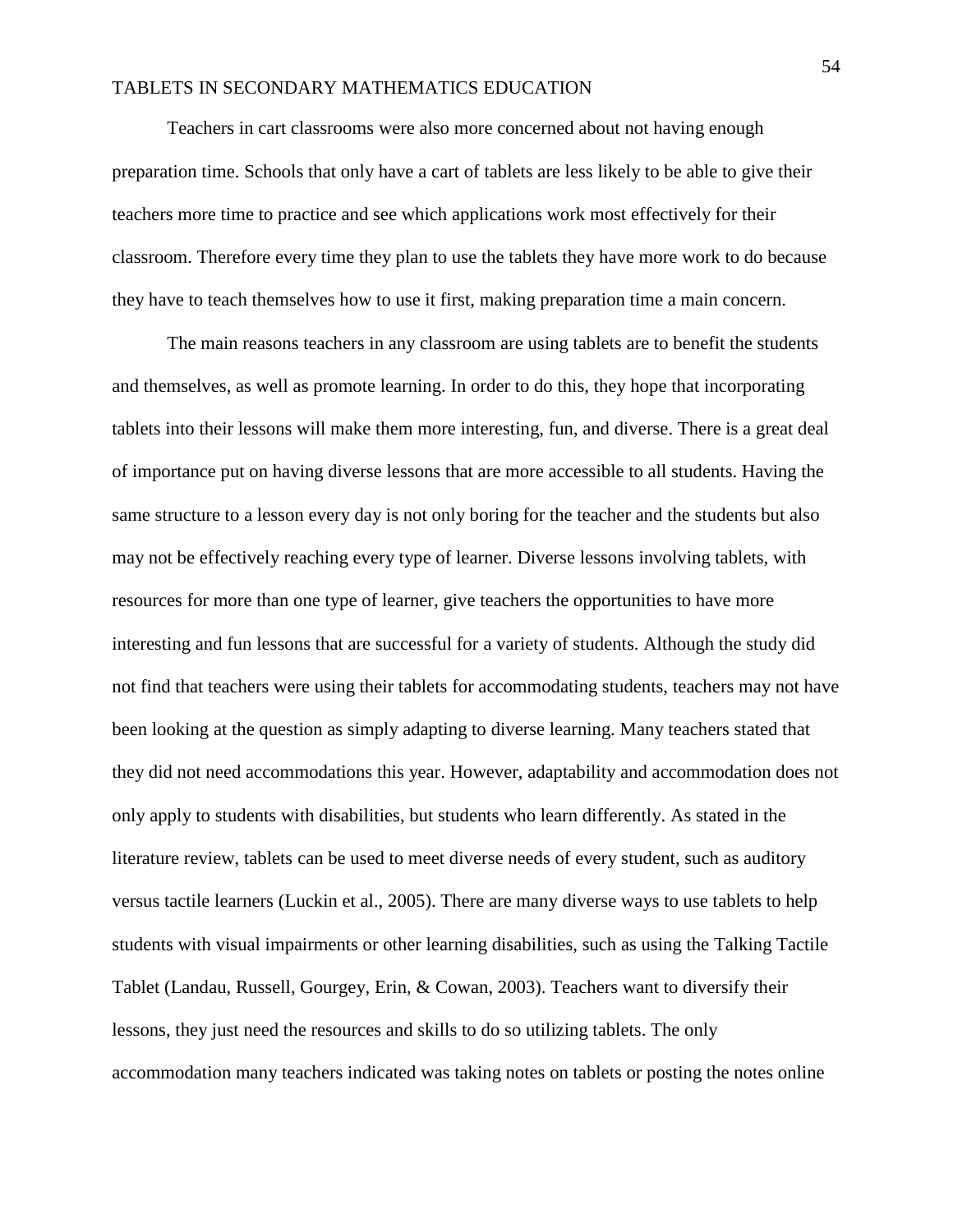Teachers in cart classrooms were also more concerned about not having enough preparation time. Schools that only have a cart of tablets are less likely to be able to give their teachers more time to practice and see which applications work most effectively for their classroom. Therefore every time they plan to use the tablets they have more work to do because they have to teach themselves how to use it first, making preparation time a main concern.

The main reasons teachers in any classroom are using tablets are to benefit the students and themselves, as well as promote learning. In order to do this, they hope that incorporating tablets into their lessons will make them more interesting, fun, and diverse. There is a great deal of importance put on having diverse lessons that are more accessible to all students. Having the same structure to a lesson every day is not only boring for the teacher and the students but also may not be effectively reaching every type of learner. Diverse lessons involving tablets, with resources for more than one type of learner, give teachers the opportunities to have more interesting and fun lessons that are successful for a variety of students. Although the study did not find that teachers were using their tablets for accommodating students, teachers may not have been looking at the question as simply adapting to diverse learning. Many teachers stated that they did not need accommodations this year. However, adaptability and accommodation does not only apply to students with disabilities, but students who learn differently. As stated in the literature review, tablets can be used to meet diverse needs of every student, such as auditory versus tactile learners (Luckin et al., 2005). There are many diverse ways to use tablets to help students with visual impairments or other learning disabilities, such as using the Talking Tactile Tablet (Landau, Russell, Gourgey, Erin, & Cowan, 2003). Teachers want to diversify their lessons, they just need the resources and skills to do so utilizing tablets. The only accommodation many teachers indicated was taking notes on tablets or posting the notes online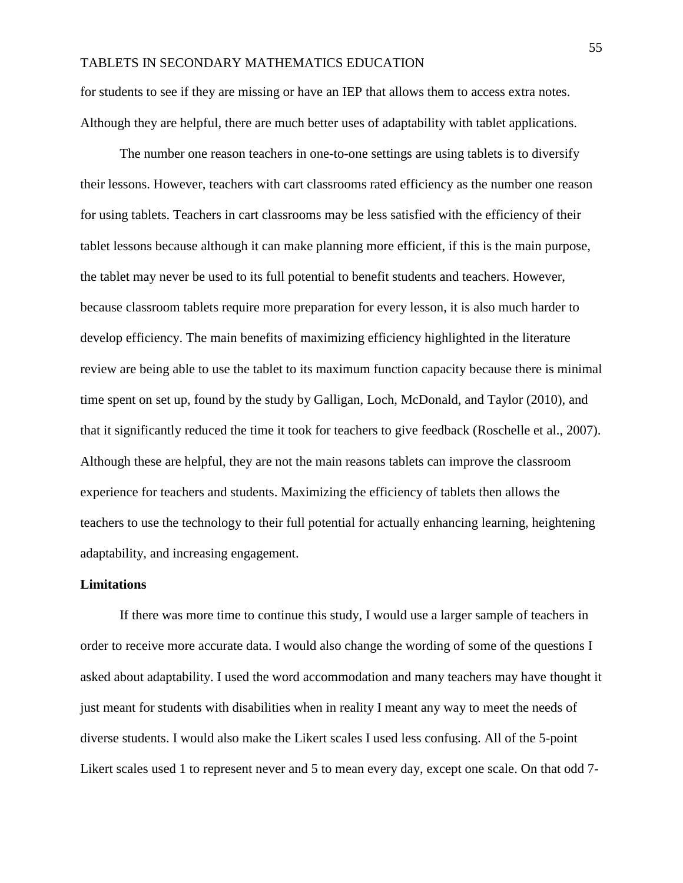for students to see if they are missing or have an IEP that allows them to access extra notes. Although they are helpful, there are much better uses of adaptability with tablet applications.

The number one reason teachers in one-to-one settings are using tablets is to diversify their lessons. However, teachers with cart classrooms rated efficiency as the number one reason for using tablets. Teachers in cart classrooms may be less satisfied with the efficiency of their tablet lessons because although it can make planning more efficient, if this is the main purpose, the tablet may never be used to its full potential to benefit students and teachers. However, because classroom tablets require more preparation for every lesson, it is also much harder to develop efficiency. The main benefits of maximizing efficiency highlighted in the literature review are being able to use the tablet to its maximum function capacity because there is minimal time spent on set up, found by the study by Galligan, Loch, McDonald, and Taylor (2010), and that it significantly reduced the time it took for teachers to give feedback (Roschelle et al., 2007). Although these are helpful, they are not the main reasons tablets can improve the classroom experience for teachers and students. Maximizing the efficiency of tablets then allows the teachers to use the technology to their full potential for actually enhancing learning, heightening adaptability, and increasing engagement.

## Limitations

If there was more time to continue this study, I would use a larger sample of teachers in order to receive more accurate data. I would also change the wording of some of the questions I asked about adaptability. I used the word accommodation and many teachers may have thought it just meant for students with disabilities when in reality I meant any way to meet the needs of diverse students. I would also make the Likert scales I used less confusing. All of the 5-point Likert scales used 1 to represent never and 5 to mean every day, except one scale. On that odd 7-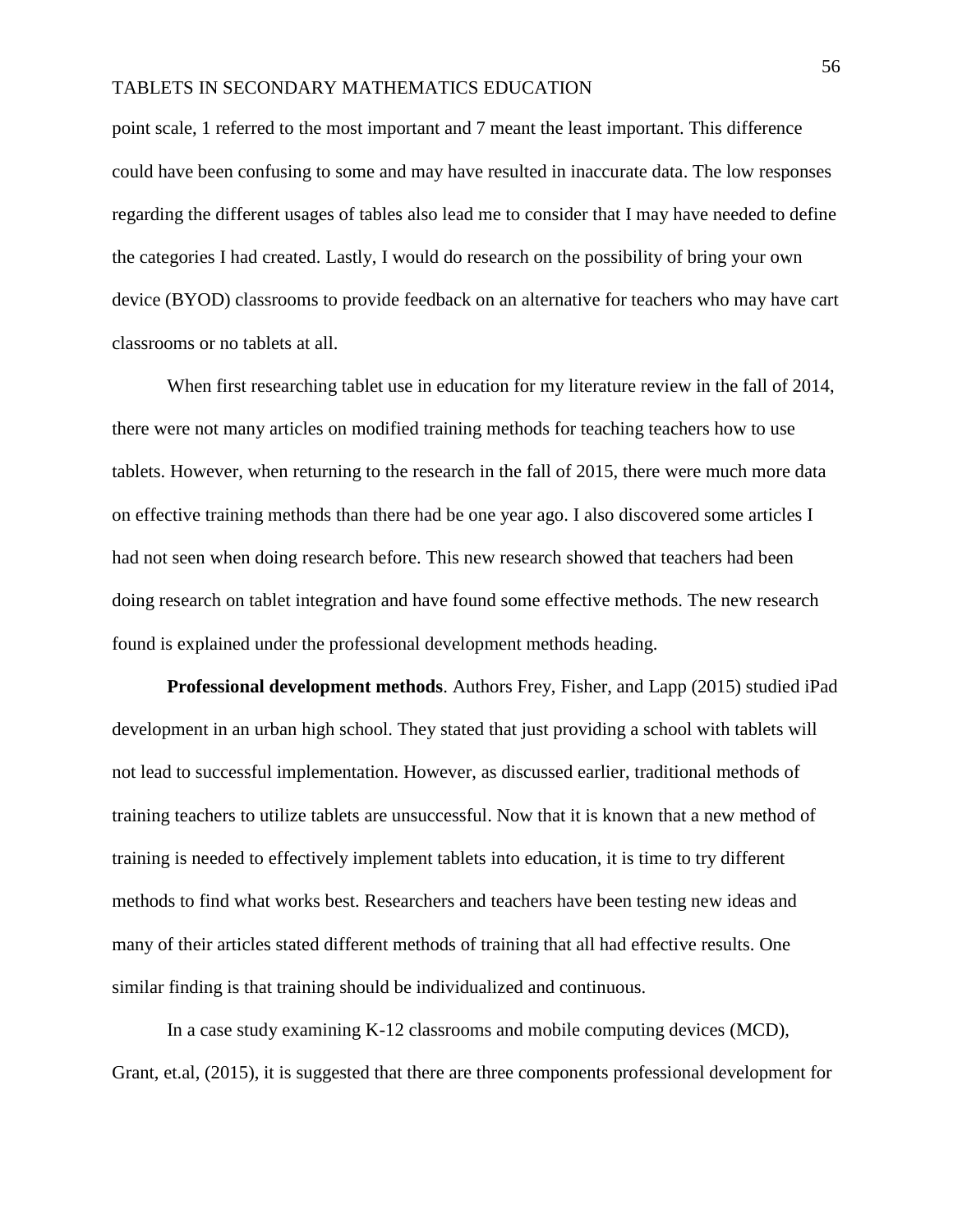point scale, 1 referred to the most important and 7 meant the least important. This difference could have been confusing to some and may have resulted in inaccurate data. The low responses regarding the different usages of tables also lead me to consider that I may have needed to define the categories I had created. Lastly, I would do research on the possibility of bring your own device (BYOD) classrooms to provide feedback on an alternative for teachers who may have cart classrooms or no tablets at all.

When first researching tablet use in education for my literature review in the fall of 2014, there were not many articles on modified training methods for teaching teachers how to use tablets. However, when returning to the research in the fall of 2015, there were much more data on effective training methods than there had be one year ago. I also discovered some articles I had not seen when doing research before. This new research showed that teachers had been doing research on tablet integration and have found some effective methods. The new research found is explained under the professional development methods heading.

**Professional development methods**. Authors Frey, Fisher, and Lapp (2015) studied iPad development in an urban high school. They stated that just providing a school with tablets will not lead to successful implementation. However, as discussed earlier, traditional methods of training teachers to utilize tablets are unsuccessful. Now that it is known that a new method of training is needed to effectively implement tablets into education, it is time to try different methods to find what works best. Researchers and teachers have been testing new ideas and many of their articles stated different methods of training that all had effective results. One similar finding is that training should be individualized and continuous.

In a case study examining K-12 classrooms and mobile computing devices (MCD), Grant, et.al, (2015), it is suggested that there are three components professional development for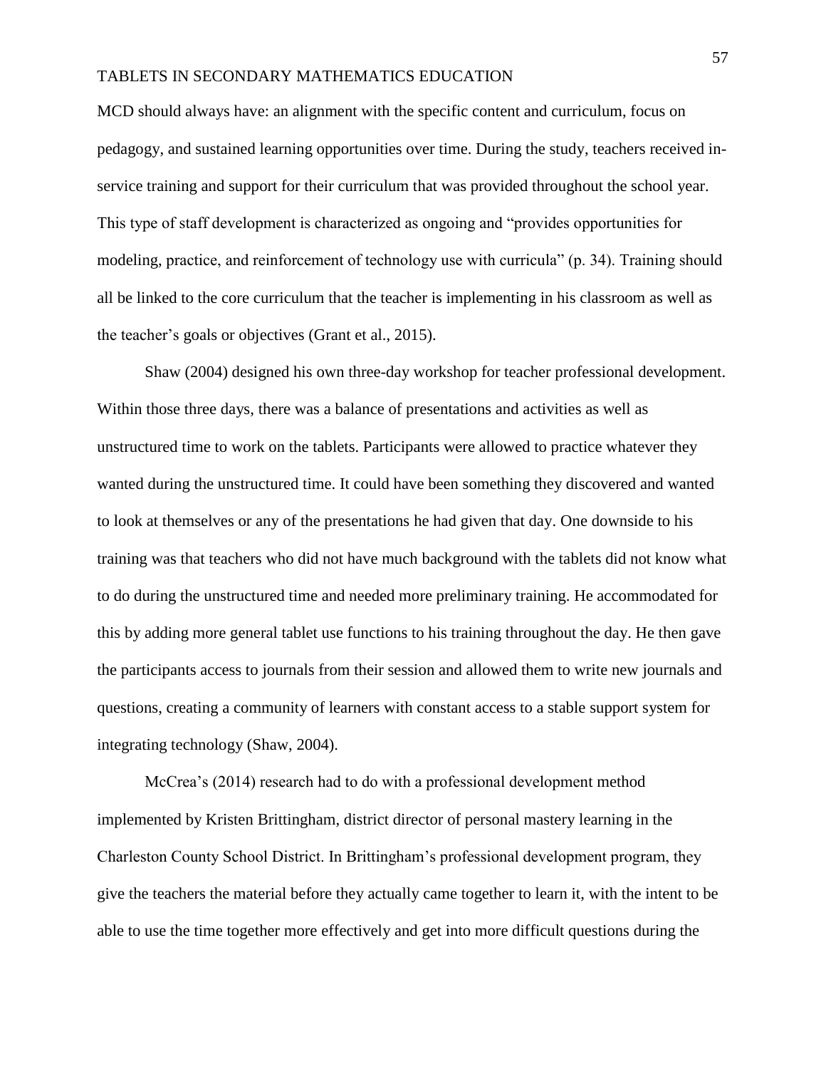MCD should always have: an alignment with the specific content and curriculum, focus on pedagogy, and sustained learning opportunities over time. During the study, teachers received in-service training and support for their curriculum that was provided throughout the school year. This type of staff development is characterized as ongoing and "provides opportunities for modeling, practice, and reinforcement of technology use with curricula" (p. 34). Training should all be linked to the core curriculum that the teacher is implementing in his classroom as well as the teacher's goals or objectives (Grant et al., 2015).

Shaw (2004) designed his own three-day workshop for teacher professional development. Within those three days, there was a balance of presentations and activities as well as unstructured time to work on the tablets. Participants were allowed to practice whatever they wanted during the unstructured time. It could have been something they discovered and wanted to look at themselves or any of the presentations he had given that day. One downside to his training was that teachers who did not have much background with the tablets did not know what to do during the unstructured time and needed more preliminary training. He accommodated for this by adding more general tablet use functions to his training throughout the day. He then gave the participants access to journals from their session and allowed them to write new journals and questions, creating a community of learners with constant access to a stable support system for integrating technology (Shaw, 2004).

McCrea's (2014) research had to do with a professional development method implemented by Kristen Brittingham, district director of personal mastery learning in the Charleston County School District. In Brittingham's professional development program, they give the teachers the material before they actually came together to learn it, with the intent to be able to use the time together more effectively and get into more difficult questions during the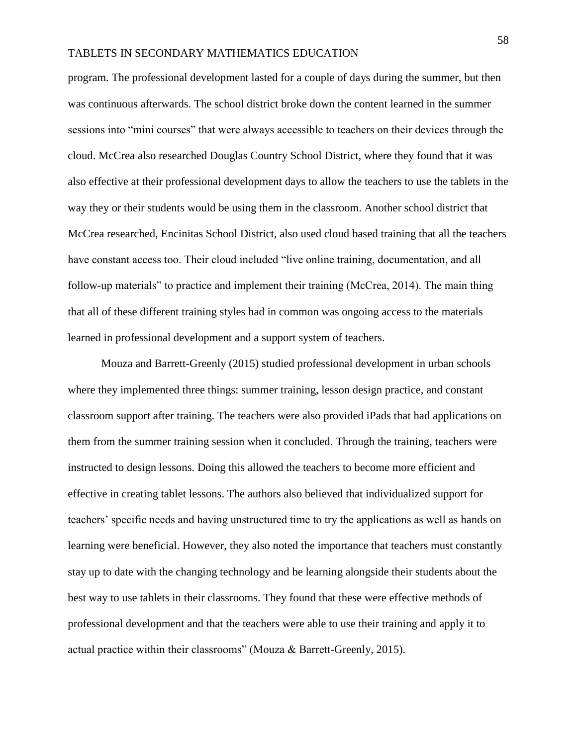program. The professional development lasted for a couple of days during the summer, but then was continuous afterwards. The school district broke down the content learned in the summer sessions into "mini courses" that were always accessible to teachers on their devices through the cloud. McCrea also researched Douglas Country School District, where they found that it was also effective at their professional development days to allow the teachers to use the tablets in the way they or their students would be using them in the classroom. Another school district that McCrea researched, Encinitas School District, also used cloud based training that all the teachers have constant access too. Their cloud included "live online training, documentation, and all follow-up materials" to practice and implement their training (McCrea, 2014). The main thing that all of these different training styles had in common was ongoing access to the materials learned in professional development and a support system of teachers.

Mouza and Barrett-Greenly (2015) studied professional development in urban schools where they implemented three things: summer training, lesson design practice, and constant classroom support after training. The teachers were also provided iPads that had applications on them from the summer training session when it concluded. Through the training, teachers were instructed to design lessons. Doing this allowed the teachers to become more efficient and effective in creating tablet lessons. The authors also believed that individualized support for teachers' specific needs and having unstructured time to try the applications as well as hands on learning were beneficial. However, they also noted the importance that teachers must constantly stay up to date with the changing technology and be learning alongside their students about the best way to use tablets in their classrooms. They found that these were effective methods of professional development and that the teachers were able to use their training and apply it to actual practice within their classrooms" (Mouza & Barrett-Greenly, 2015).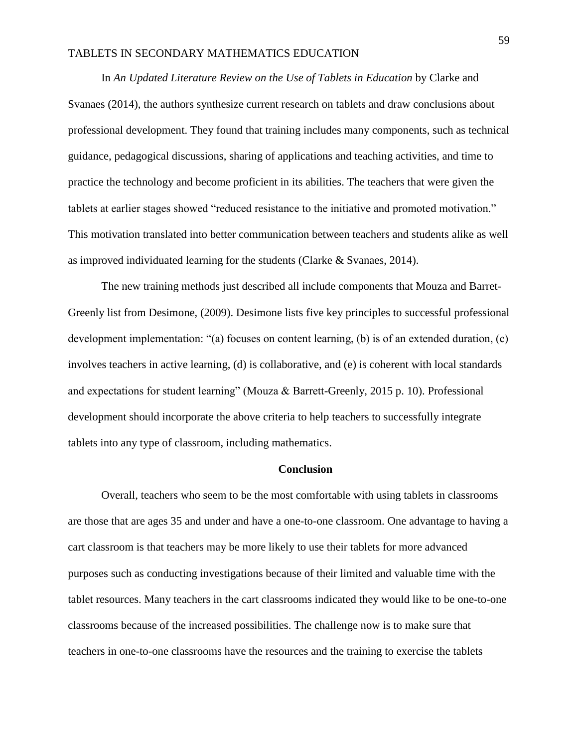In *An Updated Literature Review on the Use of Tablets in Education* by Clarke and Svanaes (2014), the authors synthesize current research on tablets and draw conclusions about professional development. They found that training includes many components, such as technical guidance, pedagogical discussions, sharing of applications and teaching activities, and time to practice the technology and become proficient in its abilities. The teachers that were given the tablets at earlier stages showed "reduced resistance to the initiative and promoted motivation." This motivation translated into better communication between teachers and students alike as well as improved individuated learning for the students (Clarke & Svanaes, 2014).

The new training methods just described all include components that Mouza and Barret-Greenly list from Desimone, (2009). Desimone lists five key principles to successful professional development implementation: "(a) focuses on content learning, (b) is of an extended duration, (c) involves teachers in active learning, (d) is collaborative, and (e) is coherent with local standards and expectations for student learning" (Mouza & Barrett-Greenly, 2015 p. 10). Professional development should incorporate the above criteria to help teachers to successfully integrate tablets into any type of classroom, including mathematics.

## Conclusion

Overall, teachers who seem to be the most comfortable with using tablets in classrooms are those that are ages 35 and under and have a one-to-one classroom. One advantage to having a cart classroom is that teachers may be more likely to use their tablets for more advanced purposes such as conducting investigations because of their limited and valuable time with the tablet resources. Many teachers in the cart classrooms indicated they would like to be one-to-one classrooms because of the increased possibilities. The challenge now is to make sure that teachers in one-to-one classrooms have the resources and the training to exercise the tablets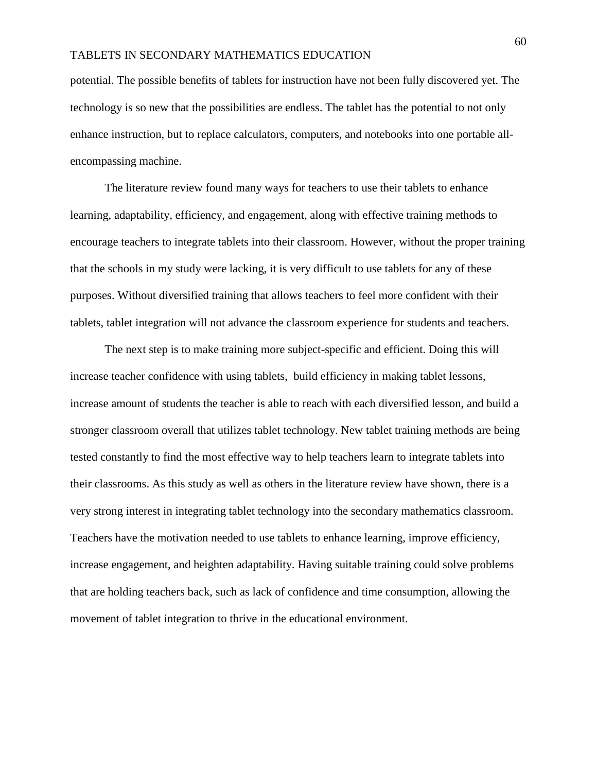potential. The possible benefits of tablets for instruction have not been fully discovered yet. The technology is so new that the possibilities are endless. The tablet has the potential to not only enhance instruction, but to replace calculators, computers, and notebooks into one portable all-encompassing machine.

The literature review found many ways for teachers to use their tablets to enhance learning, adaptability, efficiency, and engagement, along with effective training methods to encourage teachers to integrate tablets into their classroom. However, without the proper training that the schools in my study were lacking, it is very difficult to use tablets for any of these purposes. Without diversified training that allows teachers to feel more confident with their tablets, tablet integration will not advance the classroom experience for students and teachers.

The next step is to make training more subject-specific and efficient. Doing this will increase teacher confidence with using tablets, build efficiency in making tablet lessons, increase amount of students the teacher is able to reach with each diversified lesson, and build a stronger classroom overall that utilizes tablet technology. New tablet training methods are being tested constantly to find the most effective way to help teachers learn to integrate tablets into their classrooms. As this study as well as others in the literature review have shown, there is a very strong interest in integrating tablet technology into the secondary mathematics classroom. Teachers have the motivation needed to use tablets to enhance learning, improve efficiency, increase engagement, and heighten adaptability. Having suitable training could solve problems that are holding teachers back, such as lack of confidence and time consumption, allowing the movement of tablet integration to thrive in the educational environment.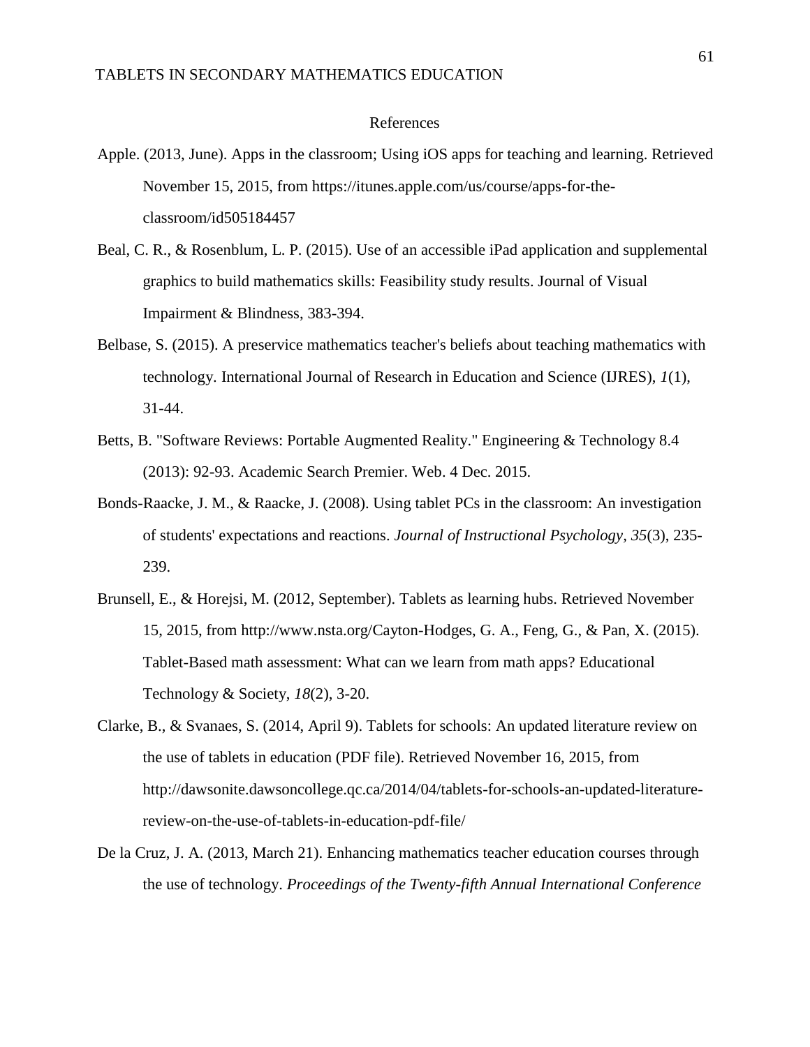## References

Apple. (2013, June). Apps in the classroom; Using iOS apps for teaching and learning. Retrieved November 15, 2015, from https://itunes.apple.com/us/course/apps-for-the-classroom/id505184457

Beal, C. R., & Rosenblum, L. P. (2015). Use of an accessible iPad application and supplemental graphics to build mathematics skills: Feasibility study results. Journal of Visual Impairment & Blindness, 383-394.

Belbase, S. (2015). A preservice mathematics teacher's beliefs about teaching mathematics with technology. International Journal of Research in Education and Science (IJRES), *1*(1), 31-44.

Betts, B. "Software Reviews: Portable Augmented Reality." Engineering & Technology 8.4 (2013): 92-93. Academic Search Premier. Web. 4 Dec. 2015.

Bonds-Raacke, J. M., & Raacke, J. (2008). Using tablet PCs in the classroom: An investigation of students' expectations and reactions. *Journal of Instructional Psychology, 35*(3), 235-239.

Brunsell, E., & Horejsi, M. (2012, September). Tablets as learning hubs. Retrieved November 15, 2015, from http://www.nsta.org/Cayton-Hodges, G. A., Feng, G., & Pan, X. (2015). Tablet-Based math assessment: What can we learn from math apps? Educational Technology & Society, *18*(2), 3-20.

Clarke, B., & Svanaes, S. (2014, April 9). Tablets for schools: An updated literature review on the use of tablets in education (PDF file). Retrieved November 16, 2015, from http://dawsonite.dawsoncollege.qc.ca/2014/04/tablets-for-schools-an-updated-literature-review-on-the-use-of-tablets-in-education-pdf-file/

De la Cruz, J. A. (2013, March 21). Enhancing mathematics teacher education courses through the use of technology. *Proceedings of the Twenty-fifth Annual International Conference*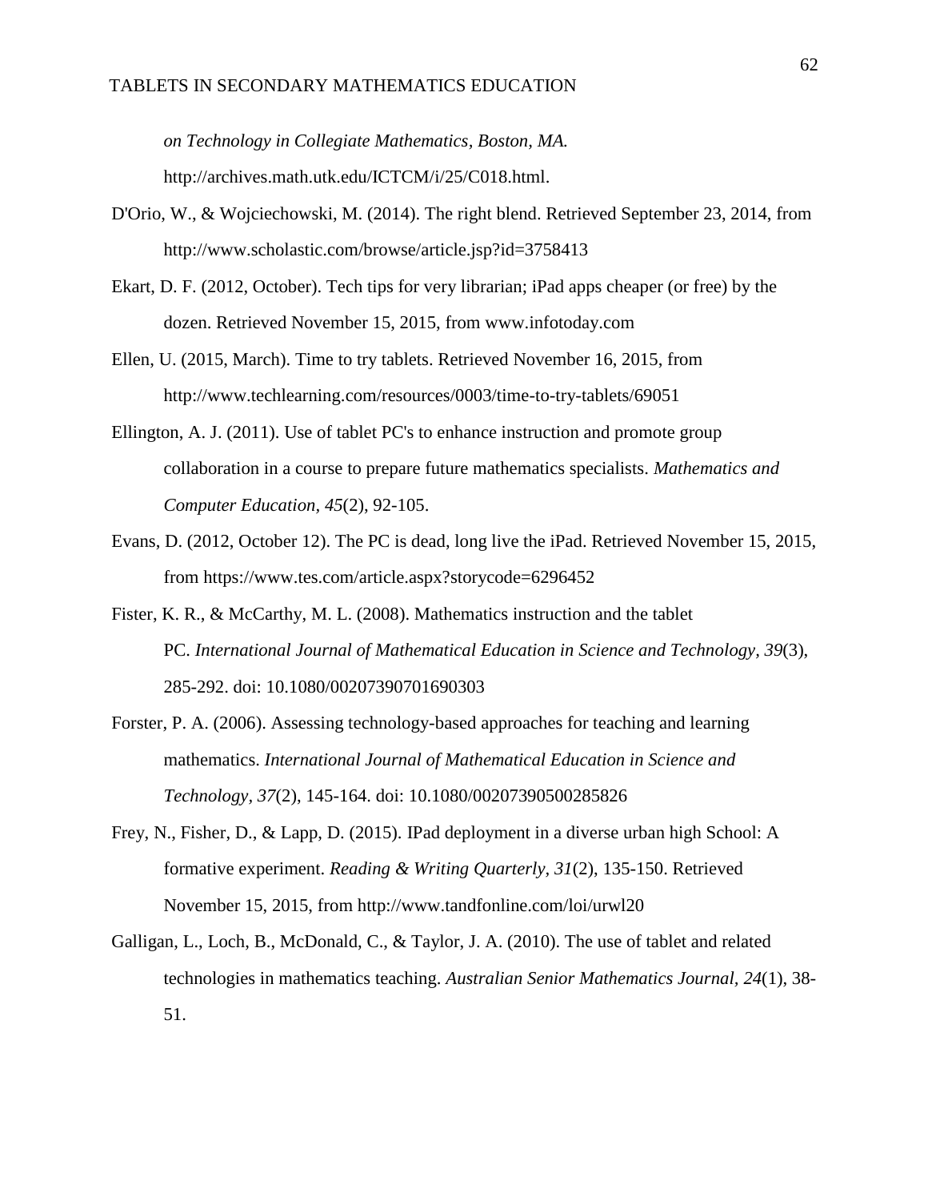*on Technology in Collegiate Mathematics, Boston, MA.* http://archives.math.utk.edu/ICTCM/i/25/C018.html.

D'Orio, W., & Wojciechowski, M. (2014). The right blend. Retrieved September 23, 2014, from http://www.scholastic.com/browse/article.jsp?id=3758413

Ekart, D. F. (2012, October). Tech tips for very librarian; iPad apps cheaper (or free) by the dozen. Retrieved November 15, 2015, from www.infotoday.com

Ellen, U. (2015, March). Time to try tablets. Retrieved November 16, 2015, from http://www.techlearning.com/resources/0003/time-to-try-tablets/69051

Ellington, A. J. (2011). Use of tablet PC's to enhance instruction and promote group collaboration in a course to prepare future mathematics specialists. *Mathematics and Computer Education*, *45*(2), 92-105.

Evans, D. (2012, October 12). The PC is dead, long live the iPad. Retrieved November 15, 2015, from https://www.tes.com/article.aspx?storycode=6296452

Fister, K. R., & McCarthy, M. L. (2008). Mathematics instruction and the tablet PC. *International Journal of Mathematical Education in Science and Technology, 39*(3), 285-292. doi: 10.1080/00207390701690303

Forster, P. A. (2006). Assessing technology-based approaches for teaching and learning mathematics. *International Journal of Mathematical Education in Science and Technology, 37*(2), 145-164. doi: 10.1080/00207390500285826

Frey, N., Fisher, D., & Lapp, D. (2015). IPad deployment in a diverse urban high School: A formative experiment. *Reading & Writing Quarterly, 31*(2), 135-150. Retrieved November 15, 2015, from http://www.tandfonline.com/loi/urwl20

Galligan, L., Loch, B., McDonald, C., & Taylor, J. A. (2010). The use of tablet and related technologies in mathematics teaching. *Australian Senior Mathematics Journal, 24*(1), 38-51.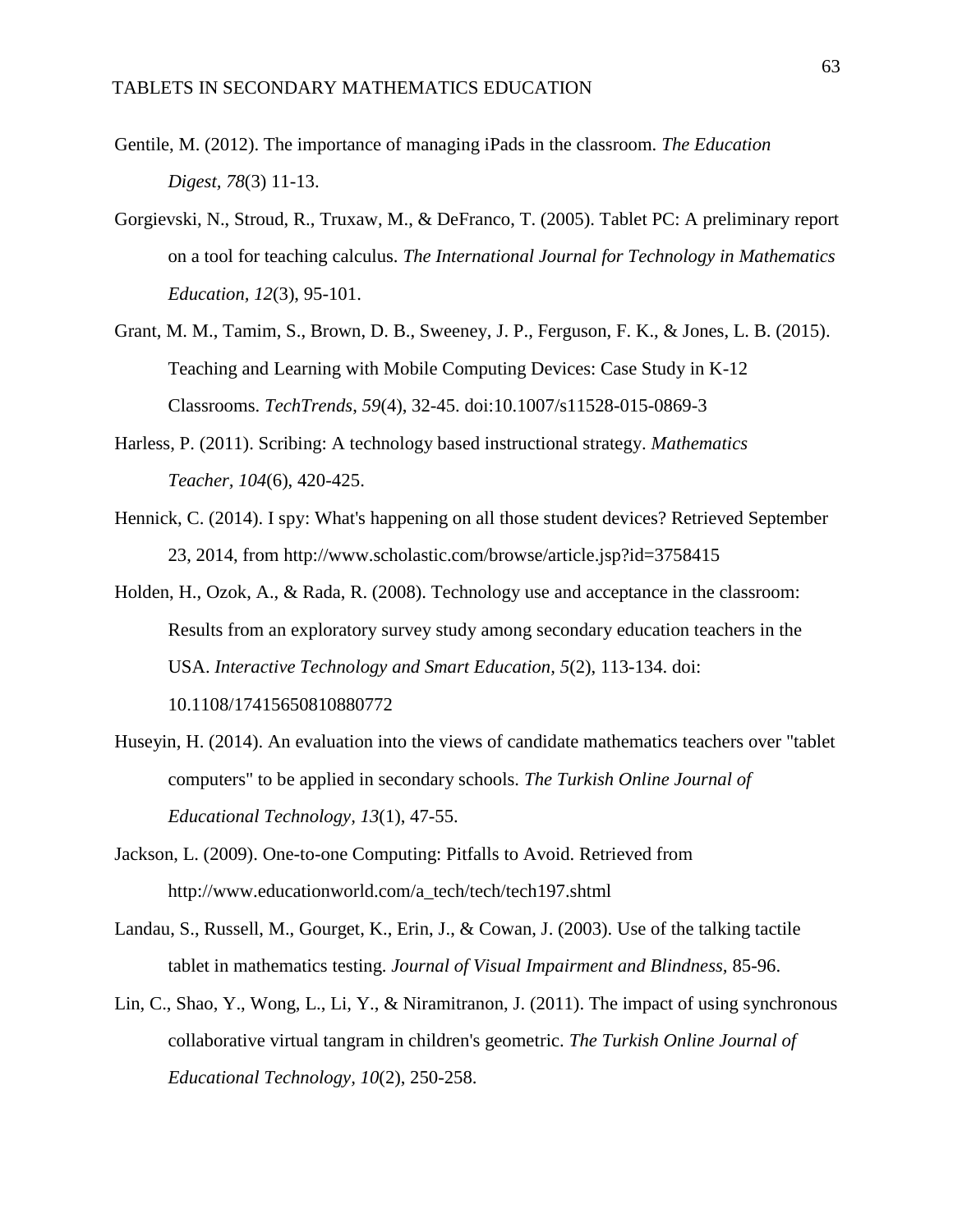Gentile, M. (2012). The importance of managing iPads in the classroom. *The Education Digest, 78*(3) 11-13.

Gorgievski, N., Stroud, R., Truxaw, M., & DeFranco, T. (2005). Tablet PC: A preliminary report on a tool for teaching calculus. *The International Journal for Technology in Mathematics Education, 12*(3), 95-101.

Grant, M. M., Tamim, S., Brown, D. B., Sweeney, J. P., Ferguson, F. K., & Jones, L. B. (2015). Teaching and Learning with Mobile Computing Devices: Case Study in K-12 Classrooms. *TechTrends, 59*(4), 32-45. doi:10.1007/s11528-015-0869-3

Harless, P. (2011). Scribing: A technology based instructional strategy. *Mathematics Teacher, 104*(6), 420-425.

Hennick, C. (2014). I spy: What's happening on all those student devices? Retrieved September 23, 2014, from http://www.scholastic.com/browse/article.jsp?id=3758415

Holden, H., Ozok, A., & Rada, R. (2008). Technology use and acceptance in the classroom: Results from an exploratory survey study among secondary education teachers in the USA. *Interactive Technology and Smart Education, 5*(2), 113-134. doi: 10.1108/17415650810880772

Huseyin, H. (2014). An evaluation into the views of candidate mathematics teachers over "tablet computers" to be applied in secondary schools. *The Turkish Online Journal of Educational Technology, 13*(1), 47-55.

Jackson, L. (2009). One-to-one Computing: Pitfalls to Avoid. Retrieved from http://www.educationworld.com/a_tech/tech/tech197.shtml

Landau, S., Russell, M., Gourget, K., Erin, J., & Cowan, J. (2003). Use of the talking tactile tablet in mathematics testing. *Journal of Visual Impairment and Blindness,* 85-96.

Lin, C., Shao, Y., Wong, L., Li, Y., & Niramitranon, J. (2011). The impact of using synchronous collaborative virtual tangram in children's geometric. *The Turkish Online Journal of Educational Technology, 10*(2), 250-258.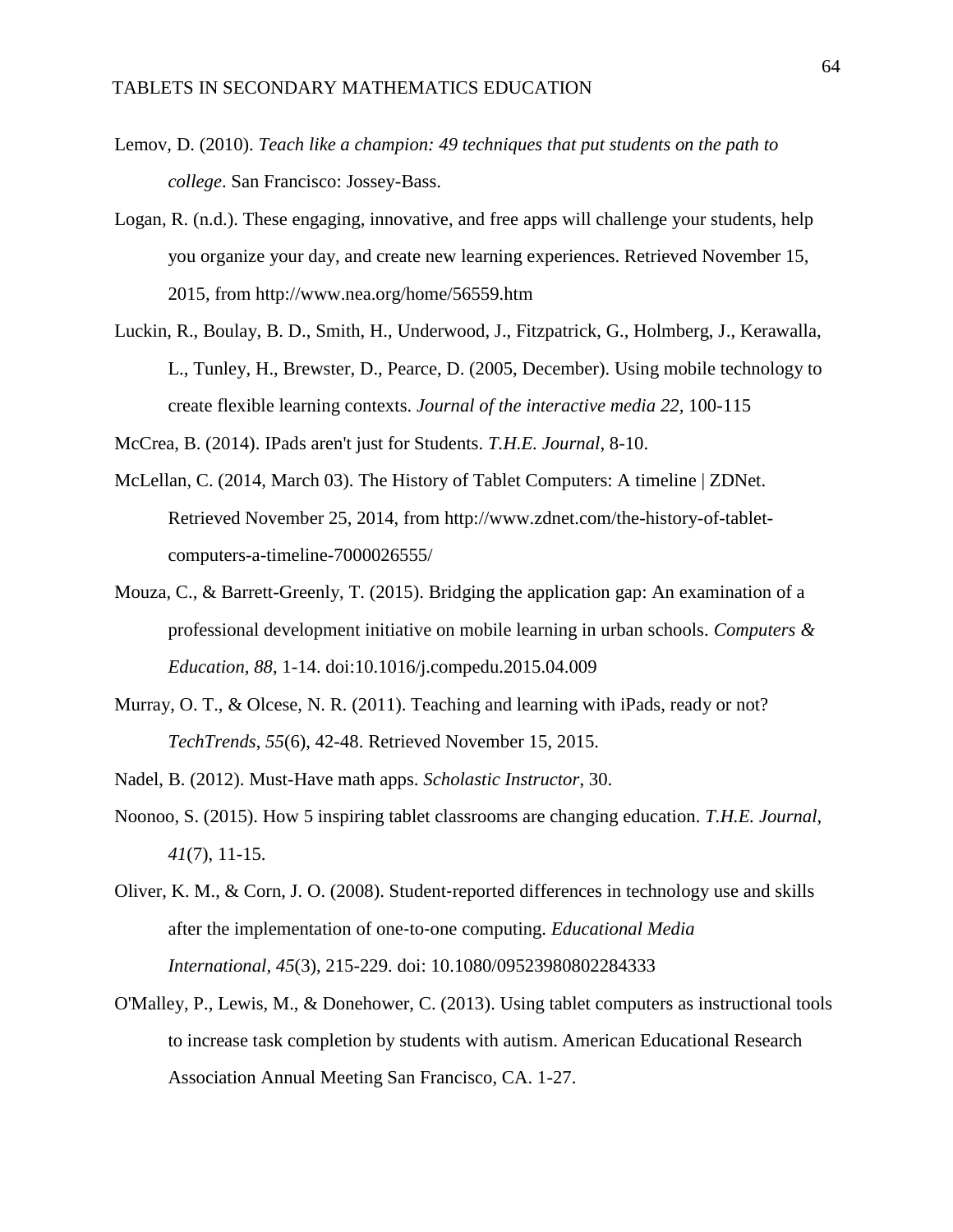Lemov, D. (2010). *Teach like a champion: 49 techniques that put students on the path to college*. San Francisco: Jossey-Bass.

Logan, R. (n.d.). These engaging, innovative, and free apps will challenge your students, help you organize your day, and create new learning experiences. Retrieved November 15, 2015, from http://www.nea.org/home/56559.htm

Luckin, R., Boulay, B. D., Smith, H., Underwood, J., Fitzpatrick, G., Holmberg, J., Kerawalla, L., Tunley, H., Brewster, D., Pearce, D. (2005, December). Using mobile technology to create flexible learning contexts. *Journal of the interactive media 22*, 100-115

McCrea, B. (2014). IPads aren't just for Students. *T.H.E. Journal*, 8-10.

McLellan, C. (2014, March 03). The History of Tablet Computers: A timeline | ZDNet. Retrieved November 25, 2014, from http://www.zdnet.com/the-history-of-tablet-computers-a-timeline-7000026555/

Mouza, C., & Barrett-Greenly, T. (2015). Bridging the application gap: An examination of a professional development initiative on mobile learning in urban schools. *Computers & Education, 88*, 1-14. doi:10.1016/j.compedu.2015.04.009

Murray, O. T., & Olcese, N. R. (2011). Teaching and learning with iPads, ready or not? *TechTrends*, *55*(6), 42-48. Retrieved November 15, 2015.

Nadel, B. (2012). Must-Have math apps. *Scholastic Instructor*, 30.

Noonoo, S. (2015). How 5 inspiring tablet classrooms are changing education. *T.H.E. Journal*, *41*(7), 11-15.

Oliver, K. M., & Corn, J. O. (2008). Student-reported differences in technology use and skills after the implementation of one-to-one computing. *Educational Media International, 45*(3), 215-229. doi: 10.1080/09523980802284333

O'Malley, P., Lewis, M., & Donehower, C. (2013). Using tablet computers as instructional tools to increase task completion by students with autism. American Educational Research Association Annual Meeting San Francisco, CA. 1-27.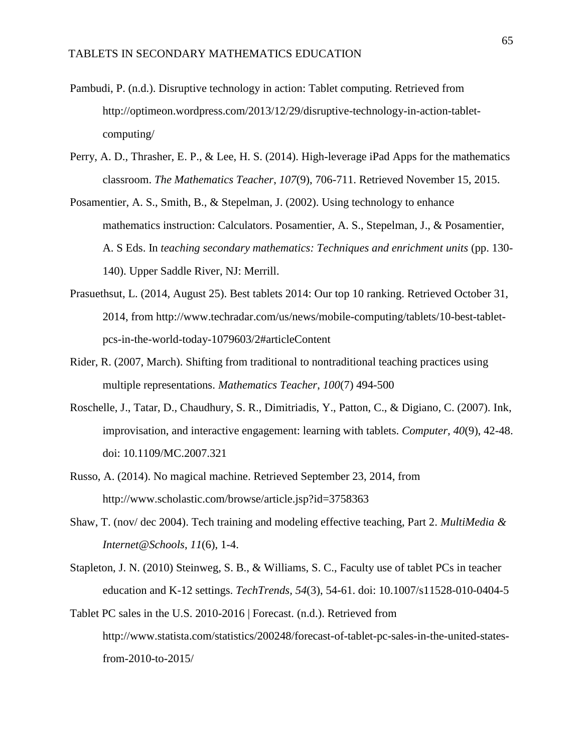Pambudi, P. (n.d.). Disruptive technology in action: Tablet computing. Retrieved from http://optimeon.wordpress.com/2013/12/29/disruptive-technology-in-action-tablet-computing/

Perry, A. D., Thrasher, E. P., & Lee, H. S. (2014). High-leverage iPad Apps for the mathematics classroom. *The Mathematics Teacher, 107*(9), 706-711. Retrieved November 15, 2015.

Posamentier, A. S., Smith, B., & Stepelman, J. (2002). Using technology to enhance mathematics instruction: Calculators. Posamentier, A. S., Stepelman, J., & Posamentier, A. S Eds. In *teaching secondary mathematics: Techniques and enrichment units* (pp. 130-140). Upper Saddle River, NJ: Merrill.

Prasuethsut, L. (2014, August 25). Best tablets 2014: Our top 10 ranking. Retrieved October 31, 2014, from http://www.techradar.com/us/news/mobile-computing/tablets/10-best-tablet-pcs-in-the-world-today-1079603/2#articleContent

Rider, R. (2007, March). Shifting from traditional to nontraditional teaching practices using multiple representations. *Mathematics Teacher*, *100*(7) 494-500

Roschelle, J., Tatar, D., Chaudhury, S. R., Dimitriadis, Y., Patton, C., & Digiano, C. (2007). Ink, improvisation, and interactive engagement: learning with tablets. *Computer, 40*(9), 42-48. doi: 10.1109/MC.2007.321

Russo, A. (2014). No magical machine. Retrieved September 23, 2014, from http://www.scholastic.com/browse/article.jsp?id=3758363

Shaw, T. (nov/ dec 2004). Tech training and modeling effective teaching, Part 2. *MultiMedia & Internet@Schools*, *11*(6), 1-4.

Stapleton, J. N. (2010) Steinweg, S. B., & Williams, S. C., Faculty use of tablet PCs in teacher education and K-12 settings. *TechTrends, 54*(3), 54-61. doi: 10.1007/s11528-010-0404-5

Tablet PC sales in the U.S. 2010-2016 | Forecast. (n.d.). Retrieved from http://www.statista.com/statistics/200248/forecast-of-tablet-pc-sales-in-the-united-states-from-2010-to-2015/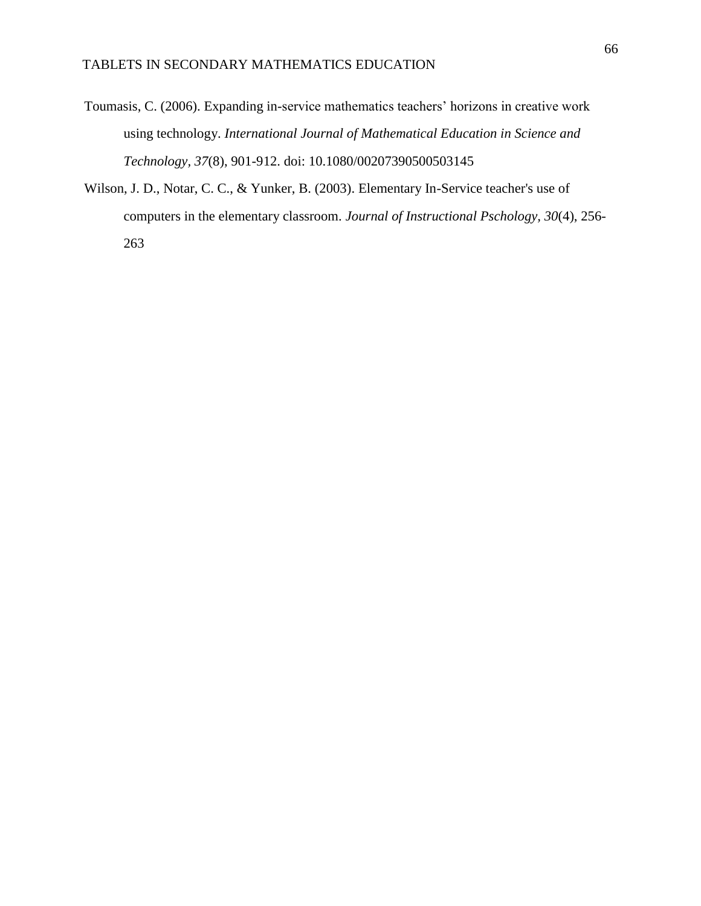Toumasis, C. (2006). Expanding in-service mathematics teachers' horizons in creative work using technology. *International Journal of Mathematical Education in Science and Technology, 37*(8), 901-912. doi: 10.1080/00207390500503145

Wilson, J. D., Notar, C. C., & Yunker, B. (2003). Elementary In-Service teacher's use of computers in the elementary classroom. *Journal of Instructional Pschology, 30*(4), 256-263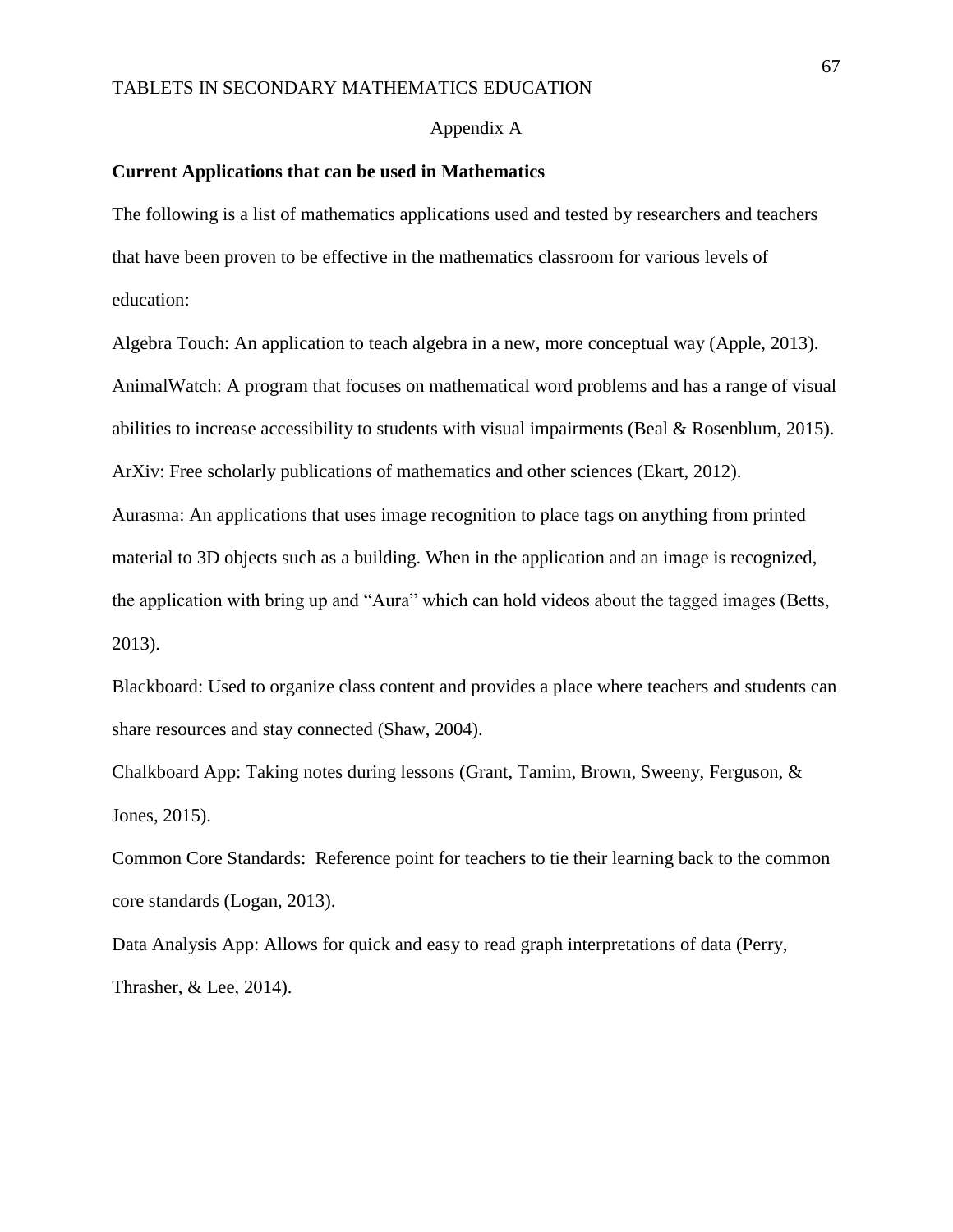Appendix A

**Current Applications that can be used in Mathematics**

The following is a list of mathematics applications used and tested by researchers and teachers that have been proven to be effective in the mathematics classroom for various levels of education:

Algebra Touch: An application to teach algebra in a new, more conceptual way (Apple, 2013).

AnimalWatch: A program that focuses on mathematical word problems and has a range of visual abilities to increase accessibility to students with visual impairments (Beal & Rosenblum, 2015).

ArXiv: Free scholarly publications of mathematics and other sciences (Ekart, 2012).

Aurasma: An applications that uses image recognition to place tags on anything from printed material to 3D objects such as a building. When in the application and an image is recognized, the application with bring up and "Aura" which can hold videos about the tagged images (Betts, 2013).

Blackboard: Used to organize class content and provides a place where teachers and students can share resources and stay connected (Shaw, 2004).

Chalkboard App: Taking notes during lessons (Grant, Tamim, Brown, Sweeny, Ferguson, & Jones, 2015).

Common Core Standards: Reference point for teachers to tie their learning back to the common core standards (Logan, 2013).

Data Analysis App: Allows for quick and easy to read graph interpretations of data (Perry, Thrasher, & Lee, 2014).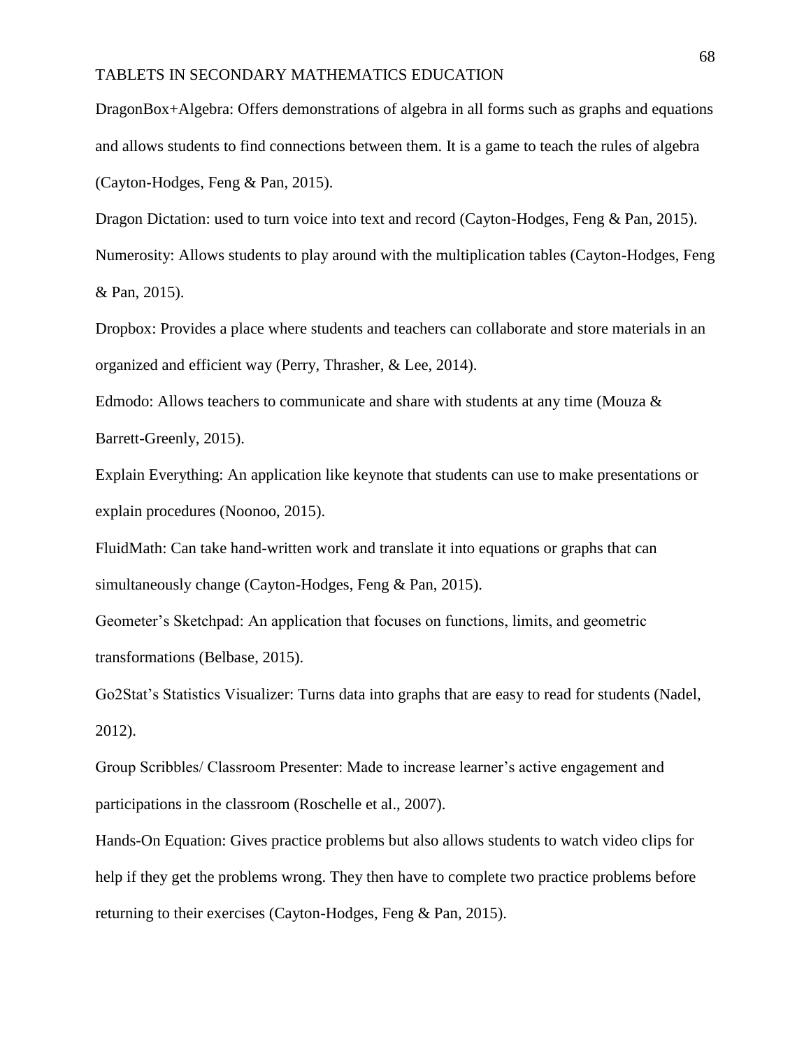DragonBox+Algebra: Offers demonstrations of algebra in all forms such as graphs and equations and allows students to find connections between them. It is a game to teach the rules of algebra (Cayton-Hodges, Feng & Pan, 2015).

Dragon Dictation: used to turn voice into text and record (Cayton-Hodges, Feng & Pan, 2015).

Numerosity: Allows students to play around with the multiplication tables (Cayton-Hodges, Feng & Pan, 2015).

Dropbox: Provides a place where students and teachers can collaborate and store materials in an organized and efficient way (Perry, Thrasher, & Lee, 2014).

Edmodo: Allows teachers to communicate and share with students at any time (Mouza & Barrett-Greenly, 2015).

Explain Everything: An application like keynote that students can use to make presentations or explain procedures (Noonoo, 2015).

FluidMath: Can take hand-written work and translate it into equations or graphs that can simultaneously change (Cayton-Hodges, Feng & Pan, 2015).

Geometer's Sketchpad: An application that focuses on functions, limits, and geometric transformations (Belbase, 2015).

Go2Stat's Statistics Visualizer: Turns data into graphs that are easy to read for students (Nadel, 2012).

Group Scribbles/ Classroom Presenter: Made to increase learner's active engagement and participations in the classroom (Roschelle et al., 2007).

Hands-On Equation: Gives practice problems but also allows students to watch video clips for help if they get the problems wrong. They then have to complete two practice problems before returning to their exercises (Cayton-Hodges, Feng & Pan, 2015).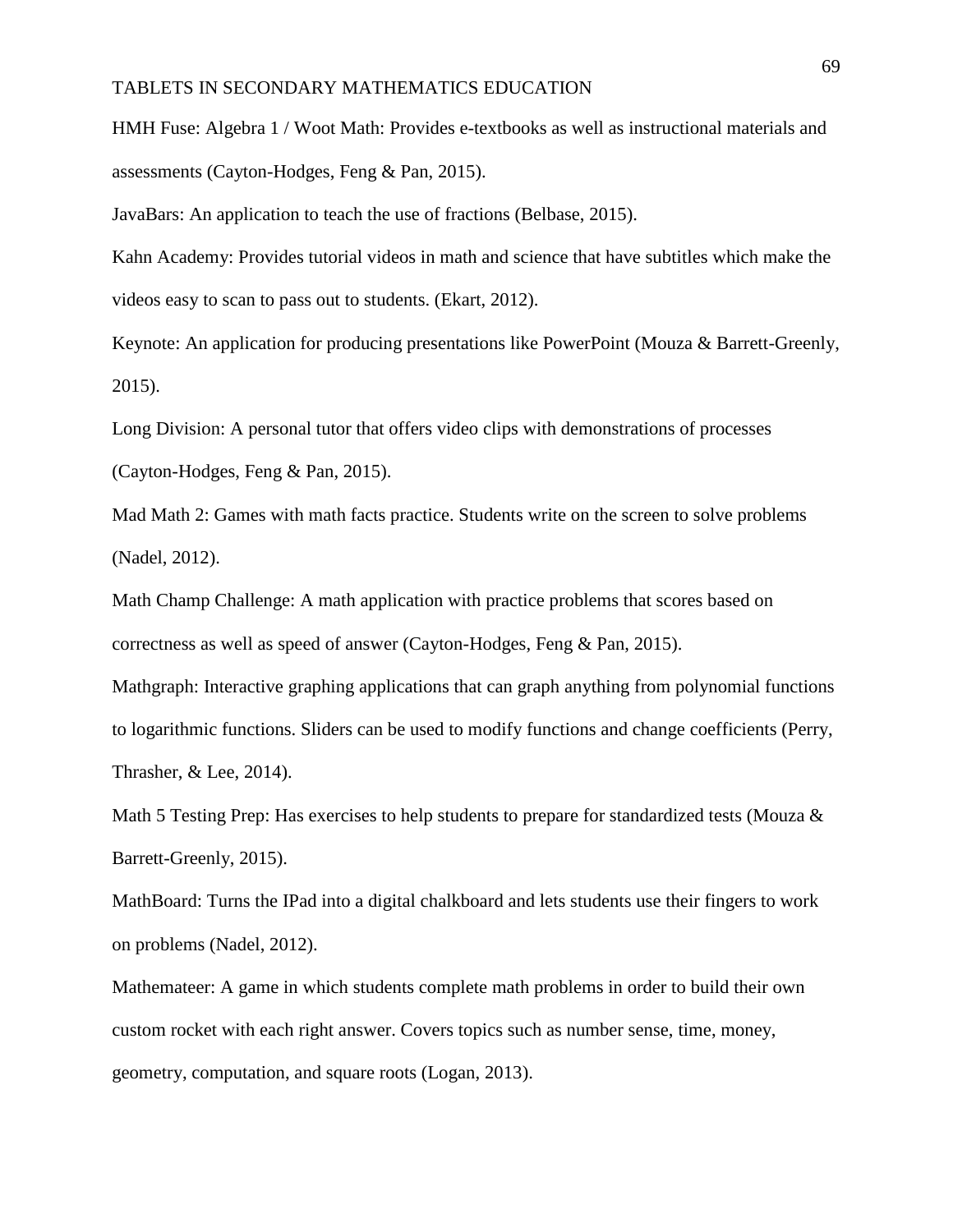HMH Fuse: Algebra 1 / Woot Math: Provides e-textbooks as well as instructional materials and assessments (Cayton-Hodges, Feng & Pan, 2015).

JavaBars: An application to teach the use of fractions (Belbase, 2015).

Kahn Academy: Provides tutorial videos in math and science that have subtitles which make the videos easy to scan to pass out to students. (Ekart, 2012).

Keynote: An application for producing presentations like PowerPoint (Mouza & Barrett-Greenly, 2015).

Long Division: A personal tutor that offers video clips with demonstrations of processes (Cayton-Hodges, Feng & Pan, 2015).

Mad Math 2: Games with math facts practice. Students write on the screen to solve problems (Nadel, 2012).

Math Champ Challenge: A math application with practice problems that scores based on correctness as well as speed of answer (Cayton-Hodges, Feng & Pan, 2015).

Mathgraph: Interactive graphing applications that can graph anything from polynomial functions to logarithmic functions. Sliders can be used to modify functions and change coefficients (Perry, Thrasher, & Lee, 2014).

Math 5 Testing Prep: Has exercises to help students to prepare for standardized tests (Mouza & Barrett-Greenly, 2015).

MathBoard: Turns the IPad into a digital chalkboard and lets students use their fingers to work on problems (Nadel, 2012).

Mathemateer: A game in which students complete math problems in order to build their own custom rocket with each right answer. Covers topics such as number sense, time, money, geometry, computation, and square roots (Logan, 2013).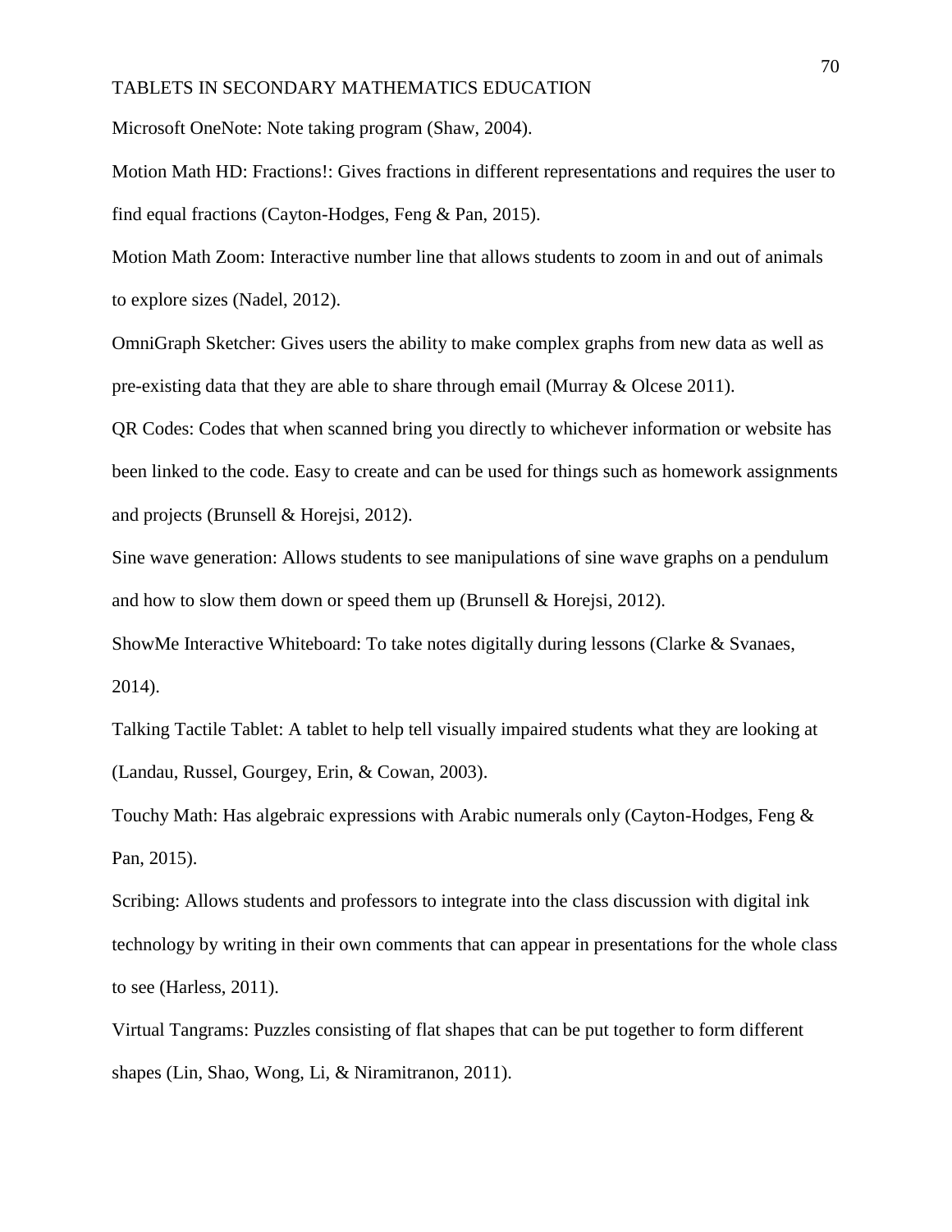Microsoft OneNote: Note taking program (Shaw, 2004).

Motion Math HD: Fractions!: Gives fractions in different representations and requires the user to find equal fractions (Cayton-Hodges, Feng & Pan, 2015).

Motion Math Zoom: Interactive number line that allows students to zoom in and out of animals to explore sizes (Nadel, 2012).

OmniGraph Sketcher: Gives users the ability to make complex graphs from new data as well as pre-existing data that they are able to share through email (Murray & Olcese 2011).

QR Codes: Codes that when scanned bring you directly to whichever information or website has been linked to the code. Easy to create and can be used for things such as homework assignments and projects (Brunsell & Horejsi, 2012).

Sine wave generation: Allows students to see manipulations of sine wave graphs on a pendulum and how to slow them down or speed them up (Brunsell & Horejsi, 2012).

ShowMe Interactive Whiteboard: To take notes digitally during lessons (Clarke & Svanaes, 2014).

Talking Tactile Tablet: A tablet to help tell visually impaired students what they are looking at (Landau, Russel, Gourgey, Erin, & Cowan, 2003).

Touchy Math: Has algebraic expressions with Arabic numerals only (Cayton-Hodges, Feng & Pan, 2015).

Scribing: Allows students and professors to integrate into the class discussion with digital ink technology by writing in their own comments that can appear in presentations for the whole class to see (Harless, 2011).

Virtual Tangrams: Puzzles consisting of flat shapes that can be put together to form different shapes (Lin, Shao, Wong, Li, & Niramitranon, 2011).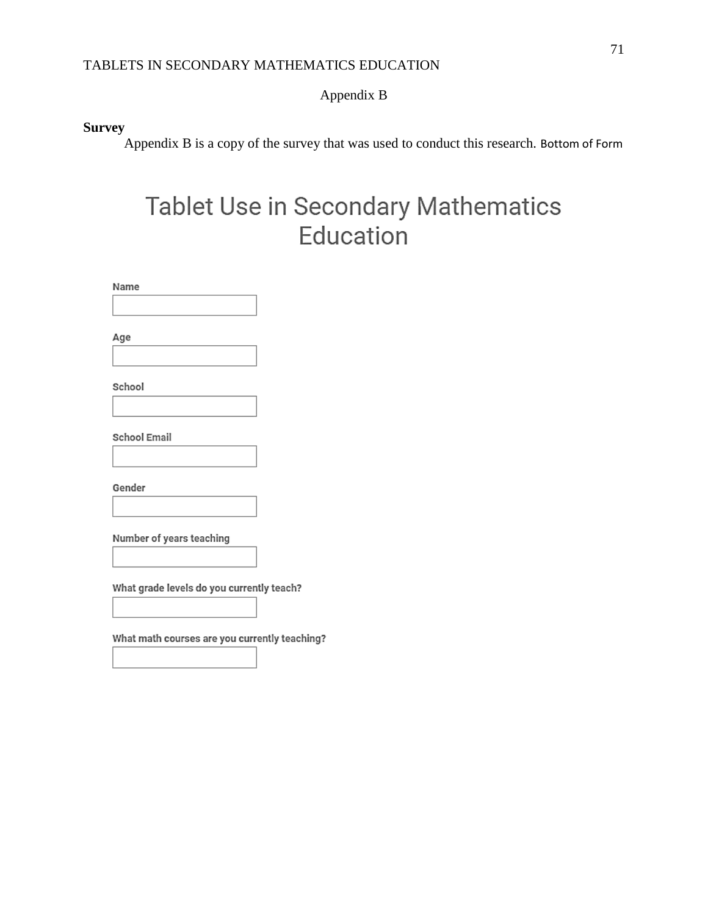Appendix B

**Survey**

Appendix B is a copy of the survey that was used to conduct this research. Bottom of Form

# Tablet Use in Secondary Mathematics Education

Name

Age

School

School Email

Gender

Number of years teaching

What grade levels do you currently teach?

What math courses are you currently teaching?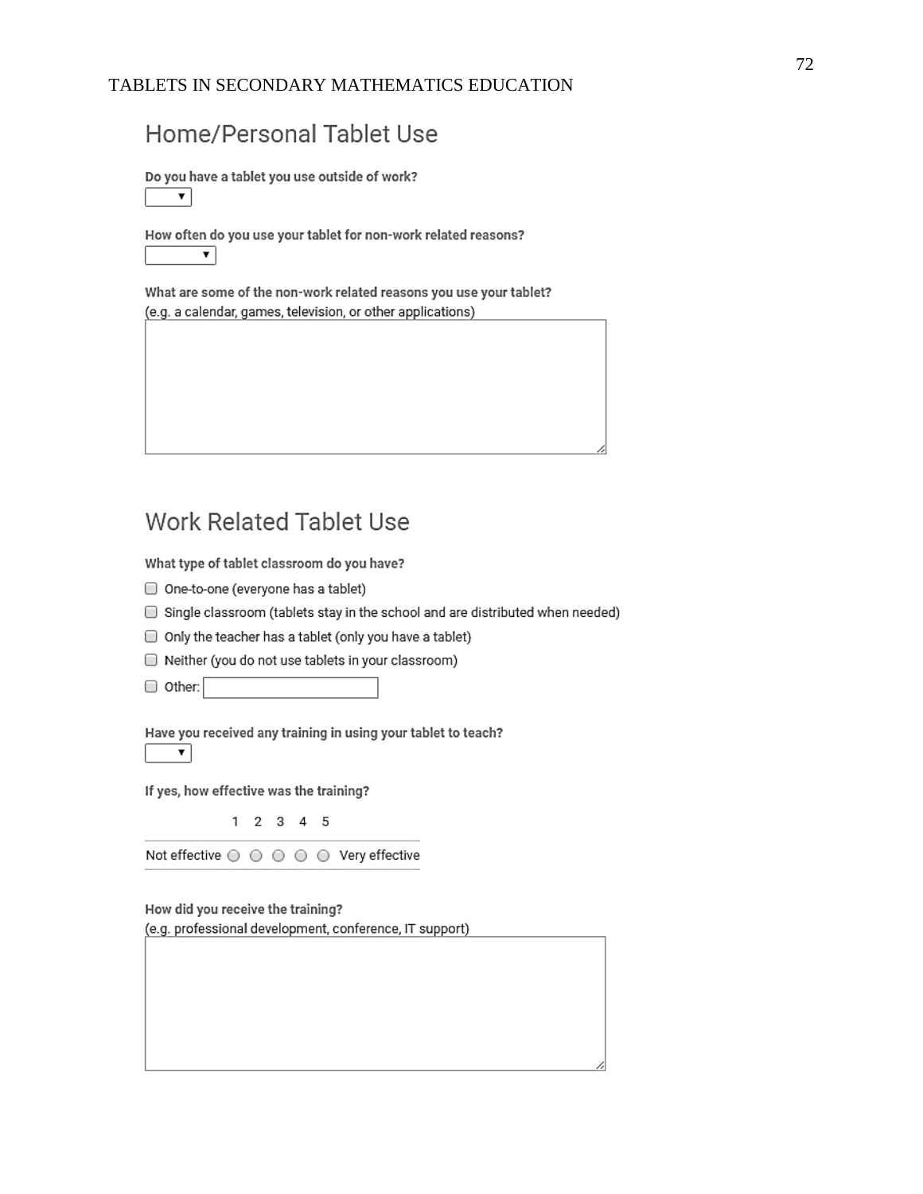## Home/Personal Tablet Use

**Do you have a tablet you use outside of work?**

[ ▾ ]

**How often do you use your tablet for non-work related reasons?**

[ ▾ ]

**What are some of the non-work related reasons you use your tablet?**
(e.g. a calendar, games, television, or other applications)

[ ]

## Work Related Tablet Use

**What type of tablet classroom do you have?**

- ☐ One-to-one (everyone has a tablet)
- ☐ Single classroom (tablets stay in the school and are distributed when needed)
- ☐ Only the teacher has a tablet (only you have a tablet)
- ☐ Neither (you do not use tablets in your classroom)
- ☐ Other: [ ]

**Have you received any training in using your tablet to teach?**

[ ▾ ]

**If yes, how effective was the training?**

| | 1 | 2 | 3 | 4 | 5 | |
|---|---|---|---|---|---|---|
| Not effective | ○ | ○ | ○ | ○ | ○ | Very effective |

**How did you receive the training?**
(e.g. professional development, conference, IT support)

[ ]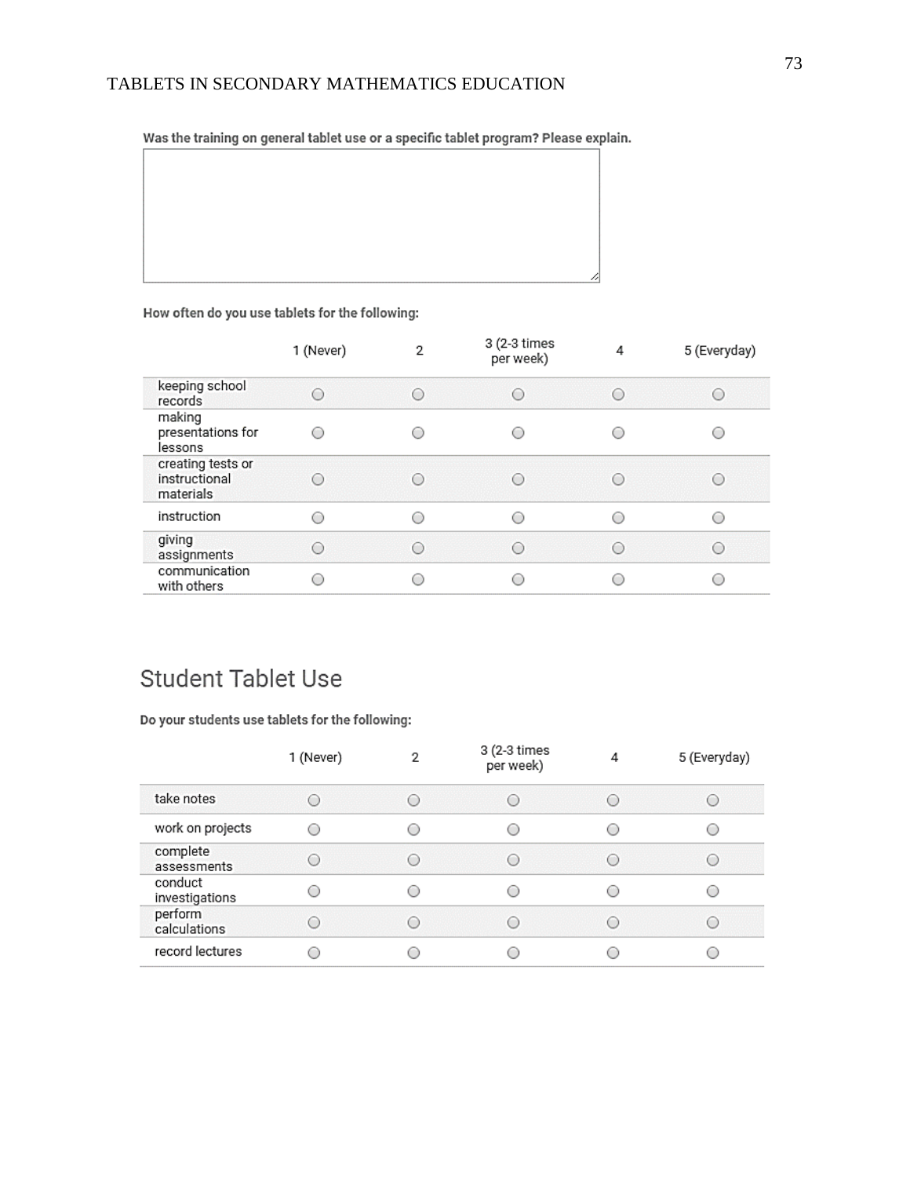**Was the training on general tablet use or a specific tablet program? Please explain.**

**How often do you use tablets for the following:**

| | 1 (Never) | 2 | 3 (2-3 times per week) | 4 | 5 (Everyday) |
|---|---|---|---|---|---|
| keeping school records | ○ | ○ | ○ | ○ | ○ |
| making presentations for lessons | ○ | ○ | ○ | ○ | ○ |
| creating tests or instructional materials | ○ | ○ | ○ | ○ | ○ |
| instruction | ○ | ○ | ○ | ○ | ○ |
| giving assignments | ○ | ○ | ○ | ○ | ○ |
| communication with others | ○ | ○ | ○ | ○ | ○ |

## Student Tablet Use

**Do your students use tablets for the following:**

| | 1 (Never) | 2 | 3 (2-3 times per week) | 4 | 5 (Everyday) |
|---|---|---|---|---|---|
| take notes | ○ | ○ | ○ | ○ | ○ |
| work on projects | ○ | ○ | ○ | ○ | ○ |
| complete assessments | ○ | ○ | ○ | ○ | ○ |
| conduct investigations | ○ | ○ | ○ | ○ | ○ |
| perform calculations | ○ | ○ | ○ | ○ | ○ |
| record lectures | ○ | ○ | ○ | ○ | ○ |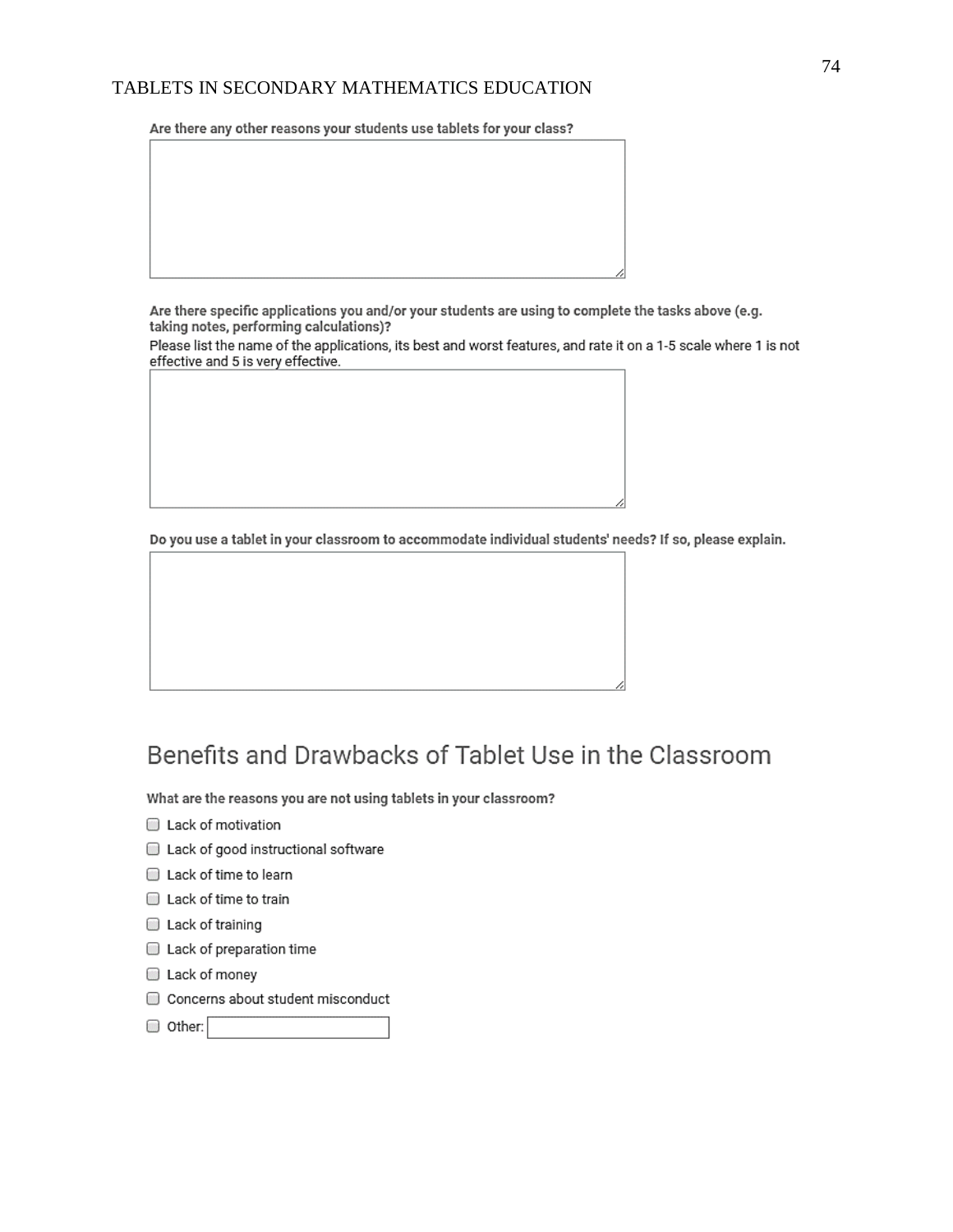**Are there any other reasons your students use tablets for your class?**

**Are there specific applications you and/or your students are using to complete the tasks above (e.g. taking notes, performing calculations)?**

Please list the name of the applications, its best and worst features, and rate it on a 1-5 scale where 1 is not effective and 5 is very effective.

**Do you use a tablet in your classroom to accommodate individual students' needs? If so, please explain.**

## Benefits and Drawbacks of Tablet Use in the Classroom

**What are the reasons you are not using tablets in your classroom?**

- ☐ Lack of motivation
- ☐ Lack of good instructional software
- ☐ Lack of time to learn
- ☐ Lack of time to train
- ☐ Lack of training
- ☐ Lack of preparation time
- ☐ Lack of money
- ☐ Concerns about student misconduct
- ☐ Other: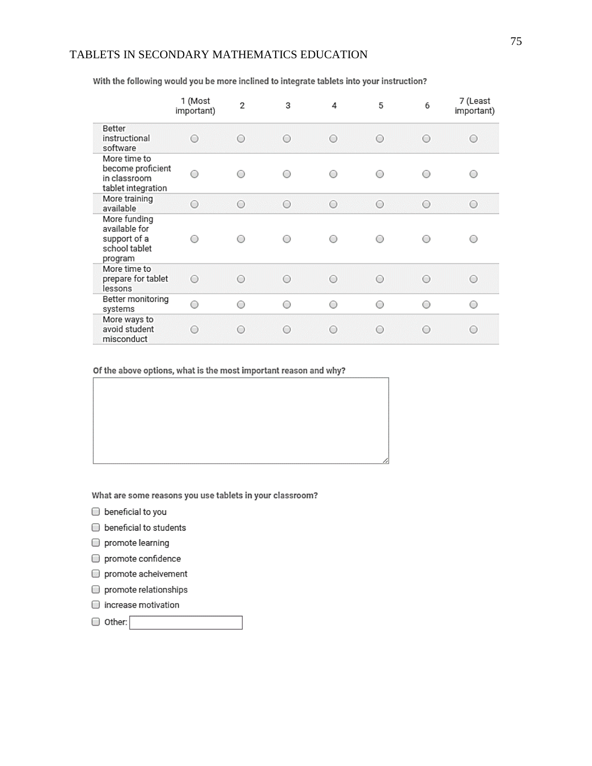**With the following would you be more inclined to integrate tablets into your instruction?**

| | 1 (Most important) | 2 | 3 | 4 | 5 | 6 | 7 (Least important) |
|---|---|---|---|---|---|---|---|
| Better instructional software | ○ | ○ | ○ | ○ | ○ | ○ | ○ |
| More time to become proficient in classroom tablet integration | ○ | ○ | ○ | ○ | ○ | ○ | ○ |
| More training available | ○ | ○ | ○ | ○ | ○ | ○ | ○ |
| More funding available for support of a school tablet program | ○ | ○ | ○ | ○ | ○ | ○ | ○ |
| More time to prepare for tablet lessons | ○ | ○ | ○ | ○ | ○ | ○ | ○ |
| Better monitoring systems | ○ | ○ | ○ | ○ | ○ | ○ | ○ |
| More ways to avoid student misconduct | ○ | ○ | ○ | ○ | ○ | ○ | ○ |

**Of the above options, what is the most important reason and why?**

**What are some reasons you use tablets in your classroom?**

- ☐ beneficial to you
- ☐ beneficial to students
- ☐ promote learning
- ☐ promote confidence
- ☐ promote acheivement
- ☐ promote relationships
- ☐ increase motivation
- ☐ Other: ________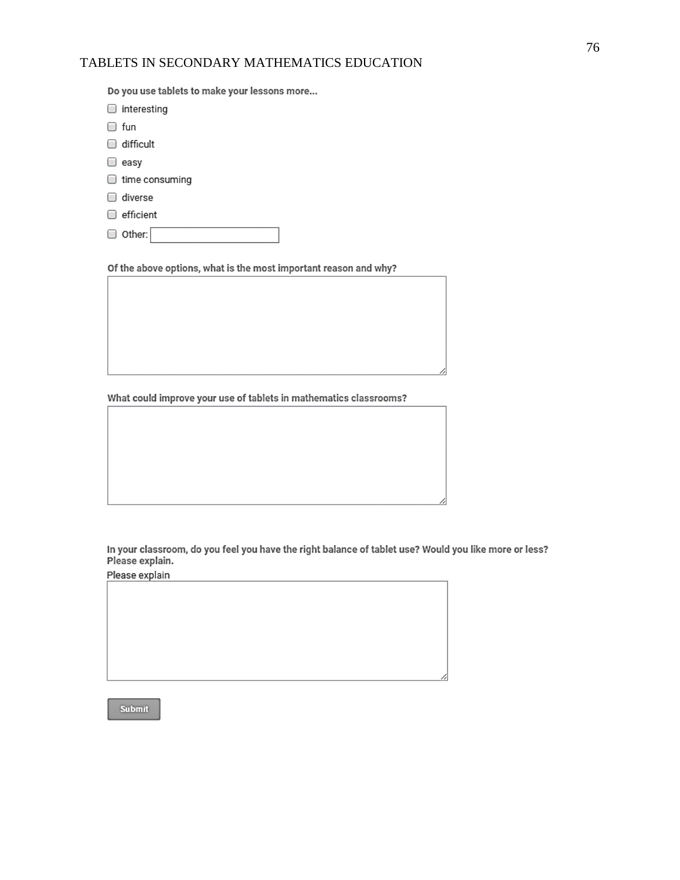**Do you use tablets to make your lessons more...**

- ☐ interesting
- ☐ fun
- ☐ difficult
- ☐ easy
- ☐ time consuming
- ☐ diverse
- ☐ efficient
- ☐ Other: \_\_\_\_\_\_\_\_\_\_

**Of the above options, what is the most important reason and why?**

**What could improve your use of tablets in mathematics classrooms?**

**In your classroom, do you feel you have the right balance of tablet use? Would you like more or less? Please explain.**

Please explain

Submit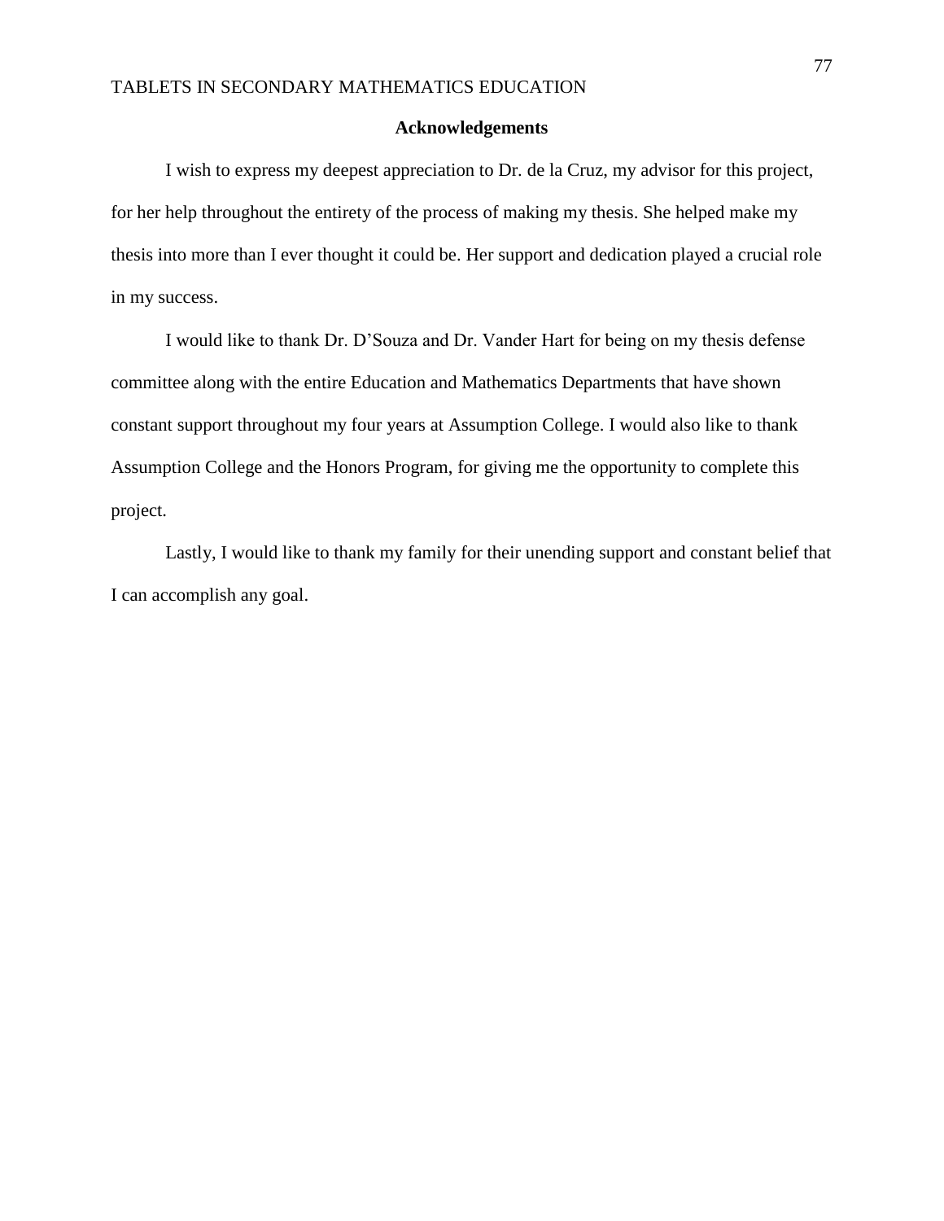## Acknowledgements

I wish to express my deepest appreciation to Dr. de la Cruz, my advisor for this project, for her help throughout the entirety of the process of making my thesis. She helped make my thesis into more than I ever thought it could be. Her support and dedication played a crucial role in my success.

I would like to thank Dr. D'Souza and Dr. Vander Hart for being on my thesis defense committee along with the entire Education and Mathematics Departments that have shown constant support throughout my four years at Assumption College. I would also like to thank Assumption College and the Honors Program, for giving me the opportunity to complete this project.

Lastly, I would like to thank my family for their unending support and constant belief that I can accomplish any goal.